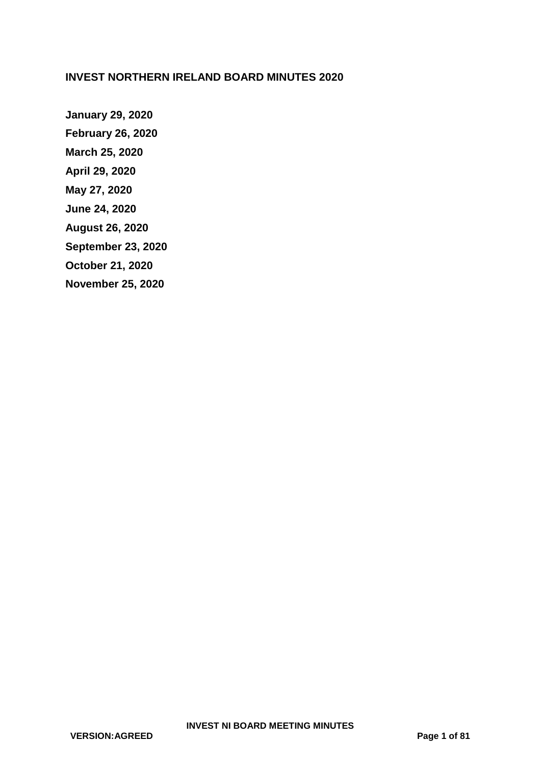# INVEST NORTHERN IRELAND BOARD MINUTES 2020

**January 29, 2020**

**February 26, 2020**

**March 25, 2020**

**April 29, 2020**

**May 27, 2020**

**June 24, 2020**

**August 26, 2020**

**September 23, 2020**

**October 21, 2020**

**November 25, 2020**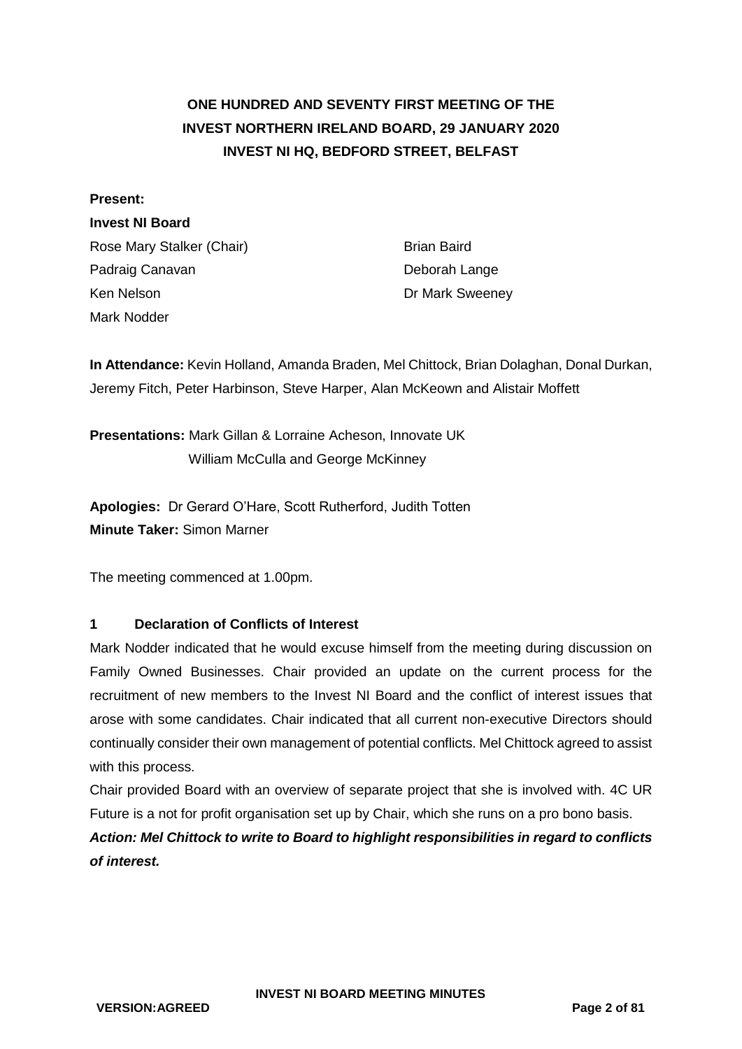# ONE HUNDRED AND SEVENTY FIRST MEETING OF THE INVEST NORTHERN IRELAND BOARD, 29 JANUARY 2020 INVEST NI HQ, BEDFORD STREET, BELFAST

**Present:**

**Invest NI Board**

Rose Mary Stalker (Chair)
Padraig Canavan
Ken Nelson
Mark Nodder
Brian Baird
Deborah Lange
Dr Mark Sweeney

**In Attendance:** Kevin Holland, Amanda Braden, Mel Chittock, Brian Dolaghan, Donal Durkan, Jeremy Fitch, Peter Harbinson, Steve Harper, Alan McKeown and Alistair Moffett

**Presentations:** Mark Gillan & Lorraine Acheson, Innovate UK
William McCulla and George McKinney

**Apologies:** Dr Gerard O'Hare, Scott Rutherford, Judith Totten
**Minute Taker:** Simon Marner

The meeting commenced at 1.00pm.

## 1 Declaration of Conflicts of Interest

Mark Nodder indicated that he would excuse himself from the meeting during discussion on Family Owned Businesses. Chair provided an update on the current process for the recruitment of new members to the Invest NI Board and the conflict of interest issues that arose with some candidates. Chair indicated that all current non-executive Directors should continually consider their own management of potential conflicts. Mel Chittock agreed to assist with this process.

Chair provided Board with an overview of separate project that she is involved with. 4C UR Future is a not for profit organisation set up by Chair, which she runs on a pro bono basis.

***Action: Mel Chittock to write to Board to highlight responsibilities in regard to conflicts of interest.***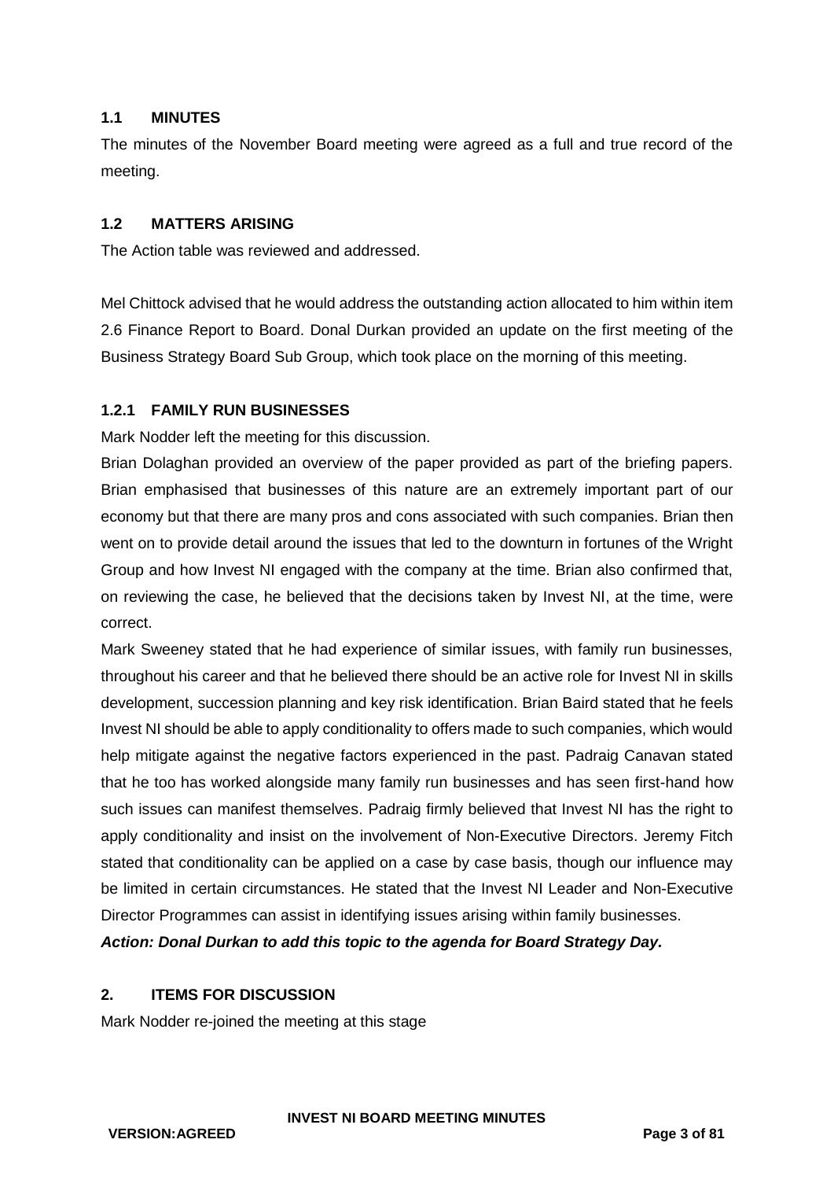## 1.1 MINUTES

The minutes of the November Board meeting were agreed as a full and true record of the meeting.

## 1.2 MATTERS ARISING

The Action table was reviewed and addressed.

Mel Chittock advised that he would address the outstanding action allocated to him within item 2.6 Finance Report to Board. Donal Durkan provided an update on the first meeting of the Business Strategy Board Sub Group, which took place on the morning of this meeting.

### 1.2.1 FAMILY RUN BUSINESSES

Mark Nodder left the meeting for this discussion.

Brian Dolaghan provided an overview of the paper provided as part of the briefing papers. Brian emphasised that businesses of this nature are an extremely important part of our economy but that there are many pros and cons associated with such companies. Brian then went on to provide detail around the issues that led to the downturn in fortunes of the Wright Group and how Invest NI engaged with the company at the time. Brian also confirmed that, on reviewing the case, he believed that the decisions taken by Invest NI, at the time, were correct.

Mark Sweeney stated that he had experience of similar issues, with family run businesses, throughout his career and that he believed there should be an active role for Invest NI in skills development, succession planning and key risk identification. Brian Baird stated that he feels Invest NI should be able to apply conditionality to offers made to such companies, which would help mitigate against the negative factors experienced in the past. Padraig Canavan stated that he too has worked alongside many family run businesses and has seen first-hand how such issues can manifest themselves. Padraig firmly believed that Invest NI has the right to apply conditionality and insist on the involvement of Non-Executive Directors. Jeremy Fitch stated that conditionality can be applied on a case by case basis, though our influence may be limited in certain circumstances. He stated that the Invest NI Leader and Non-Executive Director Programmes can assist in identifying issues arising within family businesses.

***Action: Donal Durkan to add this topic to the agenda for Board Strategy Day.***

## 2. ITEMS FOR DISCUSSION

Mark Nodder re-joined the meeting at this stage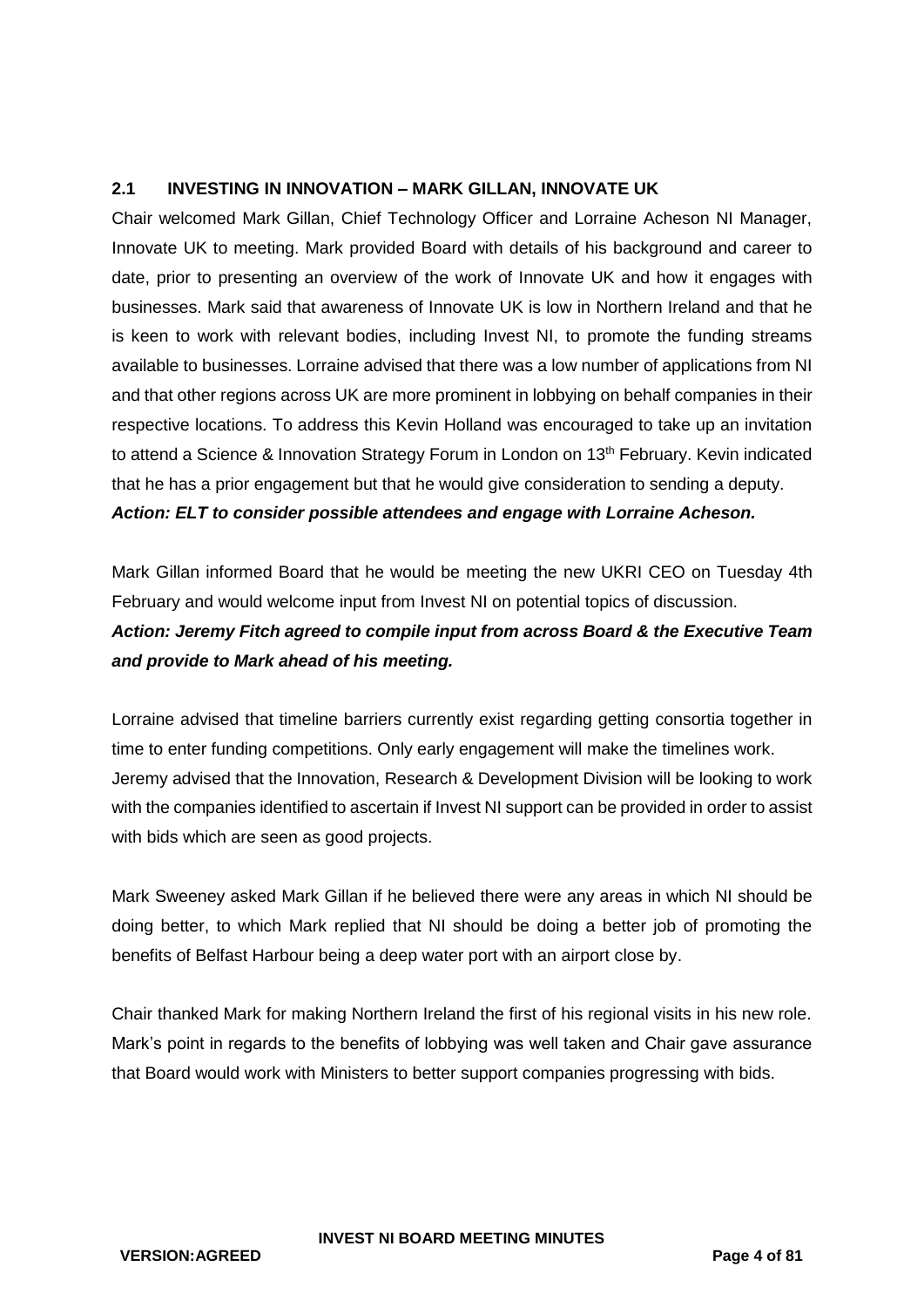## 2.1 INVESTING IN INNOVATION – MARK GILLAN, INNOVATE UK

Chair welcomed Mark Gillan, Chief Technology Officer and Lorraine Acheson NI Manager, Innovate UK to meeting. Mark provided Board with details of his background and career to date, prior to presenting an overview of the work of Innovate UK and how it engages with businesses. Mark said that awareness of Innovate UK is low in Northern Ireland and that he is keen to work with relevant bodies, including Invest NI, to promote the funding streams available to businesses. Lorraine advised that there was a low number of applications from NI and that other regions across UK are more prominent in lobbying on behalf companies in their respective locations. To address this Kevin Holland was encouraged to take up an invitation to attend a Science & Innovation Strategy Forum in London on 13th February. Kevin indicated that he has a prior engagement but that he would give consideration to sending a deputy.

***Action: ELT to consider possible attendees and engage with Lorraine Acheson.***

Mark Gillan informed Board that he would be meeting the new UKRI CEO on Tuesday 4th February and would welcome input from Invest NI on potential topics of discussion.

***Action: Jeremy Fitch agreed to compile input from across Board & the Executive Team and provide to Mark ahead of his meeting.***

Lorraine advised that timeline barriers currently exist regarding getting consortia together in time to enter funding competitions. Only early engagement will make the timelines work. Jeremy advised that the Innovation, Research & Development Division will be looking to work with the companies identified to ascertain if Invest NI support can be provided in order to assist with bids which are seen as good projects.

Mark Sweeney asked Mark Gillan if he believed there were any areas in which NI should be doing better, to which Mark replied that NI should be doing a better job of promoting the benefits of Belfast Harbour being a deep water port with an airport close by.

Chair thanked Mark for making Northern Ireland the first of his regional visits in his new role. Mark's point in regards to the benefits of lobbying was well taken and Chair gave assurance that Board would work with Ministers to better support companies progressing with bids.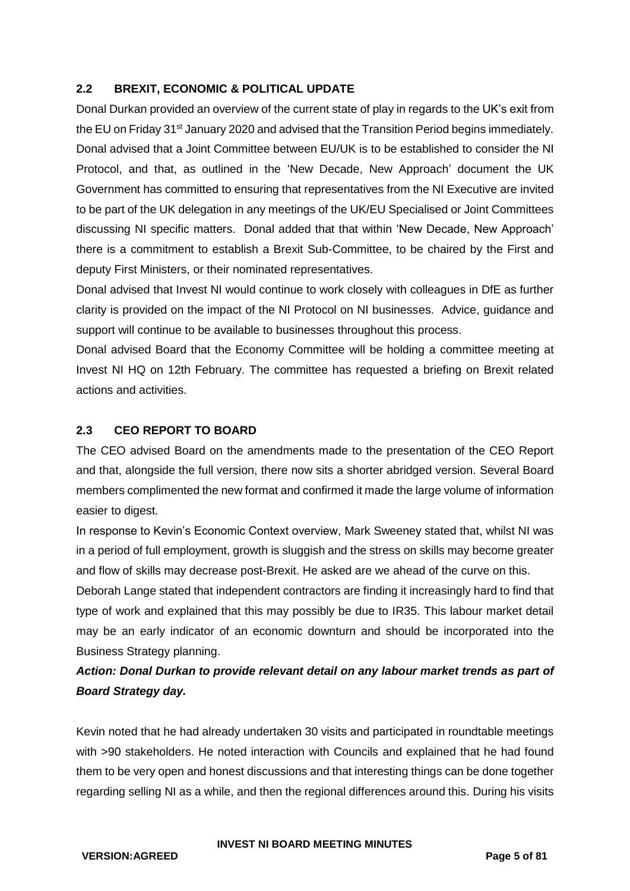## 2.2 BREXIT, ECONOMIC & POLITICAL UPDATE

Donal Durkan provided an overview of the current state of play in regards to the UK's exit from the EU on Friday 31st January 2020 and advised that the Transition Period begins immediately. Donal advised that a Joint Committee between EU/UK is to be established to consider the NI Protocol, and that, as outlined in the 'New Decade, New Approach' document the UK Government has committed to ensuring that representatives from the NI Executive are invited to be part of the UK delegation in any meetings of the UK/EU Specialised or Joint Committees discussing NI specific matters. Donal added that that within 'New Decade, New Approach' there is a commitment to establish a Brexit Sub-Committee, to be chaired by the First and deputy First Ministers, or their nominated representatives.

Donal advised that Invest NI would continue to work closely with colleagues in DfE as further clarity is provided on the impact of the NI Protocol on NI businesses. Advice, guidance and support will continue to be available to businesses throughout this process.

Donal advised Board that the Economy Committee will be holding a committee meeting at Invest NI HQ on 12th February. The committee has requested a briefing on Brexit related actions and activities.

## 2.3 CEO REPORT TO BOARD

The CEO advised Board on the amendments made to the presentation of the CEO Report and that, alongside the full version, there now sits a shorter abridged version. Several Board members complimented the new format and confirmed it made the large volume of information easier to digest.

In response to Kevin's Economic Context overview, Mark Sweeney stated that, whilst NI was in a period of full employment, growth is sluggish and the stress on skills may become greater and flow of skills may decrease post-Brexit. He asked are we ahead of the curve on this.

Deborah Lange stated that independent contractors are finding it increasingly hard to find that type of work and explained that this may possibly be due to IR35. This labour market detail may be an early indicator of an economic downturn and should be incorporated into the Business Strategy planning.

***Action: Donal Durkan to provide relevant detail on any labour market trends as part of Board Strategy day.***

Kevin noted that he had already undertaken 30 visits and participated in roundtable meetings with >90 stakeholders. He noted interaction with Councils and explained that he had found them to be very open and honest discussions and that interesting things can be done together regarding selling NI as a while, and then the regional differences around this. During his visits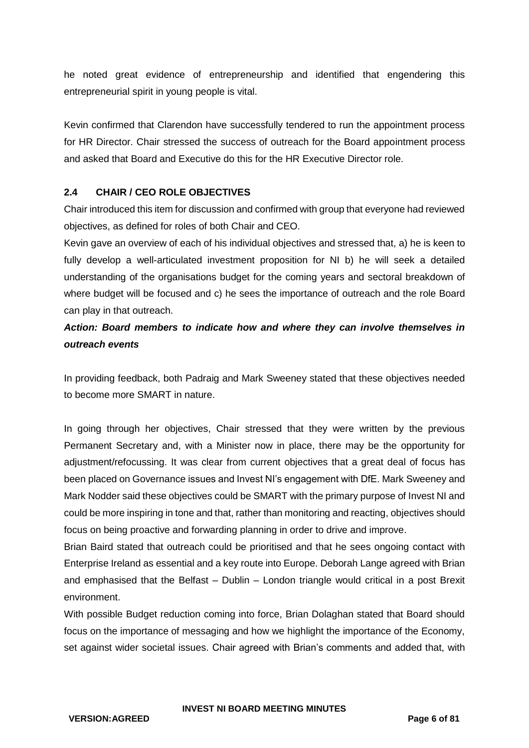he noted great evidence of entrepreneurship and identified that engendering this entrepreneurial spirit in young people is vital.

Kevin confirmed that Clarendon have successfully tendered to run the appointment process for HR Director. Chair stressed the success of outreach for the Board appointment process and asked that Board and Executive do this for the HR Executive Director role.

## 2.4 CHAIR / CEO ROLE OBJECTIVES

Chair introduced this item for discussion and confirmed with group that everyone had reviewed objectives, as defined for roles of both Chair and CEO.

Kevin gave an overview of each of his individual objectives and stressed that, a) he is keen to fully develop a well-articulated investment proposition for NI b) he will seek a detailed understanding of the organisations budget for the coming years and sectoral breakdown of where budget will be focused and c) he sees the importance of outreach and the role Board can play in that outreach.

***Action: Board members to indicate how and where they can involve themselves in outreach events***

In providing feedback, both Padraig and Mark Sweeney stated that these objectives needed to become more SMART in nature.

In going through her objectives, Chair stressed that they were written by the previous Permanent Secretary and, with a Minister now in place, there may be the opportunity for adjustment/refocussing. It was clear from current objectives that a great deal of focus has been placed on Governance issues and Invest NI's engagement with DfE. Mark Sweeney and Mark Nodder said these objectives could be SMART with the primary purpose of Invest NI and could be more inspiring in tone and that, rather than monitoring and reacting, objectives should focus on being proactive and forwarding planning in order to drive and improve.

Brian Baird stated that outreach could be prioritised and that he sees ongoing contact with Enterprise Ireland as essential and a key route into Europe. Deborah Lange agreed with Brian and emphasised that the Belfast – Dublin – London triangle would critical in a post Brexit environment.

With possible Budget reduction coming into force, Brian Dolaghan stated that Board should focus on the importance of messaging and how we highlight the importance of the Economy, set against wider societal issues. Chair agreed with Brian's comments and added that, with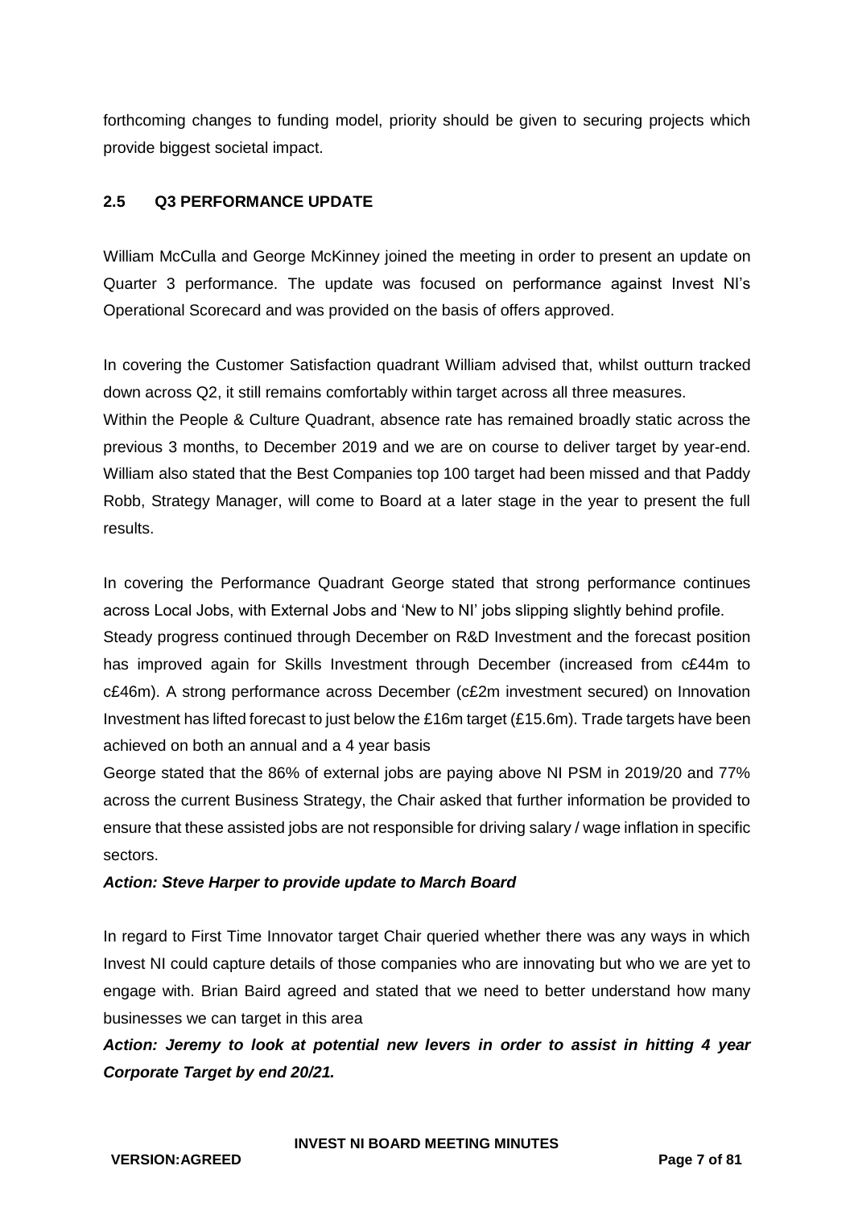forthcoming changes to funding model, priority should be given to securing projects which provide biggest societal impact.

### 2.5 Q3 PERFORMANCE UPDATE

William McCulla and George McKinney joined the meeting in order to present an update on Quarter 3 performance. The update was focused on performance against Invest NI's Operational Scorecard and was provided on the basis of offers approved.

In covering the Customer Satisfaction quadrant William advised that, whilst outturn tracked down across Q2, it still remains comfortably within target across all three measures.
Within the People & Culture Quadrant, absence rate has remained broadly static across the previous 3 months, to December 2019 and we are on course to deliver target by year-end. William also stated that the Best Companies top 100 target had been missed and that Paddy Robb, Strategy Manager, will come to Board at a later stage in the year to present the full results.

In covering the Performance Quadrant George stated that strong performance continues across Local Jobs, with External Jobs and 'New to NI' jobs slipping slightly behind profile.
Steady progress continued through December on R&D Investment and the forecast position has improved again for Skills Investment through December (increased from c£44m to c£46m). A strong performance across December (c£2m investment secured) on Innovation Investment has lifted forecast to just below the £16m target (£15.6m). Trade targets have been achieved on both an annual and a 4 year basis
George stated that the 86% of external jobs are paying above NI PSM in 2019/20 and 77% across the current Business Strategy, the Chair asked that further information be provided to ensure that these assisted jobs are not responsible for driving salary / wage inflation in specific sectors.

***Action: Steve Harper to provide update to March Board***

In regard to First Time Innovator target Chair queried whether there was any ways in which Invest NI could capture details of those companies who are innovating but who we are yet to engage with. Brian Baird agreed and stated that we need to better understand how many businesses we can target in this area

***Action: Jeremy to look at potential new levers in order to assist in hitting 4 year Corporate Target by end 20/21.***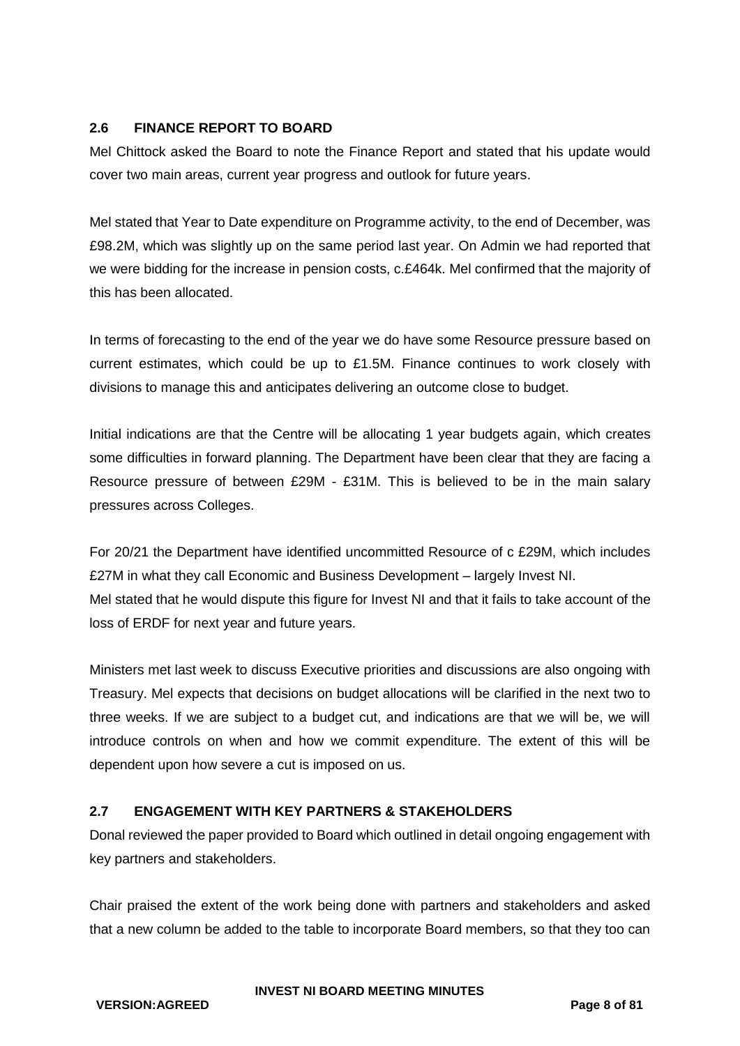## 2.6 FINANCE REPORT TO BOARD

Mel Chittock asked the Board to note the Finance Report and stated that his update would cover two main areas, current year progress and outlook for future years.

Mel stated that Year to Date expenditure on Programme activity, to the end of December, was £98.2M, which was slightly up on the same period last year. On Admin we had reported that we were bidding for the increase in pension costs, c.£464k. Mel confirmed that the majority of this has been allocated.

In terms of forecasting to the end of the year we do have some Resource pressure based on current estimates, which could be up to £1.5M. Finance continues to work closely with divisions to manage this and anticipates delivering an outcome close to budget.

Initial indications are that the Centre will be allocating 1 year budgets again, which creates some difficulties in forward planning. The Department have been clear that they are facing a Resource pressure of between £29M - £31M. This is believed to be in the main salary pressures across Colleges.

For 20/21 the Department have identified uncommitted Resource of c £29M, which includes £27M in what they call Economic and Business Development – largely Invest NI.
Mel stated that he would dispute this figure for Invest NI and that it fails to take account of the loss of ERDF for next year and future years.

Ministers met last week to discuss Executive priorities and discussions are also ongoing with Treasury. Mel expects that decisions on budget allocations will be clarified in the next two to three weeks. If we are subject to a budget cut, and indications are that we will be, we will introduce controls on when and how we commit expenditure. The extent of this will be dependent upon how severe a cut is imposed on us.

## 2.7 ENGAGEMENT WITH KEY PARTNERS & STAKEHOLDERS

Donal reviewed the paper provided to Board which outlined in detail ongoing engagement with key partners and stakeholders.

Chair praised the extent of the work being done with partners and stakeholders and asked that a new column be added to the table to incorporate Board members, so that they too can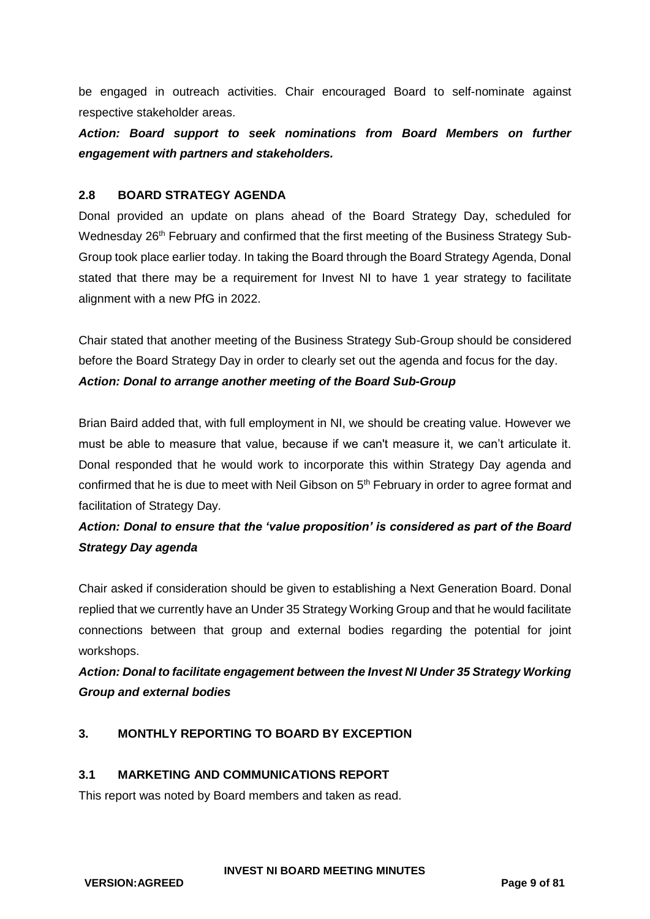be engaged in outreach activities. Chair encouraged Board to self-nominate against respective stakeholder areas.

***Action: Board support to seek nominations from Board Members on further engagement with partners and stakeholders.***

### 2.8 BOARD STRATEGY AGENDA

Donal provided an update on plans ahead of the Board Strategy Day, scheduled for Wednesday 26th February and confirmed that the first meeting of the Business Strategy Sub-Group took place earlier today. In taking the Board through the Board Strategy Agenda, Donal stated that there may be a requirement for Invest NI to have 1 year strategy to facilitate alignment with a new PfG in 2022.

Chair stated that another meeting of the Business Strategy Sub-Group should be considered before the Board Strategy Day in order to clearly set out the agenda and focus for the day.

***Action: Donal to arrange another meeting of the Board Sub-Group***

Brian Baird added that, with full employment in NI, we should be creating value. However we must be able to measure that value, because if we can't measure it, we can't articulate it. Donal responded that he would work to incorporate this within Strategy Day agenda and confirmed that he is due to meet with Neil Gibson on 5th February in order to agree format and facilitation of Strategy Day.

***Action: Donal to ensure that the 'value proposition' is considered as part of the Board Strategy Day agenda***

Chair asked if consideration should be given to establishing a Next Generation Board. Donal replied that we currently have an Under 35 Strategy Working Group and that he would facilitate connections between that group and external bodies regarding the potential for joint workshops.

***Action: Donal to facilitate engagement between the Invest NI Under 35 Strategy Working Group and external bodies***

## 3. MONTHLY REPORTING TO BOARD BY EXCEPTION

### 3.1 MARKETING AND COMMUNICATIONS REPORT

This report was noted by Board members and taken as read.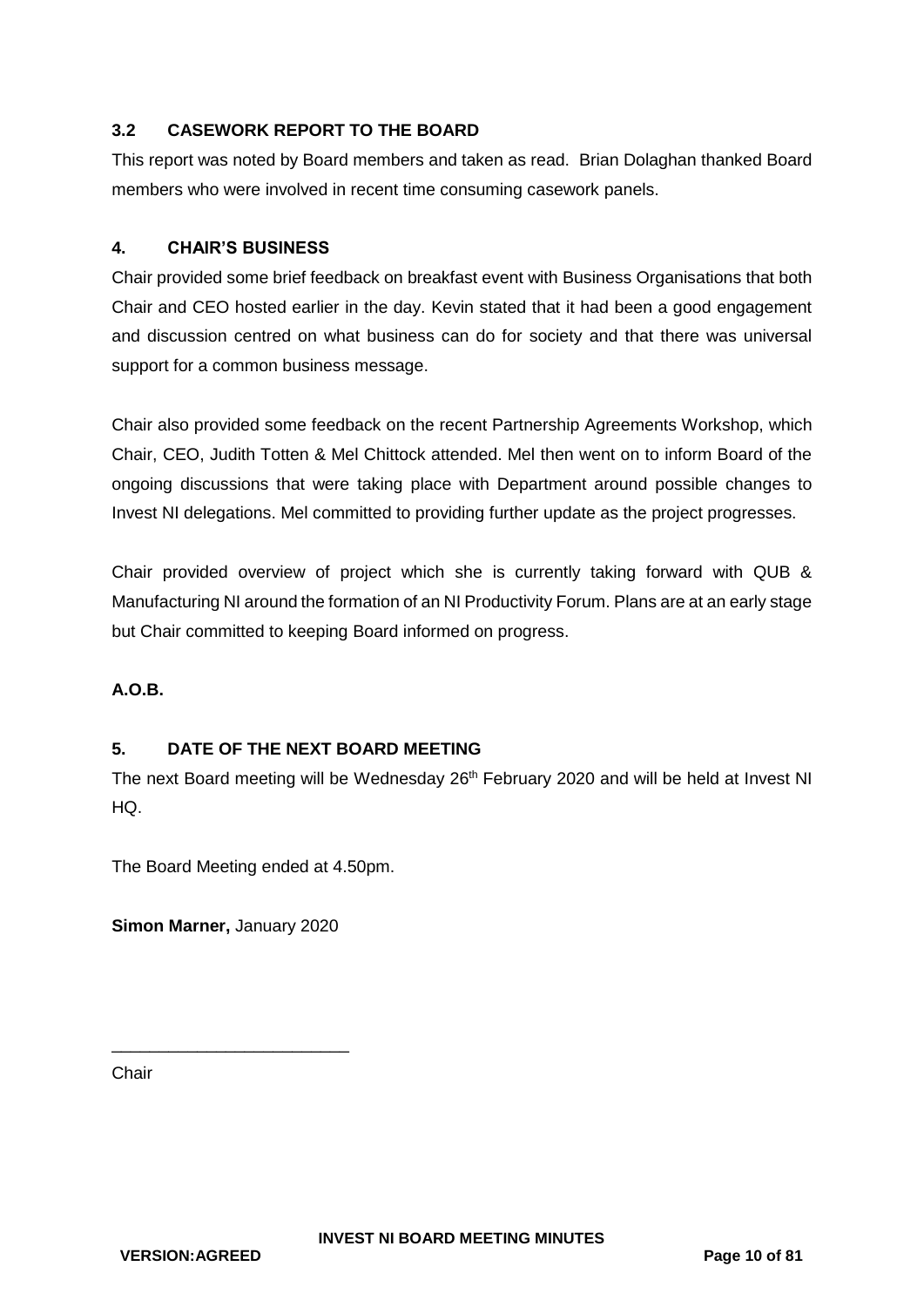### 3.2 CASEWORK REPORT TO THE BOARD

This report was noted by Board members and taken as read. Brian Dolaghan thanked Board members who were involved in recent time consuming casework panels.

### 4. CHAIR'S BUSINESS

Chair provided some brief feedback on breakfast event with Business Organisations that both Chair and CEO hosted earlier in the day. Kevin stated that it had been a good engagement and discussion centred on what business can do for society and that there was universal support for a common business message.

Chair also provided some feedback on the recent Partnership Agreements Workshop, which Chair, CEO, Judith Totten & Mel Chittock attended. Mel then went on to inform Board of the ongoing discussions that were taking place with Department around possible changes to Invest NI delegations. Mel committed to providing further update as the project progresses.

Chair provided overview of project which she is currently taking forward with QUB & Manufacturing NI around the formation of an NI Productivity Forum. Plans are at an early stage but Chair committed to keeping Board informed on progress.

**A.O.B.**

### 5. DATE OF THE NEXT BOARD MEETING

The next Board meeting will be Wednesday 26th February 2020 and will be held at Invest NI HQ.

The Board Meeting ended at 4.50pm.

**Simon Marner,** January 2020

_________________________

Chair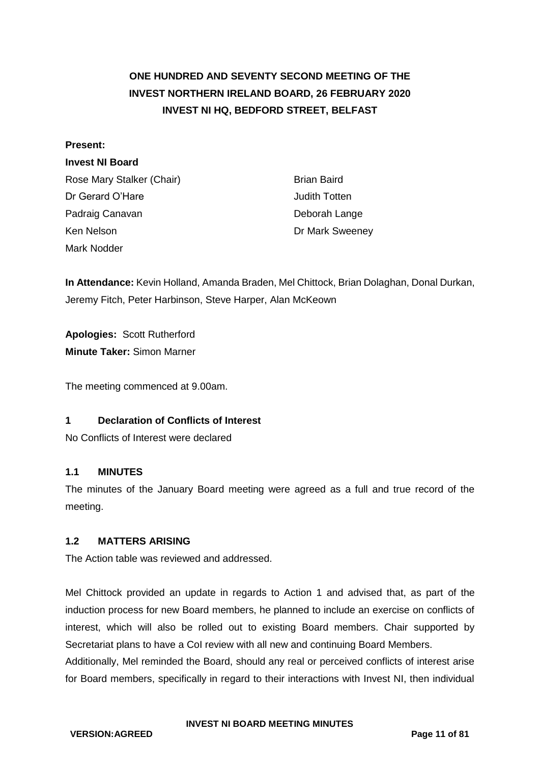# ONE HUNDRED AND SEVENTY SECOND MEETING OF THE INVEST NORTHERN IRELAND BOARD, 26 FEBRUARY 2020 INVEST NI HQ, BEDFORD STREET, BELFAST

**Present:**

**Invest NI Board**

Rose Mary Stalker (Chair)
Dr Gerard O'Hare
Padraig Canavan
Ken Nelson
Mark Nodder
Brian Baird
Judith Totten
Deborah Lange
Dr Mark Sweeney

**In Attendance:** Kevin Holland, Amanda Braden, Mel Chittock, Brian Dolaghan, Donal Durkan, Jeremy Fitch, Peter Harbinson, Steve Harper, Alan McKeown

**Apologies:** Scott Rutherford
**Minute Taker:** Simon Marner

The meeting commenced at 9.00am.

## 1 Declaration of Conflicts of Interest

No Conflicts of Interest were declared

### 1.1 MINUTES

The minutes of the January Board meeting were agreed as a full and true record of the meeting.

### 1.2 MATTERS ARISING

The Action table was reviewed and addressed.

Mel Chittock provided an update in regards to Action 1 and advised that, as part of the induction process for new Board members, he planned to include an exercise on conflicts of interest, which will also be rolled out to existing Board members. Chair supported by Secretariat plans to have a CoI review with all new and continuing Board Members.

Additionally, Mel reminded the Board, should any real or perceived conflicts of interest arise for Board members, specifically in regard to their interactions with Invest NI, then individual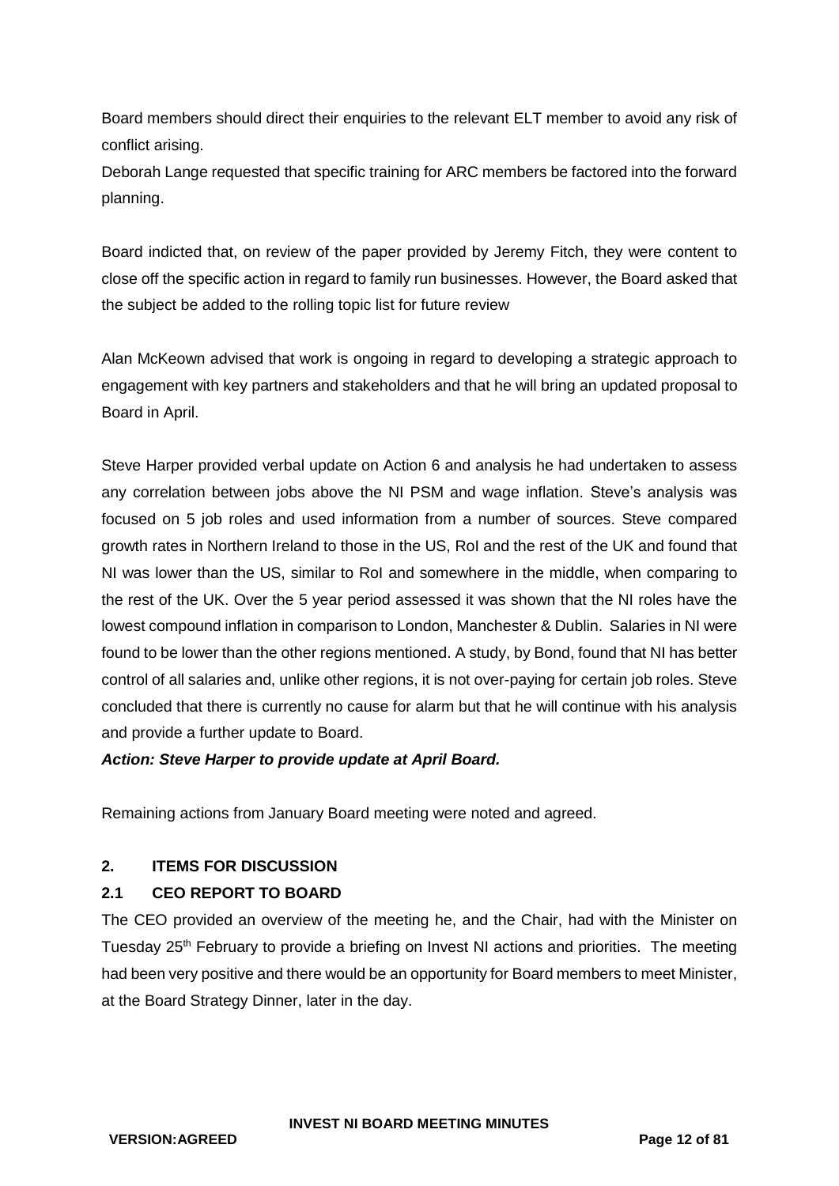Board members should direct their enquiries to the relevant ELT member to avoid any risk of conflict arising.

Deborah Lange requested that specific training for ARC members be factored into the forward planning.

Board indicted that, on review of the paper provided by Jeremy Fitch, they were content to close off the specific action in regard to family run businesses. However, the Board asked that the subject be added to the rolling topic list for future review

Alan McKeown advised that work is ongoing in regard to developing a strategic approach to engagement with key partners and stakeholders and that he will bring an updated proposal to Board in April.

Steve Harper provided verbal update on Action 6 and analysis he had undertaken to assess any correlation between jobs above the NI PSM and wage inflation. Steve's analysis was focused on 5 job roles and used information from a number of sources. Steve compared growth rates in Northern Ireland to those in the US, RoI and the rest of the UK and found that NI was lower than the US, similar to RoI and somewhere in the middle, when comparing to the rest of the UK. Over the 5 year period assessed it was shown that the NI roles have the lowest compound inflation in comparison to London, Manchester & Dublin. Salaries in NI were found to be lower than the other regions mentioned. A study, by Bond, found that NI has better control of all salaries and, unlike other regions, it is not over-paying for certain job roles. Steve concluded that there is currently no cause for alarm but that he will continue with his analysis and provide a further update to Board.

***Action: Steve Harper to provide update at April Board.***

Remaining actions from January Board meeting were noted and agreed.

## 2. ITEMS FOR DISCUSSION

### 2.1 CEO REPORT TO BOARD

The CEO provided an overview of the meeting he, and the Chair, had with the Minister on Tuesday 25th February to provide a briefing on Invest NI actions and priorities. The meeting had been very positive and there would be an opportunity for Board members to meet Minister, at the Board Strategy Dinner, later in the day.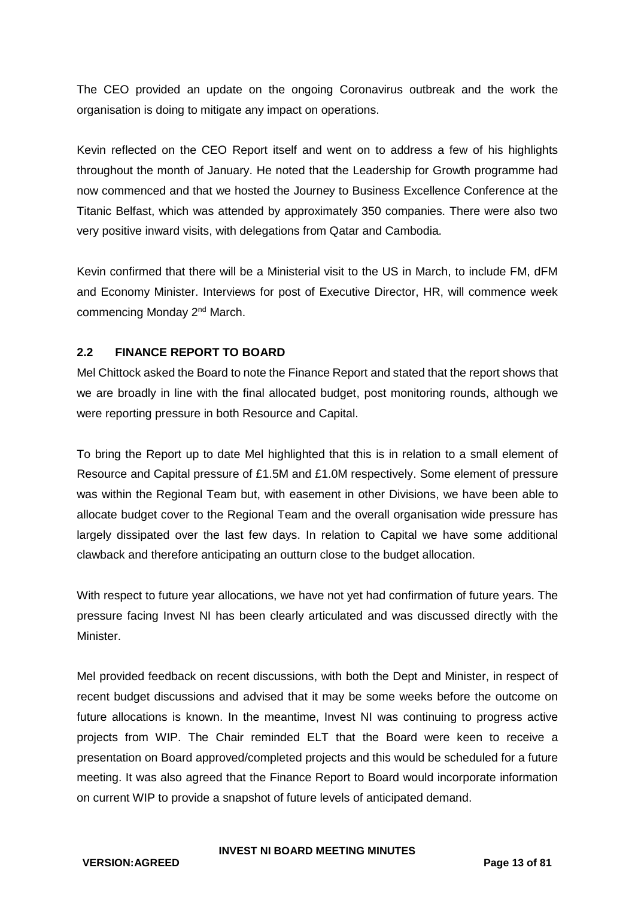The CEO provided an update on the ongoing Coronavirus outbreak and the work the organisation is doing to mitigate any impact on operations.

Kevin reflected on the CEO Report itself and went on to address a few of his highlights throughout the month of January. He noted that the Leadership for Growth programme had now commenced and that we hosted the Journey to Business Excellence Conference at the Titanic Belfast, which was attended by approximately 350 companies. There were also two very positive inward visits, with delegations from Qatar and Cambodia.

Kevin confirmed that there will be a Ministerial visit to the US in March, to include FM, dFM and Economy Minister. Interviews for post of Executive Director, HR, will commence week commencing Monday 2nd March.

### 2.2 FINANCE REPORT TO BOARD

Mel Chittock asked the Board to note the Finance Report and stated that the report shows that we are broadly in line with the final allocated budget, post monitoring rounds, although we were reporting pressure in both Resource and Capital.

To bring the Report up to date Mel highlighted that this is in relation to a small element of Resource and Capital pressure of £1.5M and £1.0M respectively. Some element of pressure was within the Regional Team but, with easement in other Divisions, we have been able to allocate budget cover to the Regional Team and the overall organisation wide pressure has largely dissipated over the last few days. In relation to Capital we have some additional clawback and therefore anticipating an outturn close to the budget allocation.

With respect to future year allocations, we have not yet had confirmation of future years. The pressure facing Invest NI has been clearly articulated and was discussed directly with the Minister.

Mel provided feedback on recent discussions, with both the Dept and Minister, in respect of recent budget discussions and advised that it may be some weeks before the outcome on future allocations is known. In the meantime, Invest NI was continuing to progress active projects from WIP. The Chair reminded ELT that the Board were keen to receive a presentation on Board approved/completed projects and this would be scheduled for a future meeting. It was also agreed that the Finance Report to Board would incorporate information on current WIP to provide a snapshot of future levels of anticipated demand.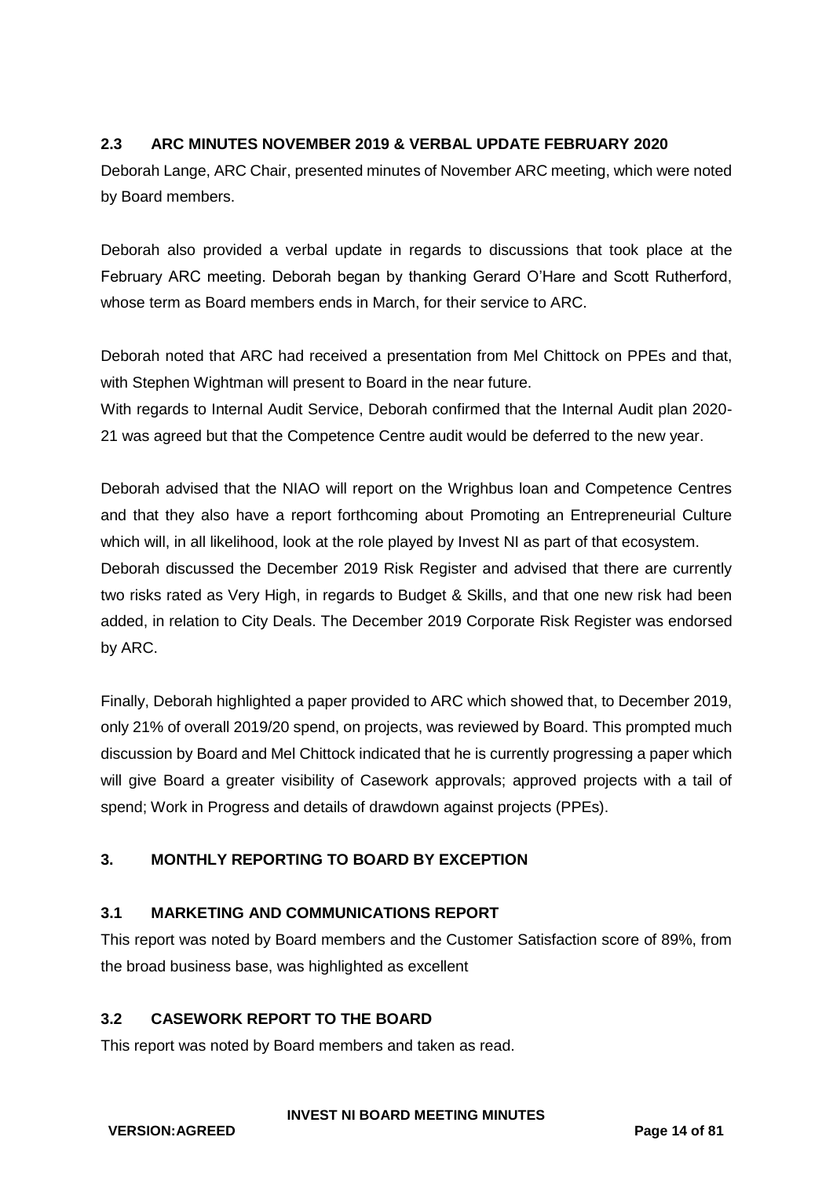### 2.3 ARC MINUTES NOVEMBER 2019 & VERBAL UPDATE FEBRUARY 2020

Deborah Lange, ARC Chair, presented minutes of November ARC meeting, which were noted by Board members.

Deborah also provided a verbal update in regards to discussions that took place at the February ARC meeting. Deborah began by thanking Gerard O'Hare and Scott Rutherford, whose term as Board members ends in March, for their service to ARC.

Deborah noted that ARC had received a presentation from Mel Chittock on PPEs and that, with Stephen Wightman will present to Board in the near future.

With regards to Internal Audit Service, Deborah confirmed that the Internal Audit plan 2020-21 was agreed but that the Competence Centre audit would be deferred to the new year.

Deborah advised that the NIAO will report on the Wrighbus loan and Competence Centres and that they also have a report forthcoming about Promoting an Entrepreneurial Culture which will, in all likelihood, look at the role played by Invest NI as part of that ecosystem.

Deborah discussed the December 2019 Risk Register and advised that there are currently two risks rated as Very High, in regards to Budget & Skills, and that one new risk had been added, in relation to City Deals. The December 2019 Corporate Risk Register was endorsed by ARC.

Finally, Deborah highlighted a paper provided to ARC which showed that, to December 2019, only 21% of overall 2019/20 spend, on projects, was reviewed by Board. This prompted much discussion by Board and Mel Chittock indicated that he is currently progressing a paper which will give Board a greater visibility of Casework approvals; approved projects with a tail of spend; Work in Progress and details of drawdown against projects (PPEs).

## 3. MONTHLY REPORTING TO BOARD BY EXCEPTION

### 3.1 MARKETING AND COMMUNICATIONS REPORT

This report was noted by Board members and the Customer Satisfaction score of 89%, from the broad business base, was highlighted as excellent

### 3.2 CASEWORK REPORT TO THE BOARD

This report was noted by Board members and taken as read.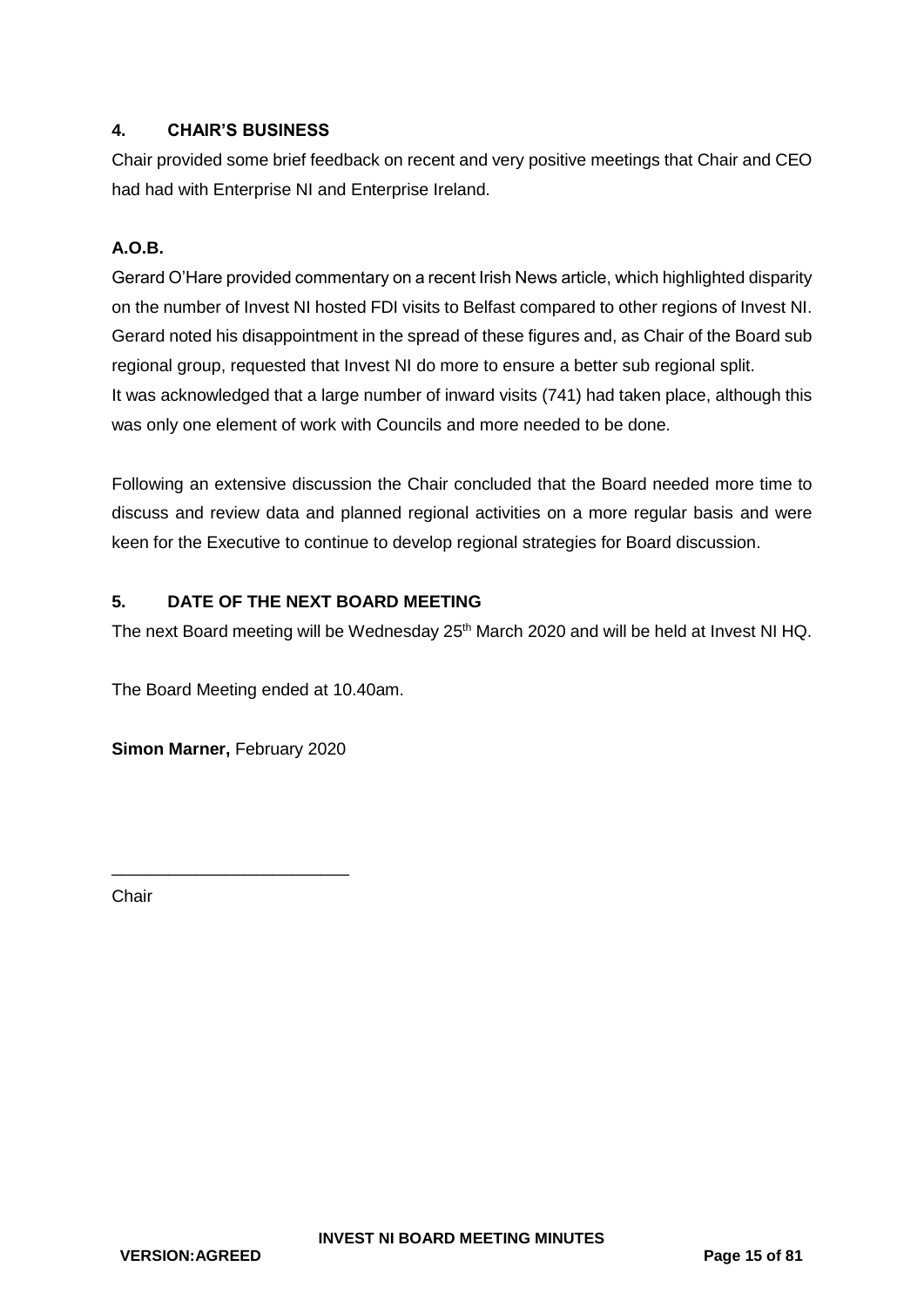## 4. CHAIR'S BUSINESS

Chair provided some brief feedback on recent and very positive meetings that Chair and CEO had had with Enterprise NI and Enterprise Ireland.

## A.O.B.

Gerard O'Hare provided commentary on a recent Irish News article, which highlighted disparity on the number of Invest NI hosted FDI visits to Belfast compared to other regions of Invest NI. Gerard noted his disappointment in the spread of these figures and, as Chair of the Board sub regional group, requested that Invest NI do more to ensure a better sub regional split.
It was acknowledged that a large number of inward visits (741) had taken place, although this was only one element of work with Councils and more needed to be done.

Following an extensive discussion the Chair concluded that the Board needed more time to discuss and review data and planned regional activities on a more regular basis and were keen for the Executive to continue to develop regional strategies for Board discussion.

## 5. DATE OF THE NEXT BOARD MEETING

The next Board meeting will be Wednesday 25th March 2020 and will be held at Invest NI HQ.

The Board Meeting ended at 10.40am.

**Simon Marner,** February 2020

_________________________

Chair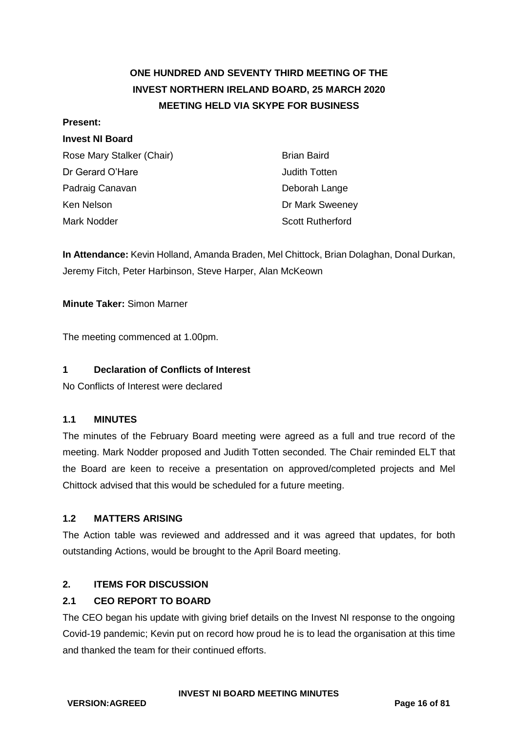# ONE HUNDRED AND SEVENTY THIRD MEETING OF THE INVEST NORTHERN IRELAND BOARD, 25 MARCH 2020
## MEETING HELD VIA SKYPE FOR BUSINESS

**Present:**

**Invest NI Board**

Rose Mary Stalker (Chair)
Dr Gerard O'Hare
Padraig Canavan
Ken Nelson
Mark Nodder
Brian Baird
Judith Totten
Deborah Lange
Dr Mark Sweeney
Scott Rutherford

**In Attendance:** Kevin Holland, Amanda Braden, Mel Chittock, Brian Dolaghan, Donal Durkan, Jeremy Fitch, Peter Harbinson, Steve Harper, Alan McKeown

**Minute Taker:** Simon Marner

The meeting commenced at 1.00pm.

### 1 Declaration of Conflicts of Interest

No Conflicts of Interest were declared

### 1.1 MINUTES

The minutes of the February Board meeting were agreed as a full and true record of the meeting. Mark Nodder proposed and Judith Totten seconded. The Chair reminded ELT that the Board are keen to receive a presentation on approved/completed projects and Mel Chittock advised that this would be scheduled for a future meeting.

### 1.2 MATTERS ARISING

The Action table was reviewed and addressed and it was agreed that updates, for both outstanding Actions, would be brought to the April Board meeting.

### 2. ITEMS FOR DISCUSSION

### 2.1 CEO REPORT TO BOARD

The CEO began his update with giving brief details on the Invest NI response to the ongoing Covid-19 pandemic; Kevin put on record how proud he is to lead the organisation at this time and thanked the team for their continued efforts.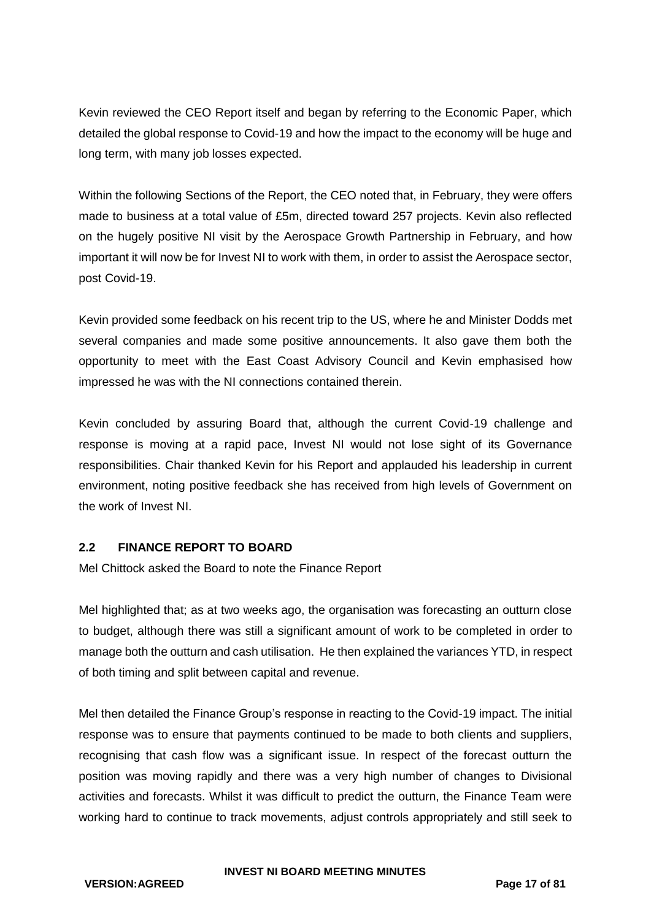Kevin reviewed the CEO Report itself and began by referring to the Economic Paper, which detailed the global response to Covid-19 and how the impact to the economy will be huge and long term, with many job losses expected.

Within the following Sections of the Report, the CEO noted that, in February, they were offers made to business at a total value of £5m, directed toward 257 projects. Kevin also reflected on the hugely positive NI visit by the Aerospace Growth Partnership in February, and how important it will now be for Invest NI to work with them, in order to assist the Aerospace sector, post Covid-19.

Kevin provided some feedback on his recent trip to the US, where he and Minister Dodds met several companies and made some positive announcements. It also gave them both the opportunity to meet with the East Coast Advisory Council and Kevin emphasised how impressed he was with the NI connections contained therein.

Kevin concluded by assuring Board that, although the current Covid-19 challenge and response is moving at a rapid pace, Invest NI would not lose sight of its Governance responsibilities. Chair thanked Kevin for his Report and applauded his leadership in current environment, noting positive feedback she has received from high levels of Government on the work of Invest NI.

### 2.2 FINANCE REPORT TO BOARD

Mel Chittock asked the Board to note the Finance Report

Mel highlighted that; as at two weeks ago, the organisation was forecasting an outturn close to budget, although there was still a significant amount of work to be completed in order to manage both the outturn and cash utilisation. He then explained the variances YTD, in respect of both timing and split between capital and revenue.

Mel then detailed the Finance Group's response in reacting to the Covid-19 impact. The initial response was to ensure that payments continued to be made to both clients and suppliers, recognising that cash flow was a significant issue. In respect of the forecast outturn the position was moving rapidly and there was a very high number of changes to Divisional activities and forecasts. Whilst it was difficult to predict the outturn, the Finance Team were working hard to continue to track movements, adjust controls appropriately and still seek to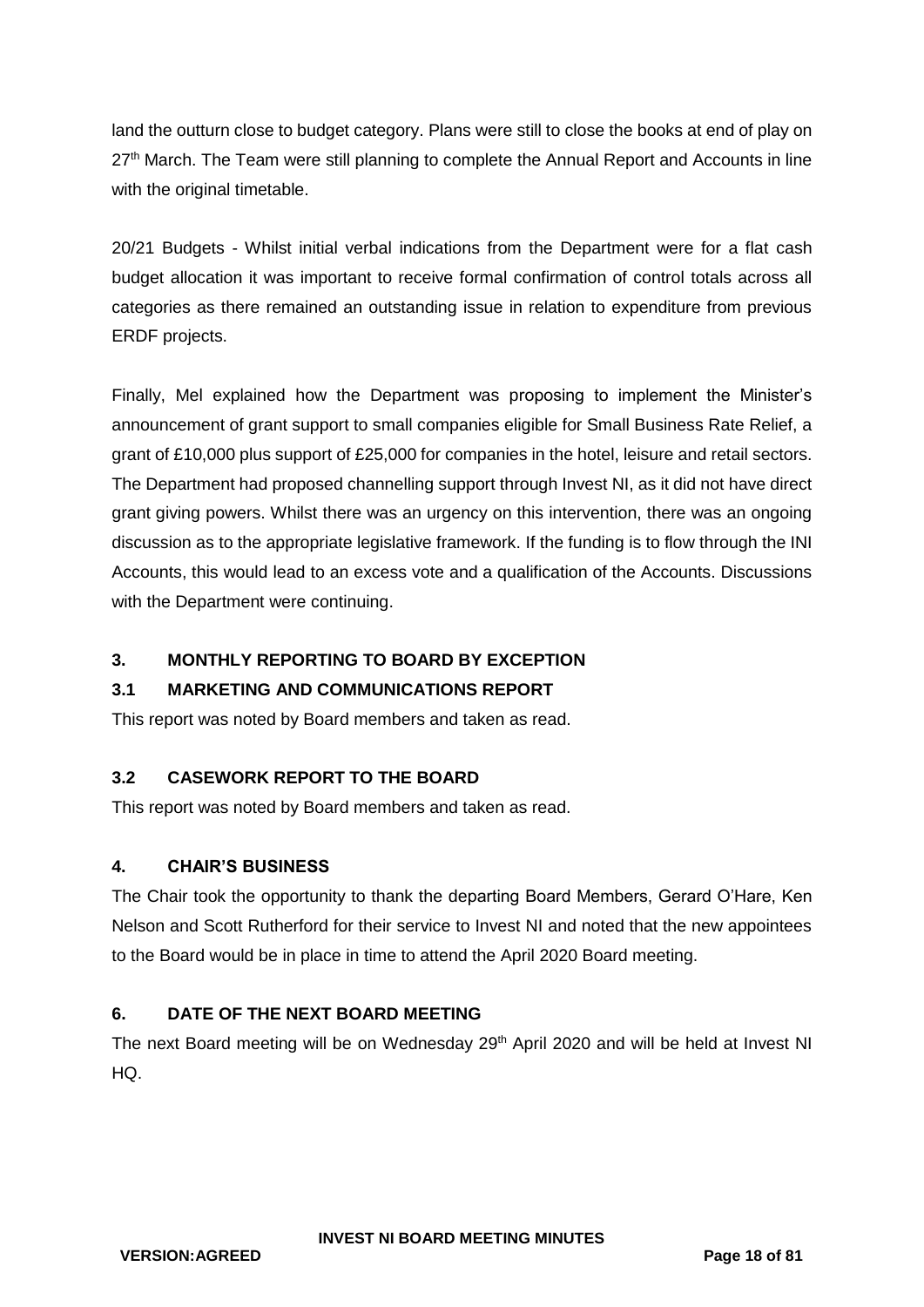land the outturn close to budget category. Plans were still to close the books at end of play on 27th March. The Team were still planning to complete the Annual Report and Accounts in line with the original timetable.

20/21 Budgets - Whilst initial verbal indications from the Department were for a flat cash budget allocation it was important to receive formal confirmation of control totals across all categories as there remained an outstanding issue in relation to expenditure from previous ERDF projects.

Finally, Mel explained how the Department was proposing to implement the Minister's announcement of grant support to small companies eligible for Small Business Rate Relief, a grant of £10,000 plus support of £25,000 for companies in the hotel, leisure and retail sectors. The Department had proposed channelling support through Invest NI, as it did not have direct grant giving powers. Whilst there was an urgency on this intervention, there was an ongoing discussion as to the appropriate legislative framework. If the funding is to flow through the INI Accounts, this would lead to an excess vote and a qualification of the Accounts. Discussions with the Department were continuing.

## 3. MONTHLY REPORTING TO BOARD BY EXCEPTION

### 3.1 MARKETING AND COMMUNICATIONS REPORT

This report was noted by Board members and taken as read.

### 3.2 CASEWORK REPORT TO THE BOARD

This report was noted by Board members and taken as read.

## 4. CHAIR'S BUSINESS

The Chair took the opportunity to thank the departing Board Members, Gerard O'Hare, Ken Nelson and Scott Rutherford for their service to Invest NI and noted that the new appointees to the Board would be in place in time to attend the April 2020 Board meeting.

## 6. DATE OF THE NEXT BOARD MEETING

The next Board meeting will be on Wednesday 29th April 2020 and will be held at Invest NI HQ.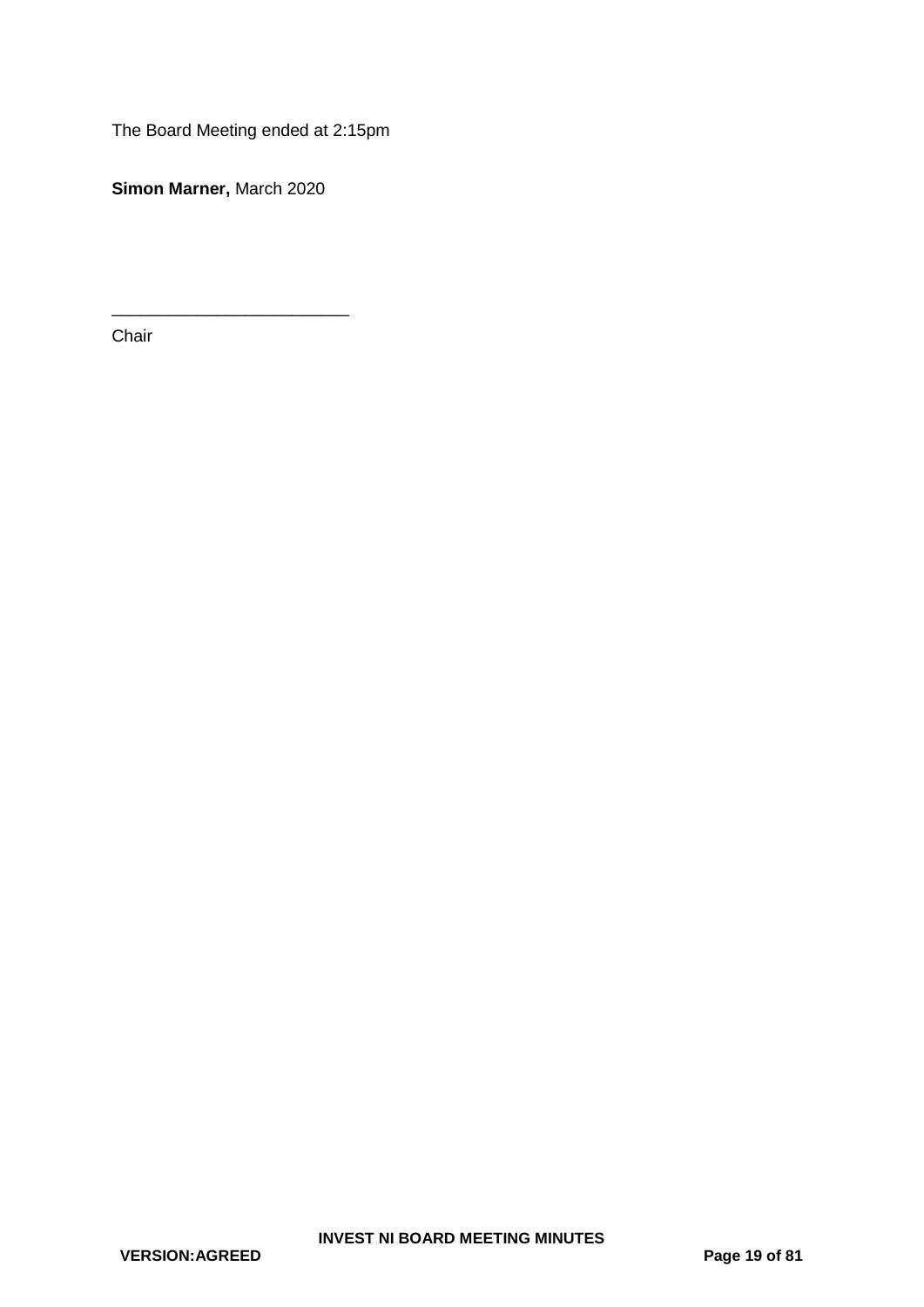The Board Meeting ended at 2:15pm

**Simon Marner,** March 2020

_________________________

Chair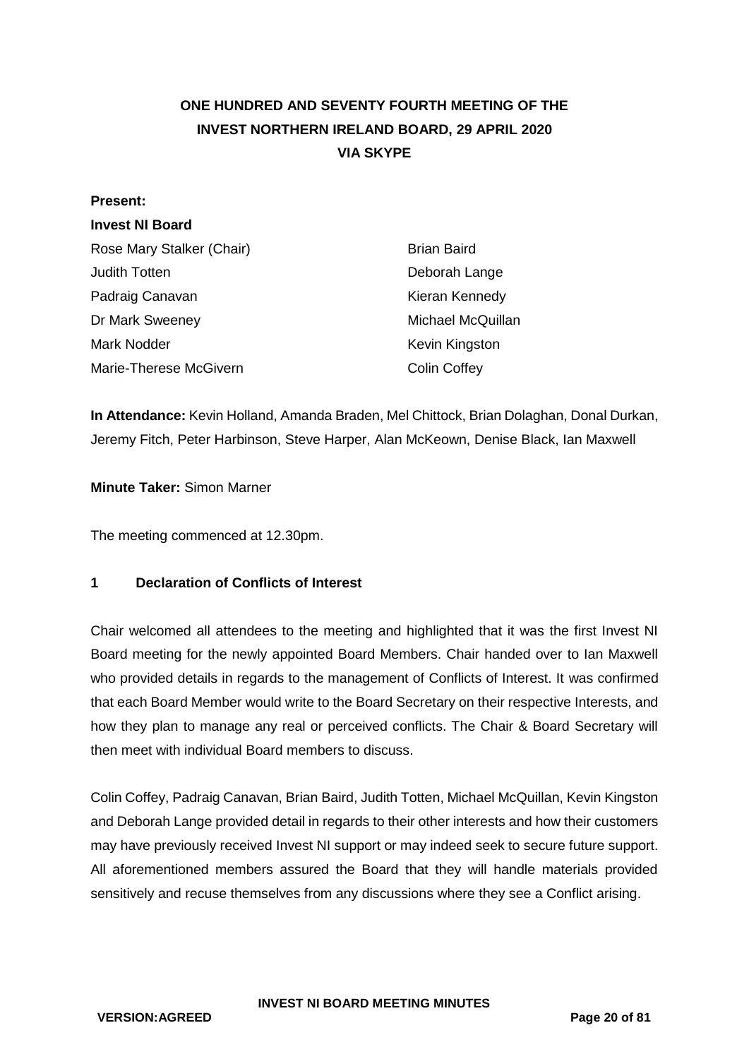# ONE HUNDRED AND SEVENTY FOURTH MEETING OF THE INVEST NORTHERN IRELAND BOARD, 29 APRIL 2020 VIA SKYPE

**Present:**

**Invest NI Board**

| | |
|---|---|
| Rose Mary Stalker (Chair) | Brian Baird |
| Judith Totten | Deborah Lange |
| Padraig Canavan | Kieran Kennedy |
| Dr Mark Sweeney | Michael McQuillan |
| Mark Nodder | Kevin Kingston |
| Marie-Therese McGivern | Colin Coffey |

**In Attendance:** Kevin Holland, Amanda Braden, Mel Chittock, Brian Dolaghan, Donal Durkan, Jeremy Fitch, Peter Harbinson, Steve Harper, Alan McKeown, Denise Black, Ian Maxwell

**Minute Taker:** Simon Marner

The meeting commenced at 12.30pm.

## 1 Declaration of Conflicts of Interest

Chair welcomed all attendees to the meeting and highlighted that it was the first Invest NI Board meeting for the newly appointed Board Members. Chair handed over to Ian Maxwell who provided details in regards to the management of Conflicts of Interest. It was confirmed that each Board Member would write to the Board Secretary on their respective Interests, and how they plan to manage any real or perceived conflicts. The Chair & Board Secretary will then meet with individual Board members to discuss.

Colin Coffey, Padraig Canavan, Brian Baird, Judith Totten, Michael McQuillan, Kevin Kingston and Deborah Lange provided detail in regards to their other interests and how their customers may have previously received Invest NI support or may indeed seek to secure future support. All aforementioned members assured the Board that they will handle materials provided sensitively and recuse themselves from any discussions where they see a Conflict arising.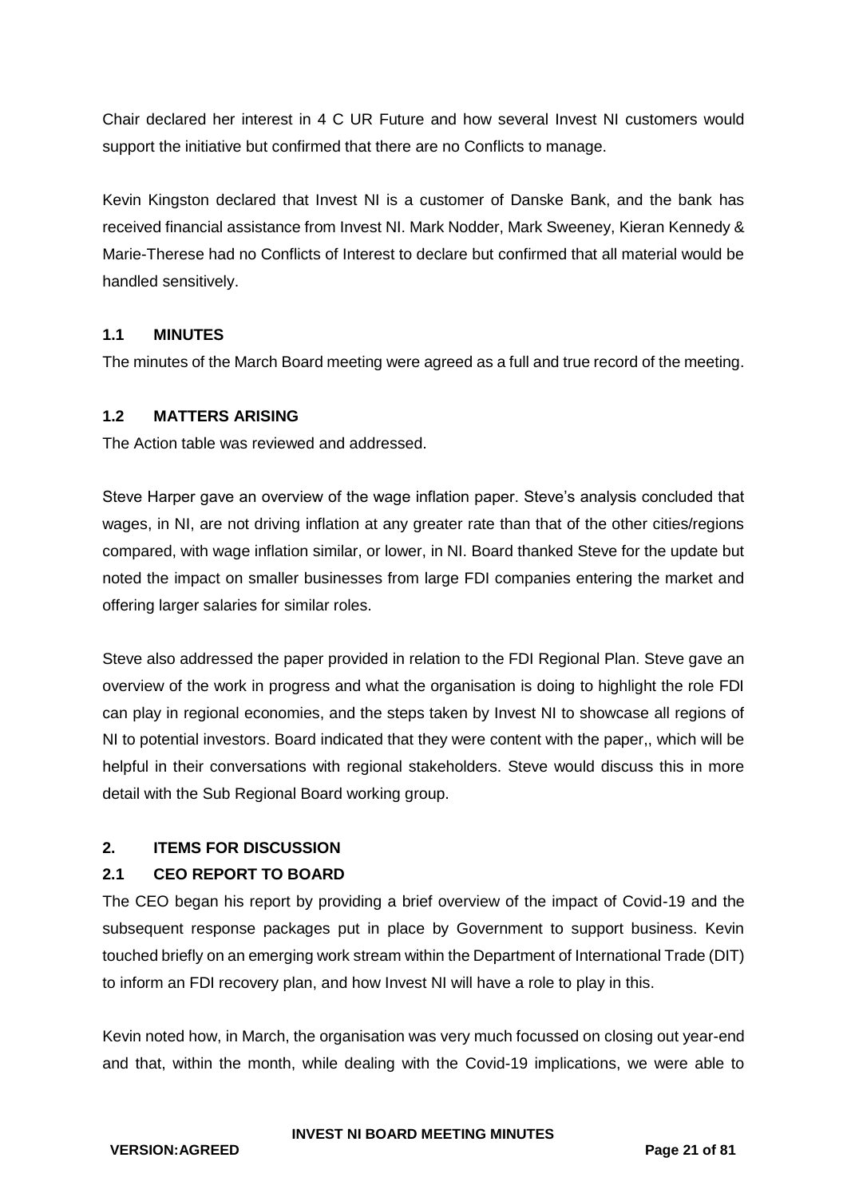Chair declared her interest in 4 C UR Future and how several Invest NI customers would support the initiative but confirmed that there are no Conflicts to manage.

Kevin Kingston declared that Invest NI is a customer of Danske Bank, and the bank has received financial assistance from Invest NI. Mark Nodder, Mark Sweeney, Kieran Kennedy & Marie-Therese had no Conflicts of Interest to declare but confirmed that all material would be handled sensitively.

### 1.1 MINUTES

The minutes of the March Board meeting were agreed as a full and true record of the meeting.

### 1.2 MATTERS ARISING

The Action table was reviewed and addressed.

Steve Harper gave an overview of the wage inflation paper. Steve's analysis concluded that wages, in NI, are not driving inflation at any greater rate than that of the other cities/regions compared, with wage inflation similar, or lower, in NI. Board thanked Steve for the update but noted the impact on smaller businesses from large FDI companies entering the market and offering larger salaries for similar roles.

Steve also addressed the paper provided in relation to the FDI Regional Plan. Steve gave an overview of the work in progress and what the organisation is doing to highlight the role FDI can play in regional economies, and the steps taken by Invest NI to showcase all regions of NI to potential investors. Board indicated that they were content with the paper,, which will be helpful in their conversations with regional stakeholders. Steve would discuss this in more detail with the Sub Regional Board working group.

## 2. ITEMS FOR DISCUSSION

### 2.1 CEO REPORT TO BOARD

The CEO began his report by providing a brief overview of the impact of Covid-19 and the subsequent response packages put in place by Government to support business. Kevin touched briefly on an emerging work stream within the Department of International Trade (DIT) to inform an FDI recovery plan, and how Invest NI will have a role to play in this.

Kevin noted how, in March, the organisation was very much focussed on closing out year-end and that, within the month, while dealing with the Covid-19 implications, we were able to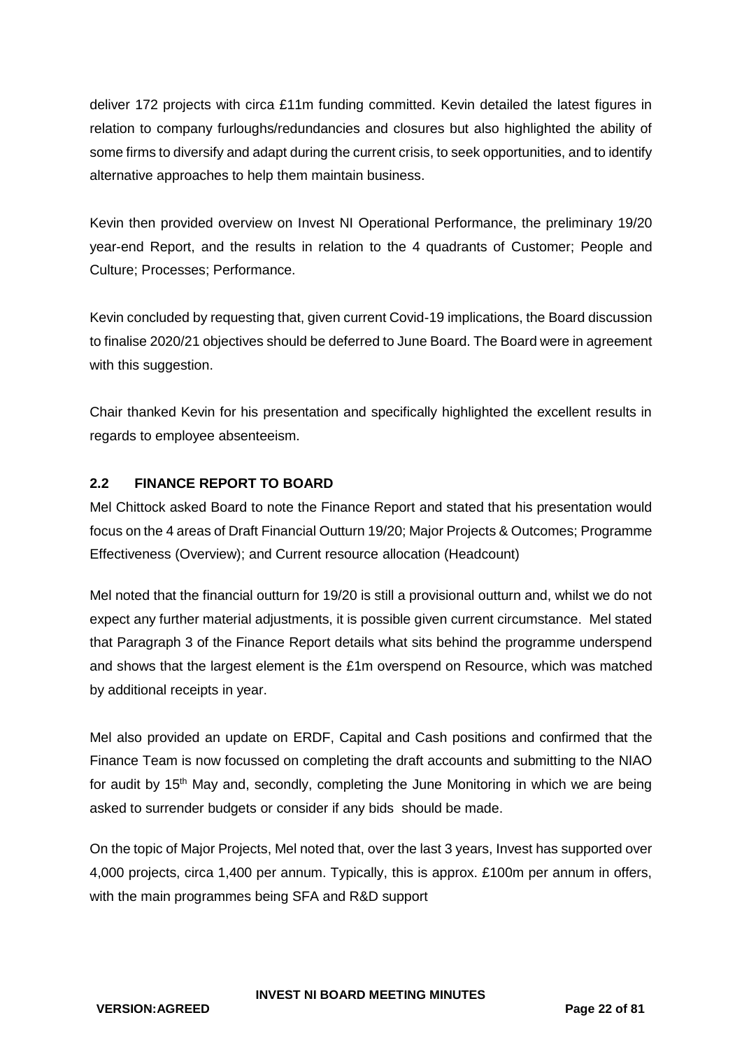deliver 172 projects with circa £11m funding committed. Kevin detailed the latest figures in relation to company furloughs/redundancies and closures but also highlighted the ability of some firms to diversify and adapt during the current crisis, to seek opportunities, and to identify alternative approaches to help them maintain business.

Kevin then provided overview on Invest NI Operational Performance, the preliminary 19/20 year-end Report, and the results in relation to the 4 quadrants of Customer; People and Culture; Processes; Performance.

Kevin concluded by requesting that, given current Covid-19 implications, the Board discussion to finalise 2020/21 objectives should be deferred to June Board. The Board were in agreement with this suggestion.

Chair thanked Kevin for his presentation and specifically highlighted the excellent results in regards to employee absenteeism.

## 2.2 FINANCE REPORT TO BOARD

Mel Chittock asked Board to note the Finance Report and stated that his presentation would focus on the 4 areas of Draft Financial Outturn 19/20; Major Projects & Outcomes; Programme Effectiveness (Overview); and Current resource allocation (Headcount)

Mel noted that the financial outturn for 19/20 is still a provisional outturn and, whilst we do not expect any further material adjustments, it is possible given current circumstance. Mel stated that Paragraph 3 of the Finance Report details what sits behind the programme underspend and shows that the largest element is the £1m overspend on Resource, which was matched by additional receipts in year.

Mel also provided an update on ERDF, Capital and Cash positions and confirmed that the Finance Team is now focussed on completing the draft accounts and submitting to the NIAO for audit by 15th May and, secondly, completing the June Monitoring in which we are being asked to surrender budgets or consider if any bids should be made.

On the topic of Major Projects, Mel noted that, over the last 3 years, Invest has supported over 4,000 projects, circa 1,400 per annum. Typically, this is approx. £100m per annum in offers, with the main programmes being SFA and R&D support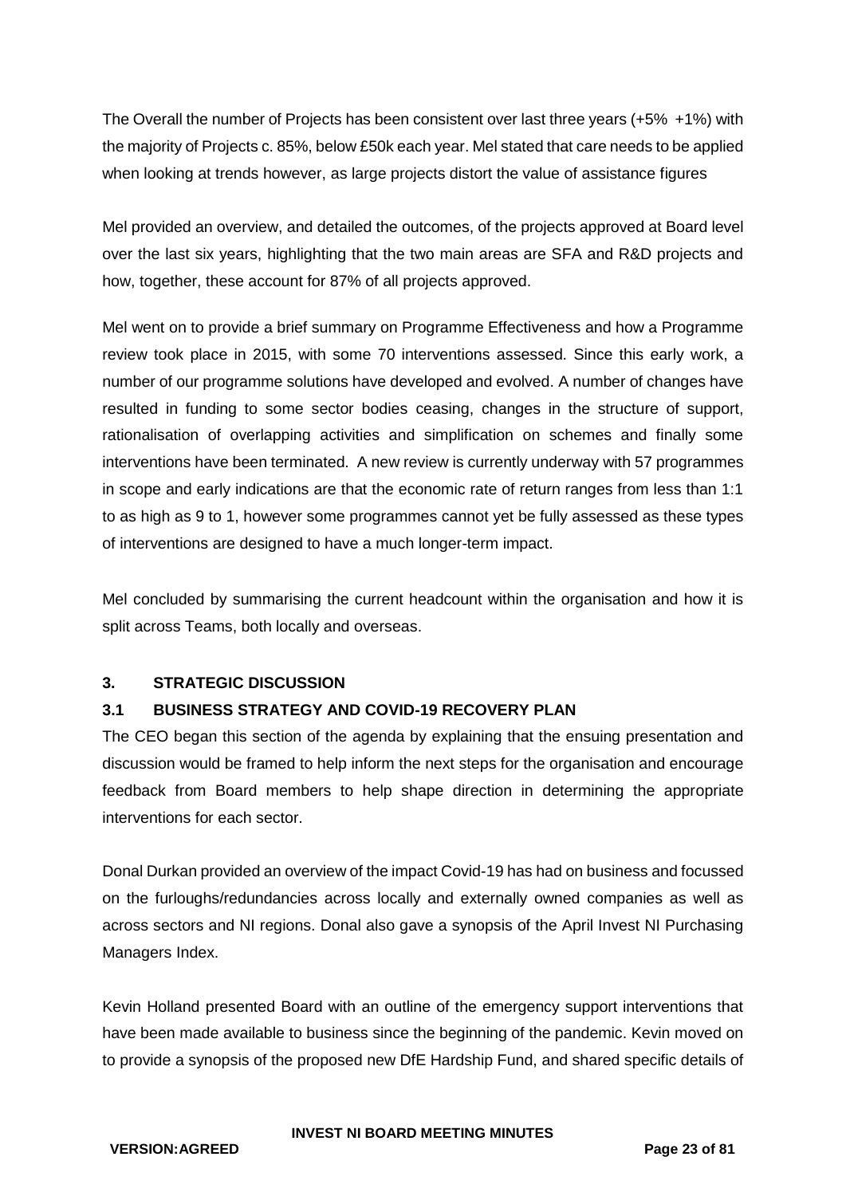The Overall the number of Projects has been consistent over last three years (+5% +1%) with the majority of Projects c. 85%, below £50k each year. Mel stated that care needs to be applied when looking at trends however, as large projects distort the value of assistance figures

Mel provided an overview, and detailed the outcomes, of the projects approved at Board level over the last six years, highlighting that the two main areas are SFA and R&D projects and how, together, these account for 87% of all projects approved.

Mel went on to provide a brief summary on Programme Effectiveness and how a Programme review took place in 2015, with some 70 interventions assessed. Since this early work, a number of our programme solutions have developed and evolved. A number of changes have resulted in funding to some sector bodies ceasing, changes in the structure of support, rationalisation of overlapping activities and simplification on schemes and finally some interventions have been terminated. A new review is currently underway with 57 programmes in scope and early indications are that the economic rate of return ranges from less than 1:1 to as high as 9 to 1, however some programmes cannot yet be fully assessed as these types of interventions are designed to have a much longer-term impact.

Mel concluded by summarising the current headcount within the organisation and how it is split across Teams, both locally and overseas.

## 3. STRATEGIC DISCUSSION

### 3.1 BUSINESS STRATEGY AND COVID-19 RECOVERY PLAN

The CEO began this section of the agenda by explaining that the ensuing presentation and discussion would be framed to help inform the next steps for the organisation and encourage feedback from Board members to help shape direction in determining the appropriate interventions for each sector.

Donal Durkan provided an overview of the impact Covid-19 has had on business and focussed on the furloughs/redundancies across locally and externally owned companies as well as across sectors and NI regions. Donal also gave a synopsis of the April Invest NI Purchasing Managers Index.

Kevin Holland presented Board with an outline of the emergency support interventions that have been made available to business since the beginning of the pandemic. Kevin moved on to provide a synopsis of the proposed new DfE Hardship Fund, and shared specific details of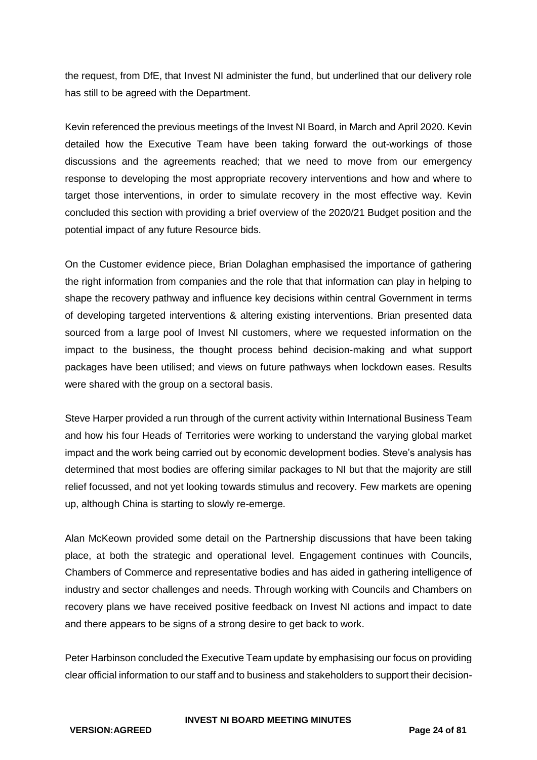the request, from DfE, that Invest NI administer the fund, but underlined that our delivery role has still to be agreed with the Department.

Kevin referenced the previous meetings of the Invest NI Board, in March and April 2020. Kevin detailed how the Executive Team have been taking forward the out-workings of those discussions and the agreements reached; that we need to move from our emergency response to developing the most appropriate recovery interventions and how and where to target those interventions, in order to simulate recovery in the most effective way. Kevin concluded this section with providing a brief overview of the 2020/21 Budget position and the potential impact of any future Resource bids.

On the Customer evidence piece, Brian Dolaghan emphasised the importance of gathering the right information from companies and the role that that information can play in helping to shape the recovery pathway and influence key decisions within central Government in terms of developing targeted interventions & altering existing interventions. Brian presented data sourced from a large pool of Invest NI customers, where we requested information on the impact to the business, the thought process behind decision-making and what support packages have been utilised; and views on future pathways when lockdown eases. Results were shared with the group on a sectoral basis.

Steve Harper provided a run through of the current activity within International Business Team and how his four Heads of Territories were working to understand the varying global market impact and the work being carried out by economic development bodies. Steve's analysis has determined that most bodies are offering similar packages to NI but that the majority are still relief focussed, and not yet looking towards stimulus and recovery. Few markets are opening up, although China is starting to slowly re-emerge.

Alan McKeown provided some detail on the Partnership discussions that have been taking place, at both the strategic and operational level. Engagement continues with Councils, Chambers of Commerce and representative bodies and has aided in gathering intelligence of industry and sector challenges and needs. Through working with Councils and Chambers on recovery plans we have received positive feedback on Invest NI actions and impact to date and there appears to be signs of a strong desire to get back to work.

Peter Harbinson concluded the Executive Team update by emphasising our focus on providing clear official information to our staff and to business and stakeholders to support their decision-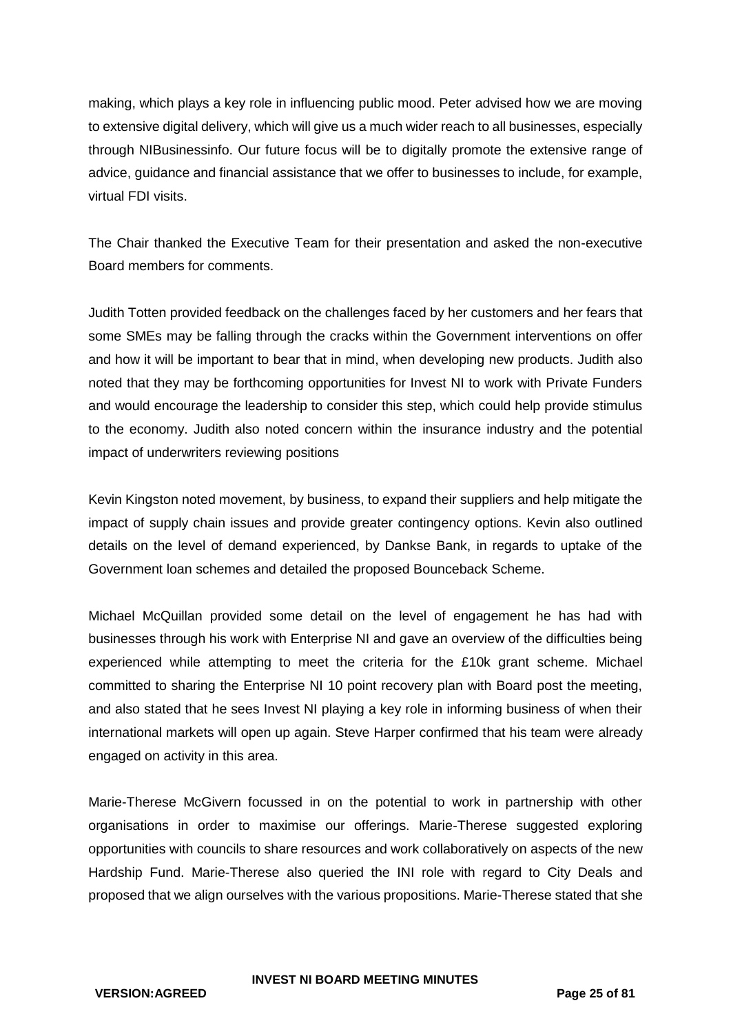making, which plays a key role in influencing public mood. Peter advised how we are moving to extensive digital delivery, which will give us a much wider reach to all businesses, especially through NIBusinessinfo. Our future focus will be to digitally promote the extensive range of advice, guidance and financial assistance that we offer to businesses to include, for example, virtual FDI visits.

The Chair thanked the Executive Team for their presentation and asked the non-executive Board members for comments.

Judith Totten provided feedback on the challenges faced by her customers and her fears that some SMEs may be falling through the cracks within the Government interventions on offer and how it will be important to bear that in mind, when developing new products. Judith also noted that they may be forthcoming opportunities for Invest NI to work with Private Funders and would encourage the leadership to consider this step, which could help provide stimulus to the economy. Judith also noted concern within the insurance industry and the potential impact of underwriters reviewing positions

Kevin Kingston noted movement, by business, to expand their suppliers and help mitigate the impact of supply chain issues and provide greater contingency options. Kevin also outlined details on the level of demand experienced, by Dankse Bank, in regards to uptake of the Government loan schemes and detailed the proposed Bounceback Scheme.

Michael McQuillan provided some detail on the level of engagement he has had with businesses through his work with Enterprise NI and gave an overview of the difficulties being experienced while attempting to meet the criteria for the £10k grant scheme. Michael committed to sharing the Enterprise NI 10 point recovery plan with Board post the meeting, and also stated that he sees Invest NI playing a key role in informing business of when their international markets will open up again. Steve Harper confirmed that his team were already engaged on activity in this area.

Marie-Therese McGivern focussed in on the potential to work in partnership with other organisations in order to maximise our offerings. Marie-Therese suggested exploring opportunities with councils to share resources and work collaboratively on aspects of the new Hardship Fund. Marie-Therese also queried the INI role with regard to City Deals and proposed that we align ourselves with the various propositions. Marie-Therese stated that she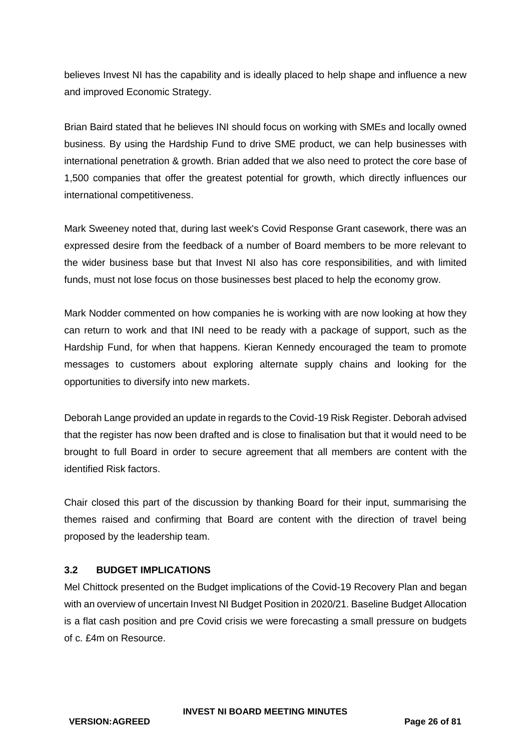believes Invest NI has the capability and is ideally placed to help shape and influence a new and improved Economic Strategy.

Brian Baird stated that he believes INI should focus on working with SMEs and locally owned business. By using the Hardship Fund to drive SME product, we can help businesses with international penetration & growth. Brian added that we also need to protect the core base of 1,500 companies that offer the greatest potential for growth, which directly influences our international competitiveness.

Mark Sweeney noted that, during last week's Covid Response Grant casework, there was an expressed desire from the feedback of a number of Board members to be more relevant to the wider business base but that Invest NI also has core responsibilities, and with limited funds, must not lose focus on those businesses best placed to help the economy grow.

Mark Nodder commented on how companies he is working with are now looking at how they can return to work and that INI need to be ready with a package of support, such as the Hardship Fund, for when that happens. Kieran Kennedy encouraged the team to promote messages to customers about exploring alternate supply chains and looking for the opportunities to diversify into new markets.

Deborah Lange provided an update in regards to the Covid-19 Risk Register. Deborah advised that the register has now been drafted and is close to finalisation but that it would need to be brought to full Board in order to secure agreement that all members are content with the identified Risk factors.

Chair closed this part of the discussion by thanking Board for their input, summarising the themes raised and confirming that Board are content with the direction of travel being proposed by the leadership team.

### 3.2 BUDGET IMPLICATIONS

Mel Chittock presented on the Budget implications of the Covid-19 Recovery Plan and began with an overview of uncertain Invest NI Budget Position in 2020/21. Baseline Budget Allocation is a flat cash position and pre Covid crisis we were forecasting a small pressure on budgets of c. £4m on Resource.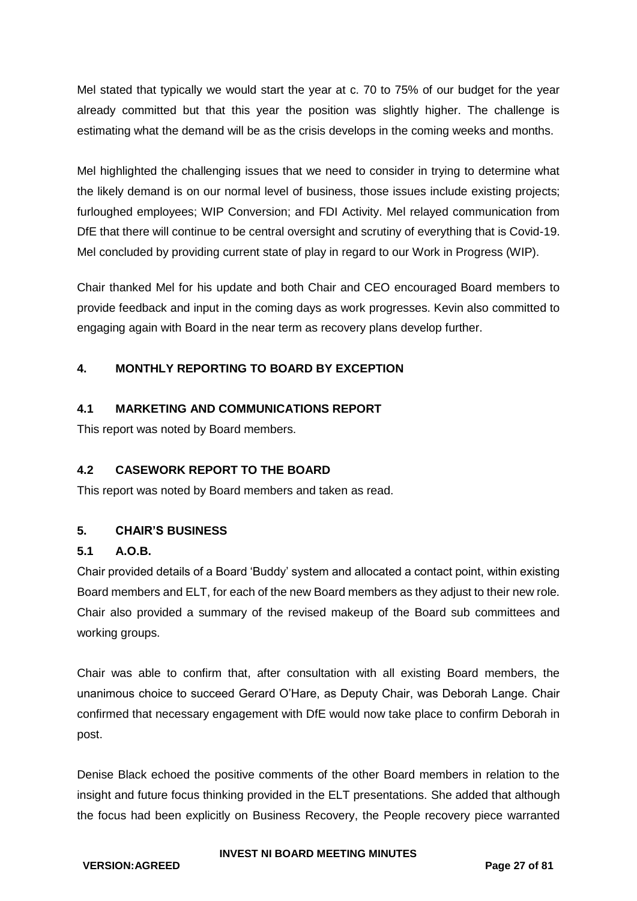Mel stated that typically we would start the year at c. 70 to 75% of our budget for the year already committed but that this year the position was slightly higher. The challenge is estimating what the demand will be as the crisis develops in the coming weeks and months.

Mel highlighted the challenging issues that we need to consider in trying to determine what the likely demand is on our normal level of business, those issues include existing projects; furloughed employees; WIP Conversion; and FDI Activity. Mel relayed communication from DfE that there will continue to be central oversight and scrutiny of everything that is Covid-19. Mel concluded by providing current state of play in regard to our Work in Progress (WIP).

Chair thanked Mel for his update and both Chair and CEO encouraged Board members to provide feedback and input in the coming days as work progresses. Kevin also committed to engaging again with Board in the near term as recovery plans develop further.

## 4. MONTHLY REPORTING TO BOARD BY EXCEPTION

### 4.1 MARKETING AND COMMUNICATIONS REPORT

This report was noted by Board members.

### 4.2 CASEWORK REPORT TO THE BOARD

This report was noted by Board members and taken as read.

## 5. CHAIR'S BUSINESS

### 5.1 A.O.B.

Chair provided details of a Board 'Buddy' system and allocated a contact point, within existing Board members and ELT, for each of the new Board members as they adjust to their new role. Chair also provided a summary of the revised makeup of the Board sub committees and working groups.

Chair was able to confirm that, after consultation with all existing Board members, the unanimous choice to succeed Gerard O'Hare, as Deputy Chair, was Deborah Lange. Chair confirmed that necessary engagement with DfE would now take place to confirm Deborah in post.

Denise Black echoed the positive comments of the other Board members in relation to the insight and future focus thinking provided in the ELT presentations. She added that although the focus had been explicitly on Business Recovery, the People recovery piece warranted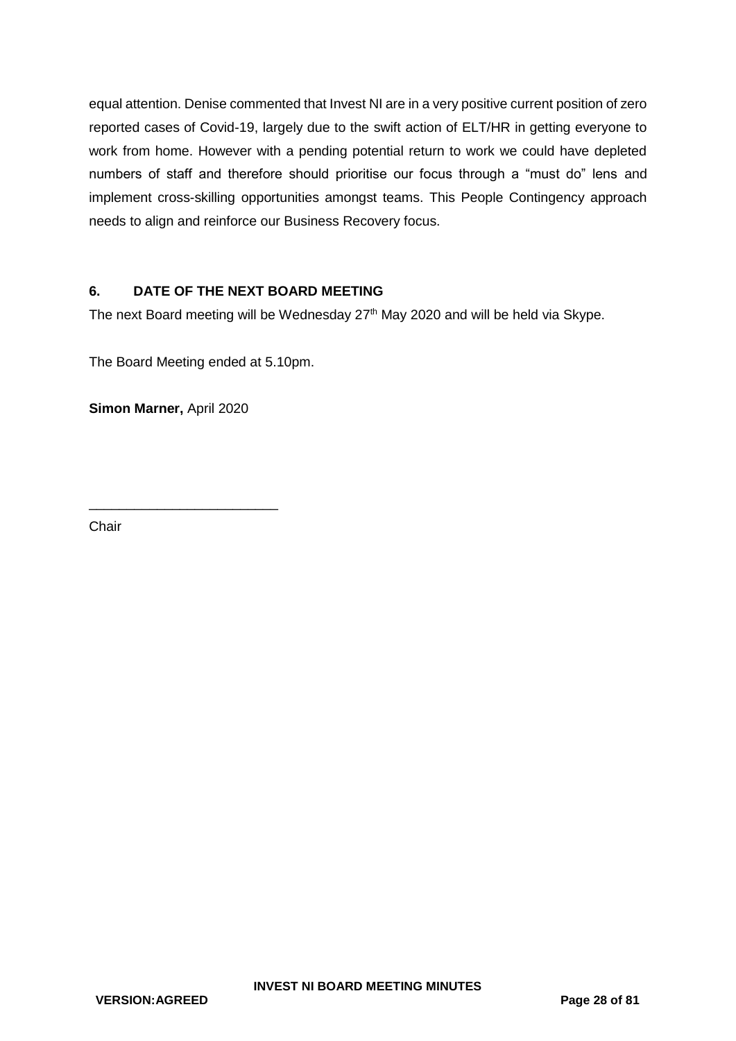equal attention. Denise commented that Invest NI are in a very positive current position of zero reported cases of Covid-19, largely due to the swift action of ELT/HR in getting everyone to work from home. However with a pending potential return to work we could have depleted numbers of staff and therefore should prioritise our focus through a "must do" lens and implement cross-skilling opportunities amongst teams. This People Contingency approach needs to align and reinforce our Business Recovery focus.

## 6. DATE OF THE NEXT BOARD MEETING

The next Board meeting will be Wednesday 27th May 2020 and will be held via Skype.

The Board Meeting ended at 5.10pm.

**Simon Marner,** April 2020

_________________________

Chair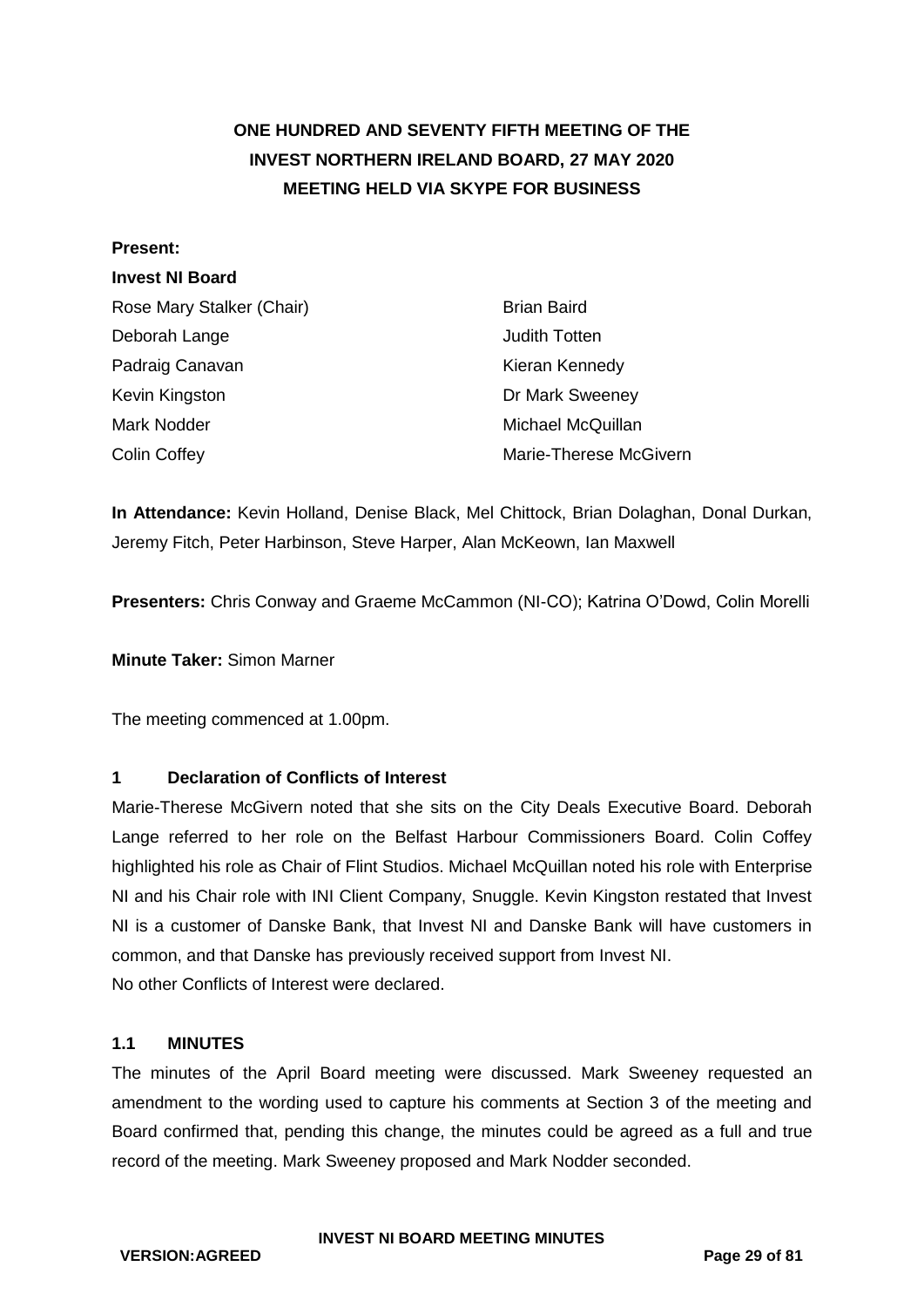# ONE HUNDRED AND SEVENTY FIFTH MEETING OF THE INVEST NORTHERN IRELAND BOARD, 27 MAY 2020
## MEETING HELD VIA SKYPE FOR BUSINESS

**Present:**

**Invest NI Board**

| | |
|---|---|
| Rose Mary Stalker (Chair) | Brian Baird |
| Deborah Lange | Judith Totten |
| Padraig Canavan | Kieran Kennedy |
| Kevin Kingston | Dr Mark Sweeney |
| Mark Nodder | Michael McQuillan |
| Colin Coffey | Marie-Therese McGivern |

**In Attendance:** Kevin Holland, Denise Black, Mel Chittock, Brian Dolaghan, Donal Durkan, Jeremy Fitch, Peter Harbinson, Steve Harper, Alan McKeown, Ian Maxwell

**Presenters:** Chris Conway and Graeme McCammon (NI-CO); Katrina O'Dowd, Colin Morelli

**Minute Taker:** Simon Marner

The meeting commenced at 1.00pm.

### 1 Declaration of Conflicts of Interest

Marie-Therese McGivern noted that she sits on the City Deals Executive Board. Deborah Lange referred to her role on the Belfast Harbour Commissioners Board. Colin Coffey highlighted his role as Chair of Flint Studios. Michael McQuillan noted his role with Enterprise NI and his Chair role with INI Client Company, Snuggle. Kevin Kingston restated that Invest NI is a customer of Danske Bank, that Invest NI and Danske Bank will have customers in common, and that Danske has previously received support from Invest NI.

No other Conflicts of Interest were declared.

### 1.1 MINUTES

The minutes of the April Board meeting were discussed. Mark Sweeney requested an amendment to the wording used to capture his comments at Section 3 of the meeting and Board confirmed that, pending this change, the minutes could be agreed as a full and true record of the meeting. Mark Sweeney proposed and Mark Nodder seconded.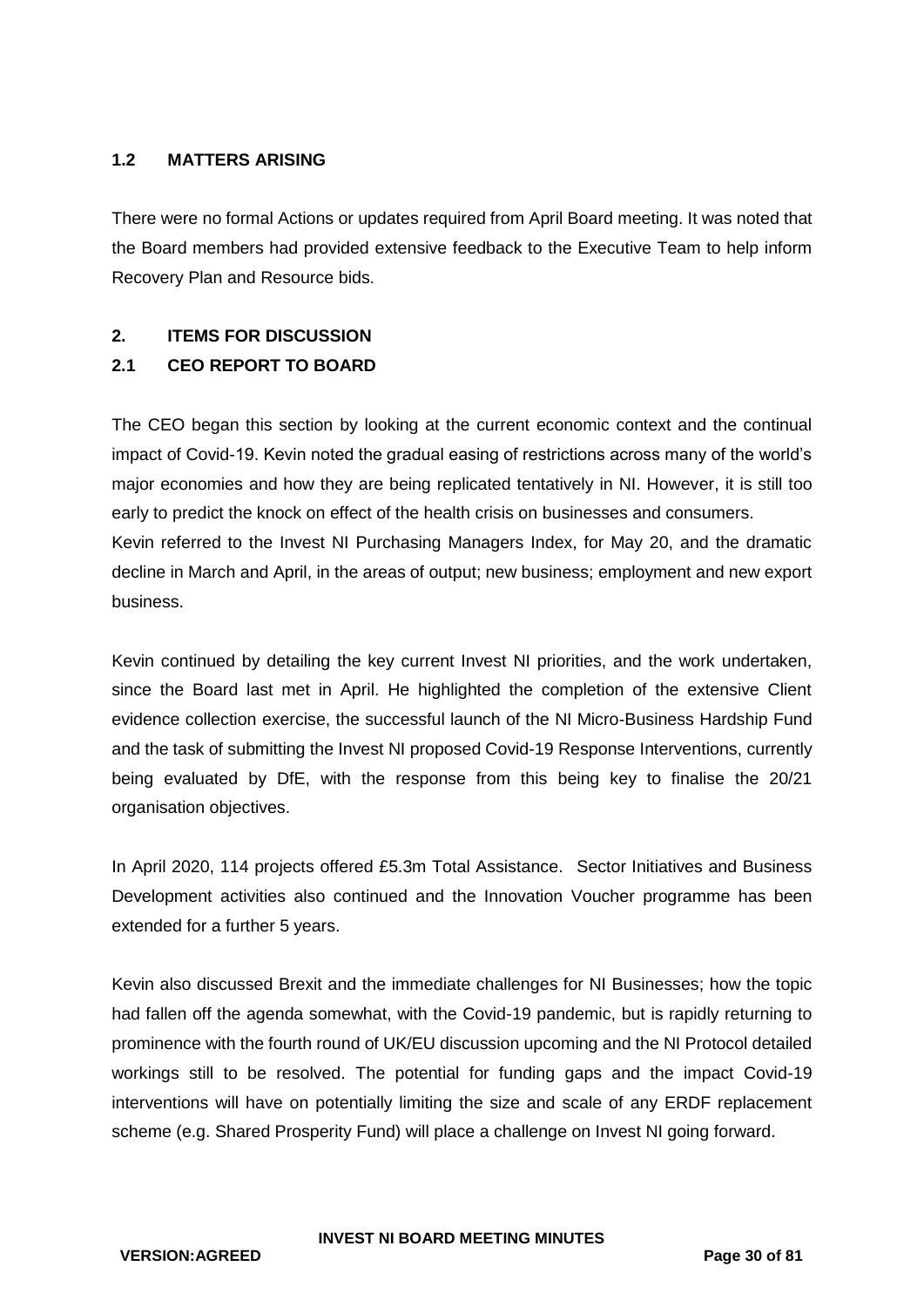### 1.2 MATTERS ARISING

There were no formal Actions or updates required from April Board meeting. It was noted that the Board members had provided extensive feedback to the Executive Team to help inform Recovery Plan and Resource bids.

## 2. ITEMS FOR DISCUSSION

### 2.1 CEO REPORT TO BOARD

The CEO began this section by looking at the current economic context and the continual impact of Covid-19. Kevin noted the gradual easing of restrictions across many of the world's major economies and how they are being replicated tentatively in NI. However, it is still too early to predict the knock on effect of the health crisis on businesses and consumers.
Kevin referred to the Invest NI Purchasing Managers Index, for May 20, and the dramatic decline in March and April, in the areas of output; new business; employment and new export business.

Kevin continued by detailing the key current Invest NI priorities, and the work undertaken, since the Board last met in April. He highlighted the completion of the extensive Client evidence collection exercise, the successful launch of the NI Micro-Business Hardship Fund and the task of submitting the Invest NI proposed Covid-19 Response Interventions, currently being evaluated by DfE, with the response from this being key to finalise the 20/21 organisation objectives.

In April 2020, 114 projects offered £5.3m Total Assistance. Sector Initiatives and Business Development activities also continued and the Innovation Voucher programme has been extended for a further 5 years.

Kevin also discussed Brexit and the immediate challenges for NI Businesses; how the topic had fallen off the agenda somewhat, with the Covid-19 pandemic, but is rapidly returning to prominence with the fourth round of UK/EU discussion upcoming and the NI Protocol detailed workings still to be resolved. The potential for funding gaps and the impact Covid-19 interventions will have on potentially limiting the size and scale of any ERDF replacement scheme (e.g. Shared Prosperity Fund) will place a challenge on Invest NI going forward.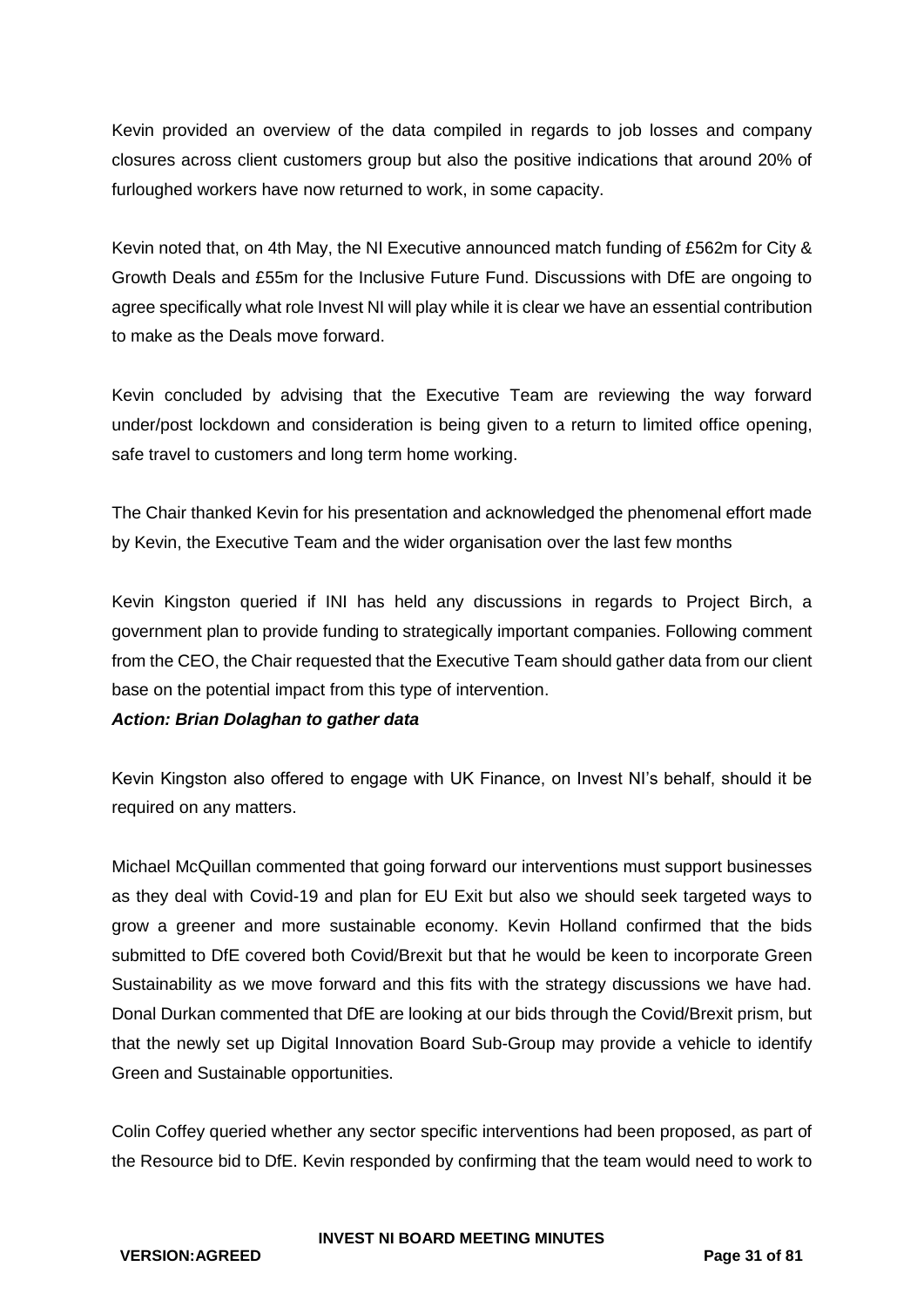Kevin provided an overview of the data compiled in regards to job losses and company closures across client customers group but also the positive indications that around 20% of furloughed workers have now returned to work, in some capacity.

Kevin noted that, on 4th May, the NI Executive announced match funding of £562m for City & Growth Deals and £55m for the Inclusive Future Fund. Discussions with DfE are ongoing to agree specifically what role Invest NI will play while it is clear we have an essential contribution to make as the Deals move forward.

Kevin concluded by advising that the Executive Team are reviewing the way forward under/post lockdown and consideration is being given to a return to limited office opening, safe travel to customers and long term home working.

The Chair thanked Kevin for his presentation and acknowledged the phenomenal effort made by Kevin, the Executive Team and the wider organisation over the last few months

Kevin Kingston queried if INI has held any discussions in regards to Project Birch, a government plan to provide funding to strategically important companies. Following comment from the CEO, the Chair requested that the Executive Team should gather data from our client base on the potential impact from this type of intervention.

***Action: Brian Dolaghan to gather data***

Kevin Kingston also offered to engage with UK Finance, on Invest NI's behalf, should it be required on any matters.

Michael McQuillan commented that going forward our interventions must support businesses as they deal with Covid-19 and plan for EU Exit but also we should seek targeted ways to grow a greener and more sustainable economy. Kevin Holland confirmed that the bids submitted to DfE covered both Covid/Brexit but that he would be keen to incorporate Green Sustainability as we move forward and this fits with the strategy discussions we have had. Donal Durkan commented that DfE are looking at our bids through the Covid/Brexit prism, but that the newly set up Digital Innovation Board Sub-Group may provide a vehicle to identify Green and Sustainable opportunities.

Colin Coffey queried whether any sector specific interventions had been proposed, as part of the Resource bid to DfE. Kevin responded by confirming that the team would need to work to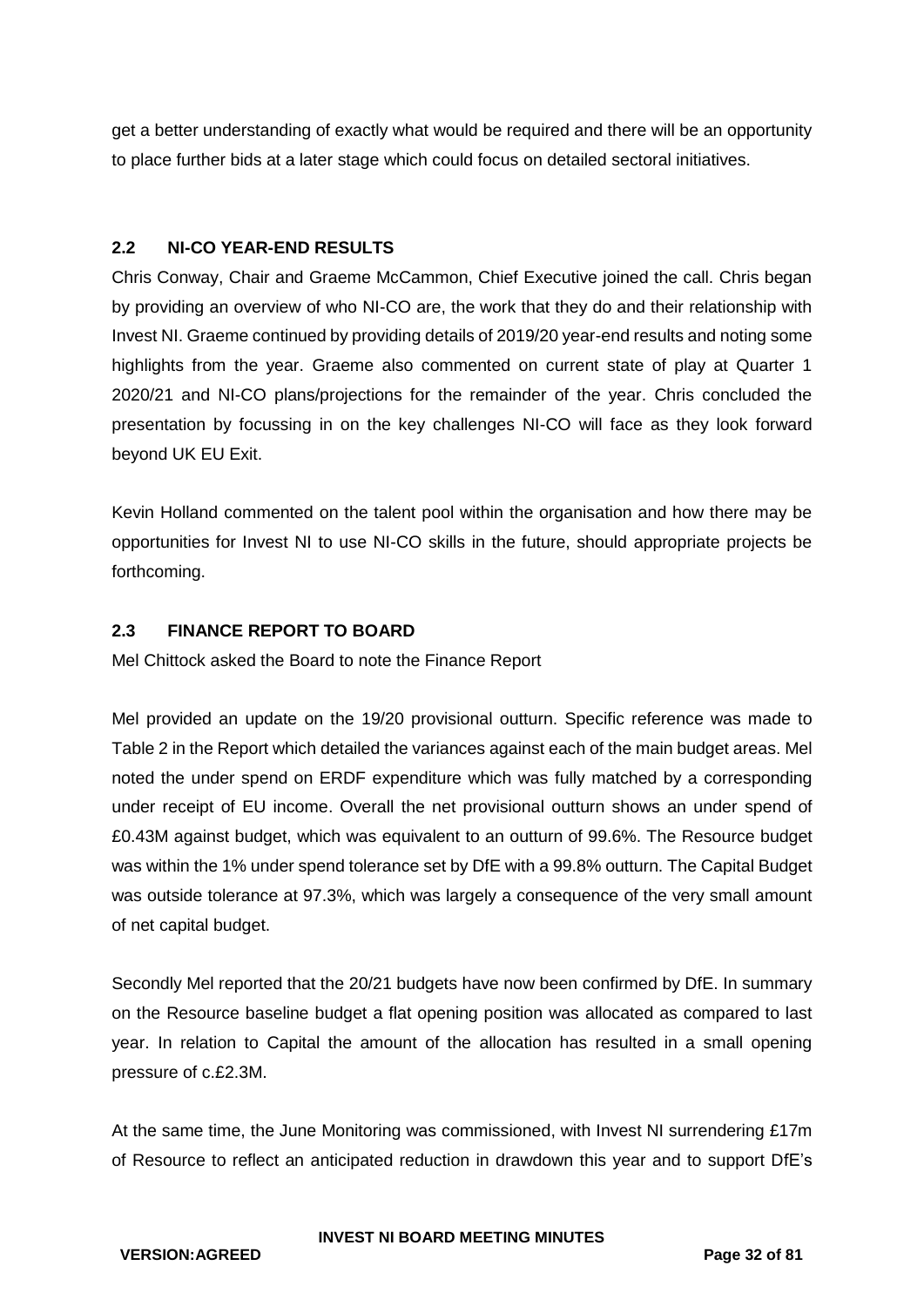get a better understanding of exactly what would be required and there will be an opportunity to place further bids at a later stage which could focus on detailed sectoral initiatives.

## 2.2 NI-CO YEAR-END RESULTS

Chris Conway, Chair and Graeme McCammon, Chief Executive joined the call. Chris began by providing an overview of who NI-CO are, the work that they do and their relationship with Invest NI. Graeme continued by providing details of 2019/20 year-end results and noting some highlights from the year. Graeme also commented on current state of play at Quarter 1 2020/21 and NI-CO plans/projections for the remainder of the year. Chris concluded the presentation by focussing in on the key challenges NI-CO will face as they look forward beyond UK EU Exit.

Kevin Holland commented on the talent pool within the organisation and how there may be opportunities for Invest NI to use NI-CO skills in the future, should appropriate projects be forthcoming.

## 2.3 FINANCE REPORT TO BOARD

Mel Chittock asked the Board to note the Finance Report

Mel provided an update on the 19/20 provisional outturn. Specific reference was made to Table 2 in the Report which detailed the variances against each of the main budget areas. Mel noted the under spend on ERDF expenditure which was fully matched by a corresponding under receipt of EU income. Overall the net provisional outturn shows an under spend of £0.43M against budget, which was equivalent to an outturn of 99.6%. The Resource budget was within the 1% under spend tolerance set by DfE with a 99.8% outturn. The Capital Budget was outside tolerance at 97.3%, which was largely a consequence of the very small amount of net capital budget.

Secondly Mel reported that the 20/21 budgets have now been confirmed by DfE. In summary on the Resource baseline budget a flat opening position was allocated as compared to last year. In relation to Capital the amount of the allocation has resulted in a small opening pressure of c.£2.3M.

At the same time, the June Monitoring was commissioned, with Invest NI surrendering £17m of Resource to reflect an anticipated reduction in drawdown this year and to support DfE's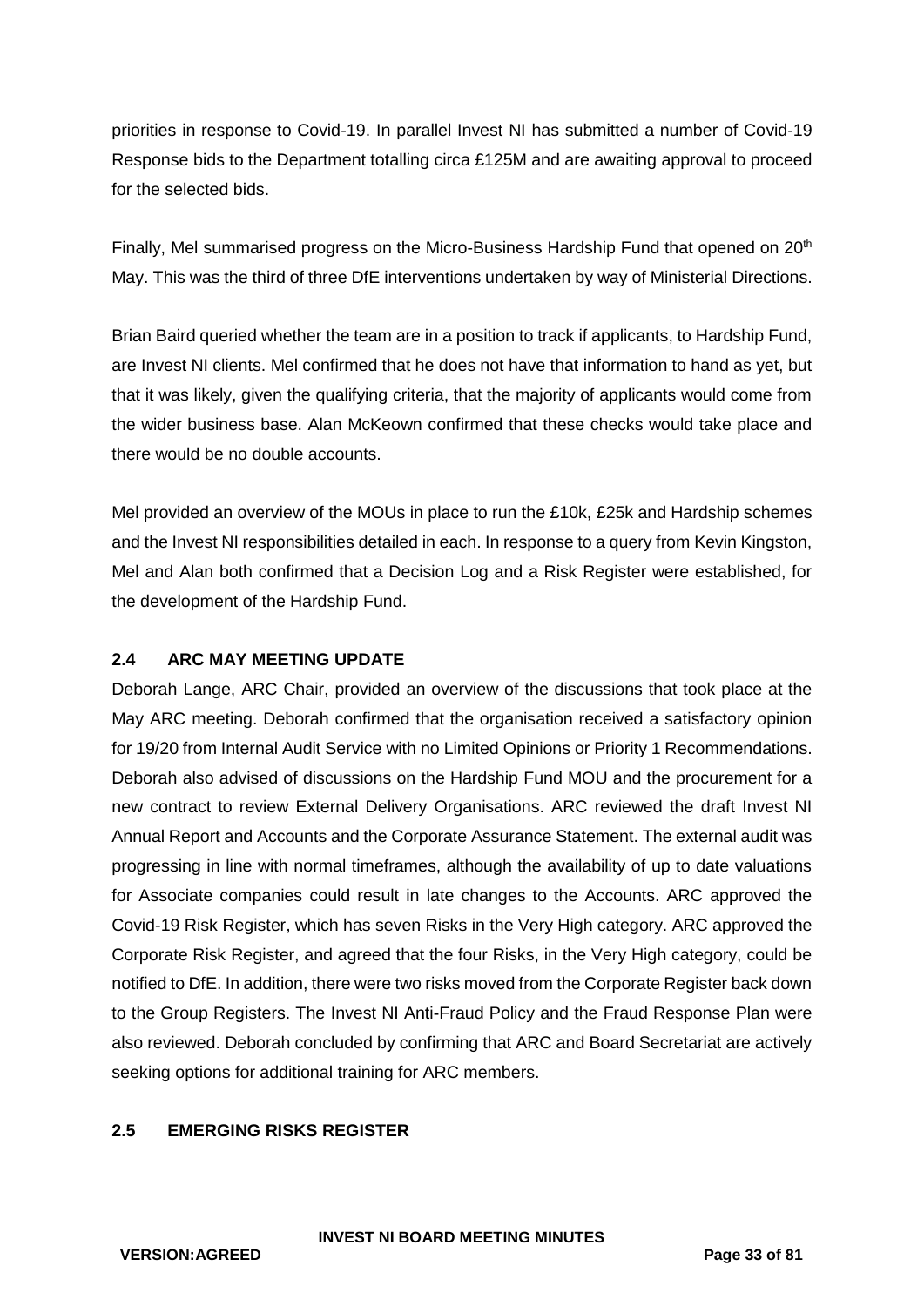priorities in response to Covid-19. In parallel Invest NI has submitted a number of Covid-19 Response bids to the Department totalling circa £125M and are awaiting approval to proceed for the selected bids.

Finally, Mel summarised progress on the Micro-Business Hardship Fund that opened on 20th May. This was the third of three DfE interventions undertaken by way of Ministerial Directions.

Brian Baird queried whether the team are in a position to track if applicants, to Hardship Fund, are Invest NI clients. Mel confirmed that he does not have that information to hand as yet, but that it was likely, given the qualifying criteria, that the majority of applicants would come from the wider business base. Alan McKeown confirmed that these checks would take place and there would be no double accounts.

Mel provided an overview of the MOUs in place to run the £10k, £25k and Hardship schemes and the Invest NI responsibilities detailed in each. In response to a query from Kevin Kingston, Mel and Alan both confirmed that a Decision Log and a Risk Register were established, for the development of the Hardship Fund.

## 2.4 ARC MAY MEETING UPDATE

Deborah Lange, ARC Chair, provided an overview of the discussions that took place at the May ARC meeting. Deborah confirmed that the organisation received a satisfactory opinion for 19/20 from Internal Audit Service with no Limited Opinions or Priority 1 Recommendations. Deborah also advised of discussions on the Hardship Fund MOU and the procurement for a new contract to review External Delivery Organisations. ARC reviewed the draft Invest NI Annual Report and Accounts and the Corporate Assurance Statement. The external audit was progressing in line with normal timeframes, although the availability of up to date valuations for Associate companies could result in late changes to the Accounts. ARC approved the Covid-19 Risk Register, which has seven Risks in the Very High category. ARC approved the Corporate Risk Register, and agreed that the four Risks, in the Very High category, could be notified to DfE. In addition, there were two risks moved from the Corporate Register back down to the Group Registers. The Invest NI Anti-Fraud Policy and the Fraud Response Plan were also reviewed. Deborah concluded by confirming that ARC and Board Secretariat are actively seeking options for additional training for ARC members.

## 2.5 EMERGING RISKS REGISTER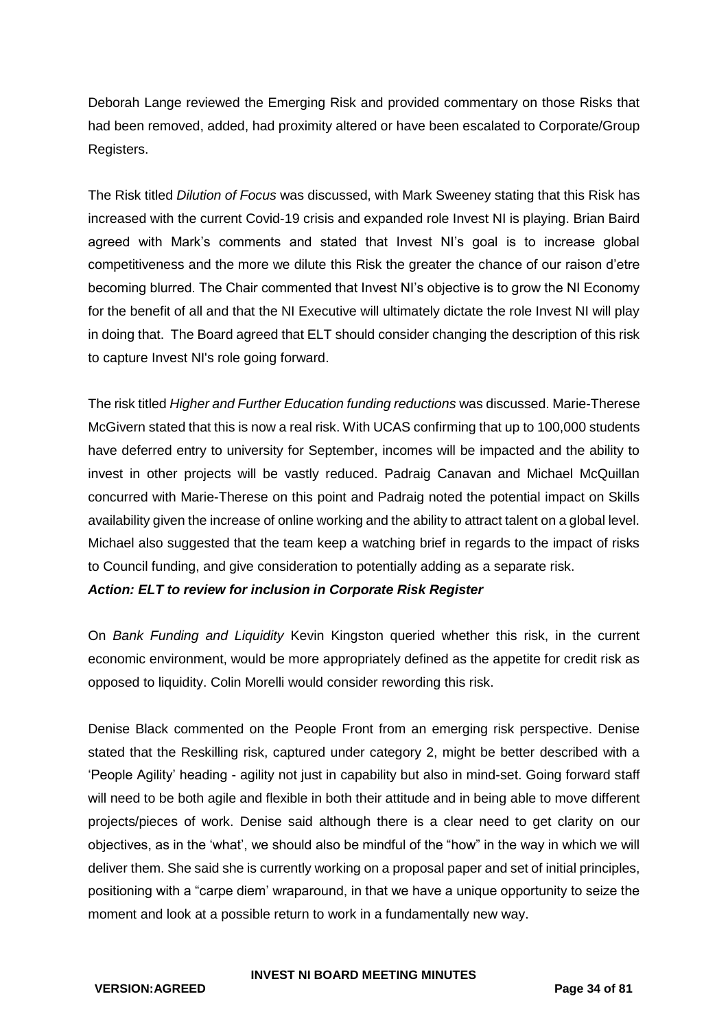Deborah Lange reviewed the Emerging Risk and provided commentary on those Risks that had been removed, added, had proximity altered or have been escalated to Corporate/Group Registers.

The Risk titled *Dilution of Focus* was discussed, with Mark Sweeney stating that this Risk has increased with the current Covid-19 crisis and expanded role Invest NI is playing. Brian Baird agreed with Mark's comments and stated that Invest NI's goal is to increase global competitiveness and the more we dilute this Risk the greater the chance of our raison d'etre becoming blurred. The Chair commented that Invest NI's objective is to grow the NI Economy for the benefit of all and that the NI Executive will ultimately dictate the role Invest NI will play in doing that. The Board agreed that ELT should consider changing the description of this risk to capture Invest NI's role going forward.

The risk titled *Higher and Further Education funding reductions* was discussed. Marie-Therese McGivern stated that this is now a real risk. With UCAS confirming that up to 100,000 students have deferred entry to university for September, incomes will be impacted and the ability to invest in other projects will be vastly reduced. Padraig Canavan and Michael McQuillan concurred with Marie-Therese on this point and Padraig noted the potential impact on Skills availability given the increase of online working and the ability to attract talent on a global level. Michael also suggested that the team keep a watching brief in regards to the impact of risks to Council funding, and give consideration to potentially adding as a separate risk.

***Action: ELT to review for inclusion in Corporate Risk Register***

On *Bank Funding and Liquidity* Kevin Kingston queried whether this risk, in the current economic environment, would be more appropriately defined as the appetite for credit risk as opposed to liquidity. Colin Morelli would consider rewording this risk.

Denise Black commented on the People Front from an emerging risk perspective. Denise stated that the Reskilling risk, captured under category 2, might be better described with a 'People Agility' heading - agility not just in capability but also in mind-set. Going forward staff will need to be both agile and flexible in both their attitude and in being able to move different projects/pieces of work. Denise said although there is a clear need to get clarity on our objectives, as in the 'what', we should also be mindful of the "how" in the way in which we will deliver them. She said she is currently working on a proposal paper and set of initial principles, positioning with a "carpe diem' wraparound, in that we have a unique opportunity to seize the moment and look at a possible return to work in a fundamentally new way.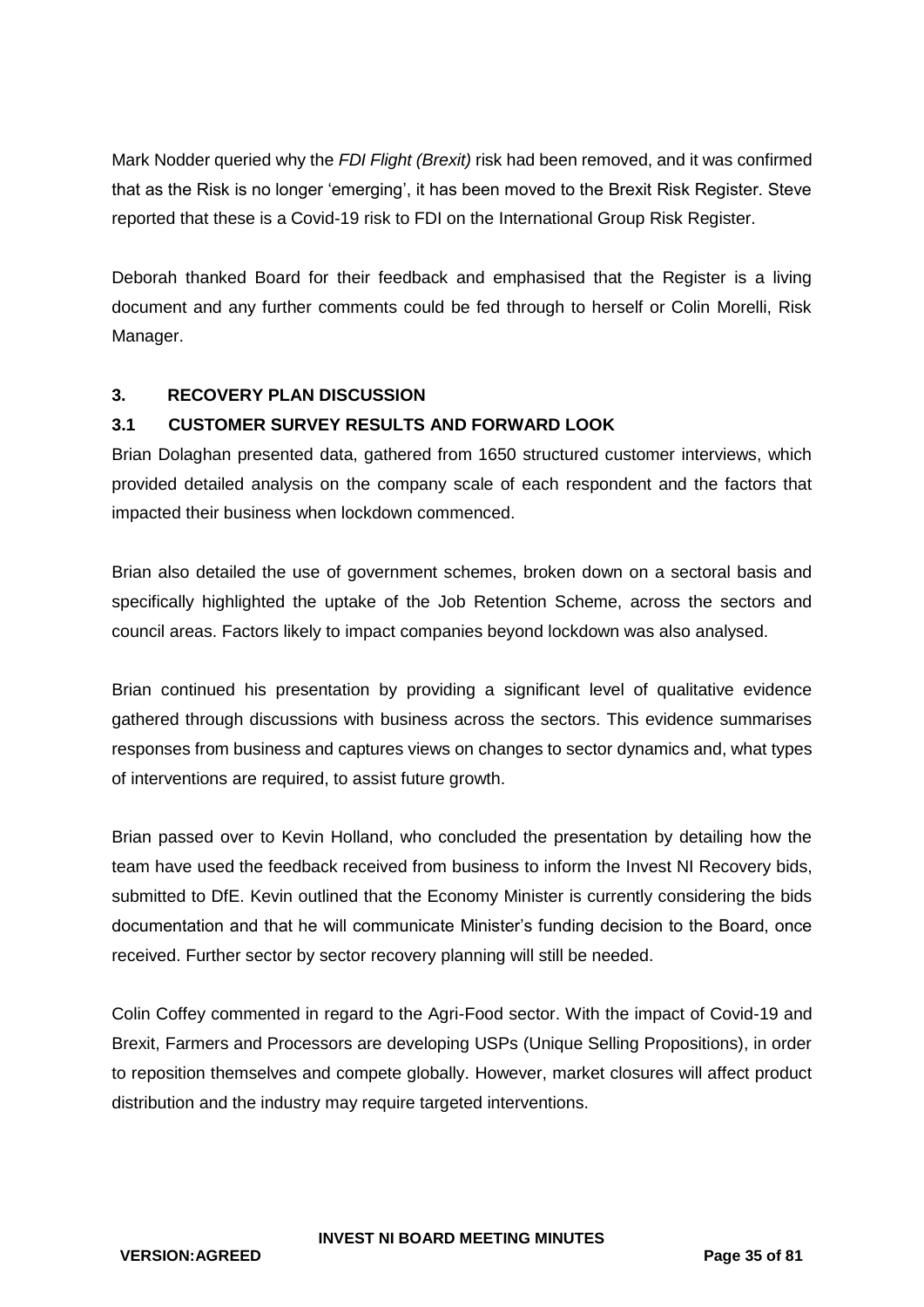Mark Nodder queried why the *FDI Flight (Brexit)* risk had been removed, and it was confirmed that as the Risk is no longer 'emerging', it has been moved to the Brexit Risk Register. Steve reported that these is a Covid-19 risk to FDI on the International Group Risk Register.

Deborah thanked Board for their feedback and emphasised that the Register is a living document and any further comments could be fed through to herself or Colin Morelli, Risk Manager.

## 3. RECOVERY PLAN DISCUSSION

### 3.1 CUSTOMER SURVEY RESULTS AND FORWARD LOOK

Brian Dolaghan presented data, gathered from 1650 structured customer interviews, which provided detailed analysis on the company scale of each respondent and the factors that impacted their business when lockdown commenced.

Brian also detailed the use of government schemes, broken down on a sectoral basis and specifically highlighted the uptake of the Job Retention Scheme, across the sectors and council areas. Factors likely to impact companies beyond lockdown was also analysed.

Brian continued his presentation by providing a significant level of qualitative evidence gathered through discussions with business across the sectors. This evidence summarises responses from business and captures views on changes to sector dynamics and, what types of interventions are required, to assist future growth.

Brian passed over to Kevin Holland, who concluded the presentation by detailing how the team have used the feedback received from business to inform the Invest NI Recovery bids, submitted to DfE. Kevin outlined that the Economy Minister is currently considering the bids documentation and that he will communicate Minister's funding decision to the Board, once received. Further sector by sector recovery planning will still be needed.

Colin Coffey commented in regard to the Agri-Food sector. With the impact of Covid-19 and Brexit, Farmers and Processors are developing USPs (Unique Selling Propositions), in order to reposition themselves and compete globally. However, market closures will affect product distribution and the industry may require targeted interventions.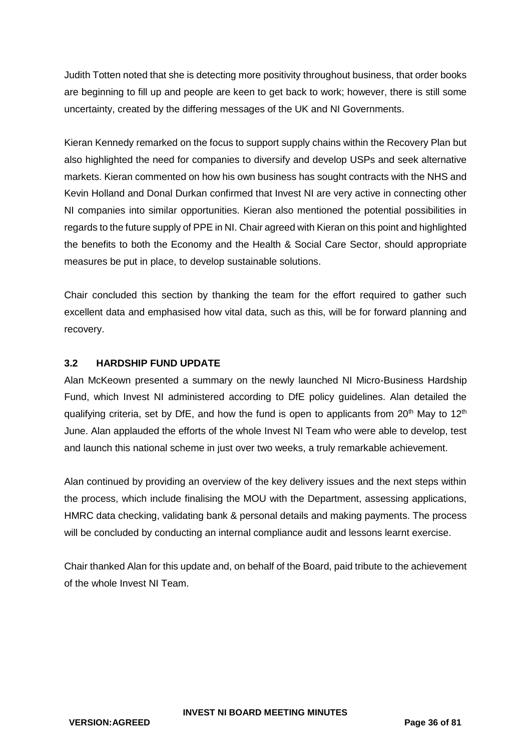Judith Totten noted that she is detecting more positivity throughout business, that order books are beginning to fill up and people are keen to get back to work; however, there is still some uncertainty, created by the differing messages of the UK and NI Governments.

Kieran Kennedy remarked on the focus to support supply chains within the Recovery Plan but also highlighted the need for companies to diversify and develop USPs and seek alternative markets. Kieran commented on how his own business has sought contracts with the NHS and Kevin Holland and Donal Durkan confirmed that Invest NI are very active in connecting other NI companies into similar opportunities. Kieran also mentioned the potential possibilities in regards to the future supply of PPE in NI. Chair agreed with Kieran on this point and highlighted the benefits to both the Economy and the Health & Social Care Sector, should appropriate measures be put in place, to develop sustainable solutions.

Chair concluded this section by thanking the team for the effort required to gather such excellent data and emphasised how vital data, such as this, will be for forward planning and recovery.

### 3.2 HARDSHIP FUND UPDATE

Alan McKeown presented a summary on the newly launched NI Micro-Business Hardship Fund, which Invest NI administered according to DfE policy guidelines. Alan detailed the qualifying criteria, set by DfE, and how the fund is open to applicants from 20th May to 12th June. Alan applauded the efforts of the whole Invest NI Team who were able to develop, test and launch this national scheme in just over two weeks, a truly remarkable achievement.

Alan continued by providing an overview of the key delivery issues and the next steps within the process, which include finalising the MOU with the Department, assessing applications, HMRC data checking, validating bank & personal details and making payments. The process will be concluded by conducting an internal compliance audit and lessons learnt exercise.

Chair thanked Alan for this update and, on behalf of the Board, paid tribute to the achievement of the whole Invest NI Team.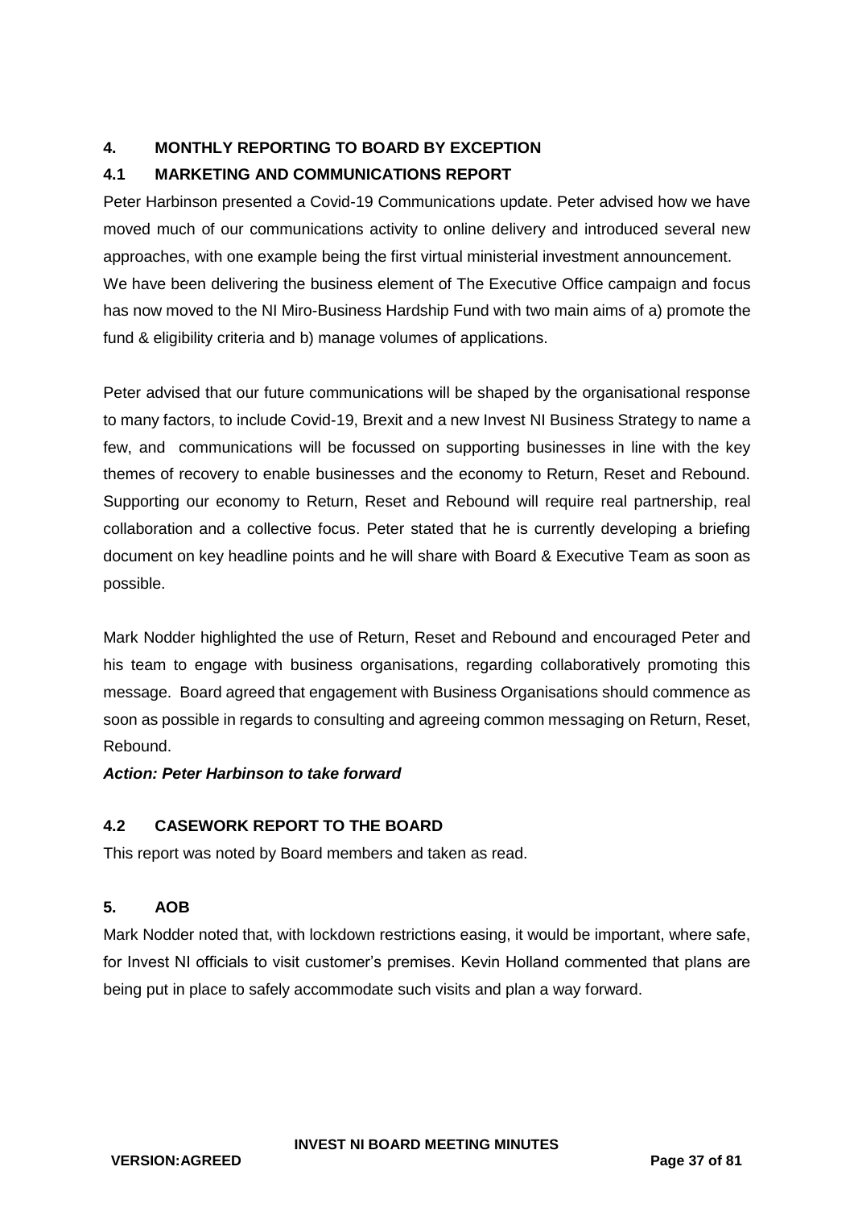## 4. MONTHLY REPORTING TO BOARD BY EXCEPTION

### 4.1 MARKETING AND COMMUNICATIONS REPORT

Peter Harbinson presented a Covid-19 Communications update. Peter advised how we have moved much of our communications activity to online delivery and introduced several new approaches, with one example being the first virtual ministerial investment announcement. We have been delivering the business element of The Executive Office campaign and focus has now moved to the NI Miro-Business Hardship Fund with two main aims of a) promote the fund & eligibility criteria and b) manage volumes of applications.

Peter advised that our future communications will be shaped by the organisational response to many factors, to include Covid-19, Brexit and a new Invest NI Business Strategy to name a few, and communications will be focussed on supporting businesses in line with the key themes of recovery to enable businesses and the economy to Return, Reset and Rebound. Supporting our economy to Return, Reset and Rebound will require real partnership, real collaboration and a collective focus. Peter stated that he is currently developing a briefing document on key headline points and he will share with Board & Executive Team as soon as possible.

Mark Nodder highlighted the use of Return, Reset and Rebound and encouraged Peter and his team to engage with business organisations, regarding collaboratively promoting this message. Board agreed that engagement with Business Organisations should commence as soon as possible in regards to consulting and agreeing common messaging on Return, Reset, Rebound.

***Action: Peter Harbinson to take forward***

### 4.2 CASEWORK REPORT TO THE BOARD

This report was noted by Board members and taken as read.

## 5. AOB

Mark Nodder noted that, with lockdown restrictions easing, it would be important, where safe, for Invest NI officials to visit customer's premises. Kevin Holland commented that plans are being put in place to safely accommodate such visits and plan a way forward.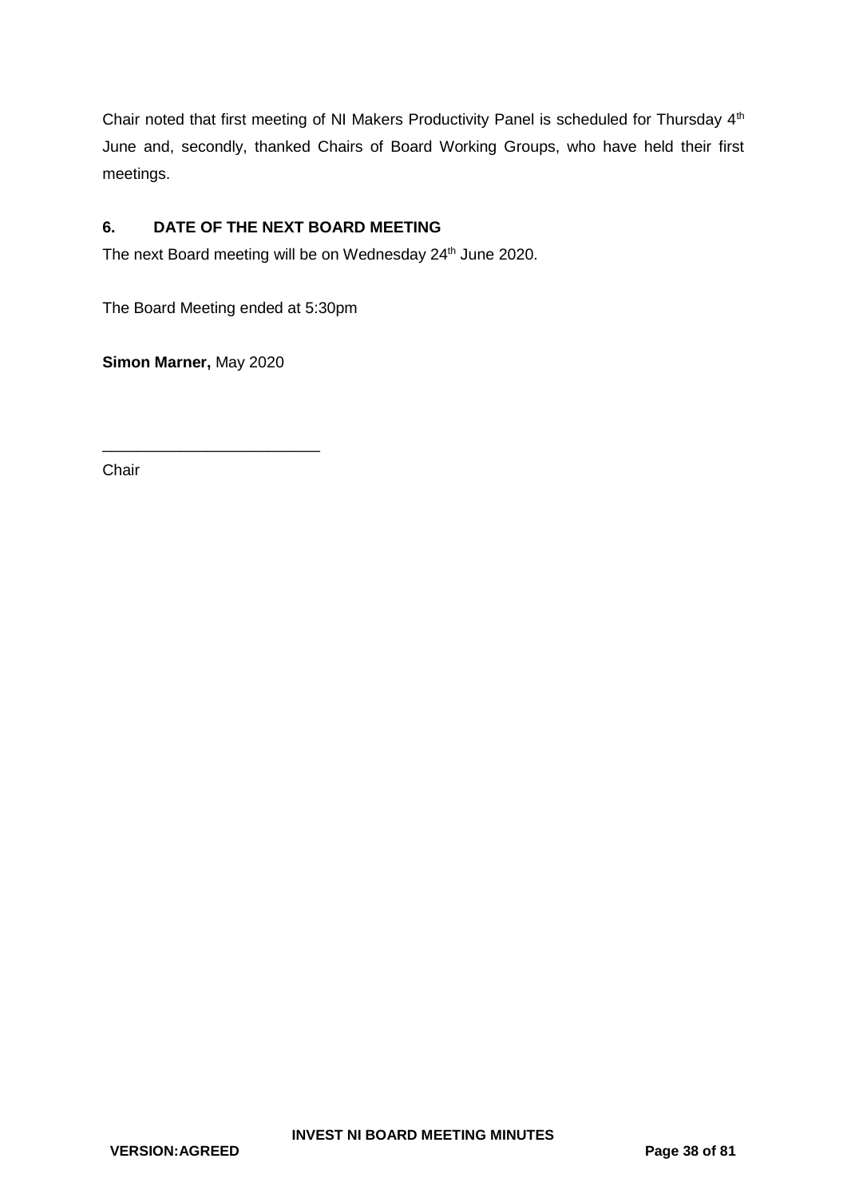Chair noted that first meeting of NI Makers Productivity Panel is scheduled for Thursday 4th June and, secondly, thanked Chairs of Board Working Groups, who have held their first meetings.

## 6. DATE OF THE NEXT BOARD MEETING

The next Board meeting will be on Wednesday 24th June 2020.

The Board Meeting ended at 5:30pm

**Simon Marner,** May 2020

_________________________

Chair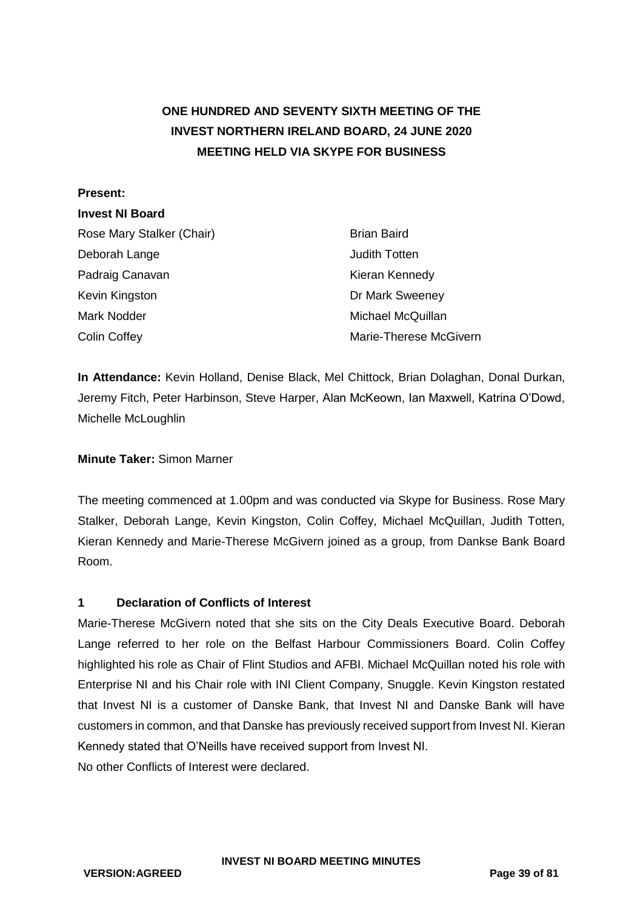**ONE HUNDRED AND SEVENTY SIXTH MEETING OF THE INVEST NORTHERN IRELAND BOARD, 24 JUNE 2020**
**MEETING HELD VIA SKYPE FOR BUSINESS**

**Present:**

**Invest NI Board**

| | |
|---|---|
| Rose Mary Stalker (Chair) | Brian Baird |
| Deborah Lange | Judith Totten |
| Padraig Canavan | Kieran Kennedy |
| Kevin Kingston | Dr Mark Sweeney |
| Mark Nodder | Michael McQuillan |
| Colin Coffey | Marie-Therese McGivern |

**In Attendance:** Kevin Holland, Denise Black, Mel Chittock, Brian Dolaghan, Donal Durkan, Jeremy Fitch, Peter Harbinson, Steve Harper, Alan McKeown, Ian Maxwell, Katrina O'Dowd, Michelle McLoughlin

**Minute Taker:** Simon Marner

The meeting commenced at 1.00pm and was conducted via Skype for Business. Rose Mary Stalker, Deborah Lange, Kevin Kingston, Colin Coffey, Michael McQuillan, Judith Totten, Kieran Kennedy and Marie-Therese McGivern joined as a group, from Dankse Bank Board Room.

## 1 Declaration of Conflicts of Interest

Marie-Therese McGivern noted that she sits on the City Deals Executive Board. Deborah Lange referred to her role on the Belfast Harbour Commissioners Board. Colin Coffey highlighted his role as Chair of Flint Studios and AFBI. Michael McQuillan noted his role with Enterprise NI and his Chair role with INI Client Company, Snuggle. Kevin Kingston restated that Invest NI is a customer of Danske Bank, that Invest NI and Danske Bank will have customers in common, and that Danske has previously received support from Invest NI. Kieran Kennedy stated that O'Neills have received support from Invest NI.

No other Conflicts of Interest were declared.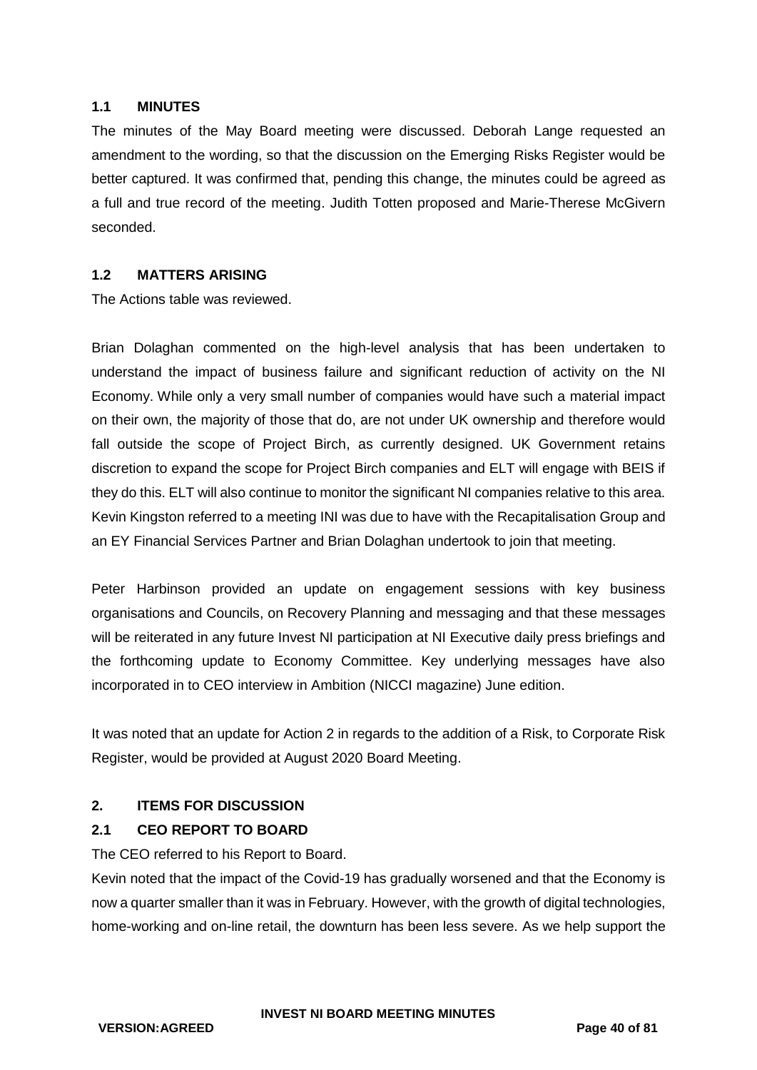### 1.1 MINUTES

The minutes of the May Board meeting were discussed. Deborah Lange requested an amendment to the wording, so that the discussion on the Emerging Risks Register would be better captured. It was confirmed that, pending this change, the minutes could be agreed as a full and true record of the meeting. Judith Totten proposed and Marie-Therese McGivern seconded.

### 1.2 MATTERS ARISING

The Actions table was reviewed.

Brian Dolaghan commented on the high-level analysis that has been undertaken to understand the impact of business failure and significant reduction of activity on the NI Economy. While only a very small number of companies would have such a material impact on their own, the majority of those that do, are not under UK ownership and therefore would fall outside the scope of Project Birch, as currently designed. UK Government retains discretion to expand the scope for Project Birch companies and ELT will engage with BEIS if they do this. ELT will also continue to monitor the significant NI companies relative to this area. Kevin Kingston referred to a meeting INI was due to have with the Recapitalisation Group and an EY Financial Services Partner and Brian Dolaghan undertook to join that meeting.

Peter Harbinson provided an update on engagement sessions with key business organisations and Councils, on Recovery Planning and messaging and that these messages will be reiterated in any future Invest NI participation at NI Executive daily press briefings and the forthcoming update to Economy Committee. Key underlying messages have also incorporated in to CEO interview in Ambition (NICCI magazine) June edition.

It was noted that an update for Action 2 in regards to the addition of a Risk, to Corporate Risk Register, would be provided at August 2020 Board Meeting.

## 2. ITEMS FOR DISCUSSION

### 2.1 CEO REPORT TO BOARD

The CEO referred to his Report to Board.

Kevin noted that the impact of the Covid-19 has gradually worsened and that the Economy is now a quarter smaller than it was in February. However, with the growth of digital technologies, home-working and on-line retail, the downturn has been less severe. As we help support the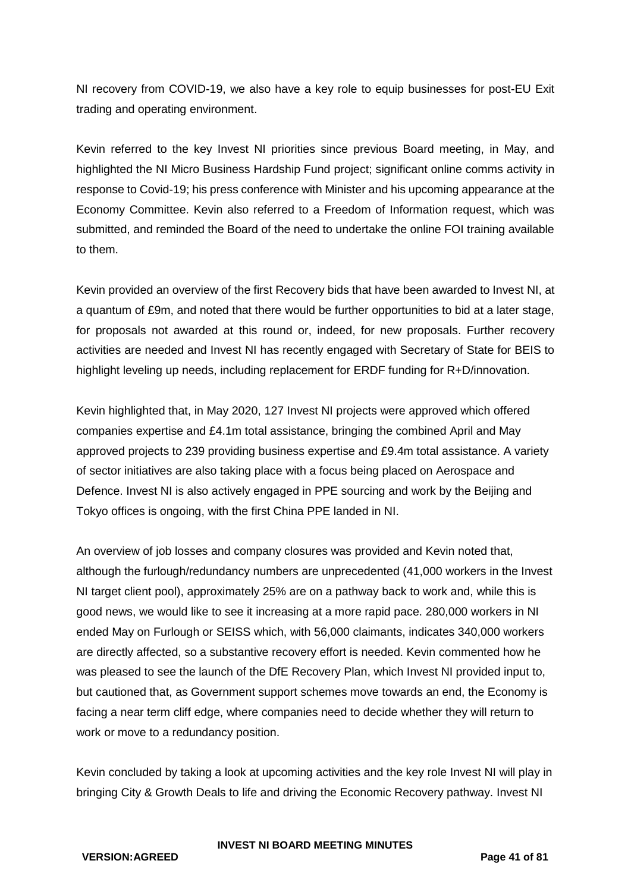NI recovery from COVID-19, we also have a key role to equip businesses for post-EU Exit trading and operating environment.

Kevin referred to the key Invest NI priorities since previous Board meeting, in May, and highlighted the NI Micro Business Hardship Fund project; significant online comms activity in response to Covid-19; his press conference with Minister and his upcoming appearance at the Economy Committee. Kevin also referred to a Freedom of Information request, which was submitted, and reminded the Board of the need to undertake the online FOI training available to them.

Kevin provided an overview of the first Recovery bids that have been awarded to Invest NI, at a quantum of £9m, and noted that there would be further opportunities to bid at a later stage, for proposals not awarded at this round or, indeed, for new proposals. Further recovery activities are needed and Invest NI has recently engaged with Secretary of State for BEIS to highlight leveling up needs, including replacement for ERDF funding for R+D/innovation.

Kevin highlighted that, in May 2020, 127 Invest NI projects were approved which offered companies expertise and £4.1m total assistance, bringing the combined April and May approved projects to 239 providing business expertise and £9.4m total assistance. A variety of sector initiatives are also taking place with a focus being placed on Aerospace and Defence. Invest NI is also actively engaged in PPE sourcing and work by the Beijing and Tokyo offices is ongoing, with the first China PPE landed in NI.

An overview of job losses and company closures was provided and Kevin noted that, although the furlough/redundancy numbers are unprecedented (41,000 workers in the Invest NI target client pool), approximately 25% are on a pathway back to work and, while this is good news, we would like to see it increasing at a more rapid pace. 280,000 workers in NI ended May on Furlough or SEISS which, with 56,000 claimants, indicates 340,000 workers are directly affected, so a substantive recovery effort is needed. Kevin commented how he was pleased to see the launch of the DfE Recovery Plan, which Invest NI provided input to, but cautioned that, as Government support schemes move towards an end, the Economy is facing a near term cliff edge, where companies need to decide whether they will return to work or move to a redundancy position.

Kevin concluded by taking a look at upcoming activities and the key role Invest NI will play in bringing City & Growth Deals to life and driving the Economic Recovery pathway. Invest NI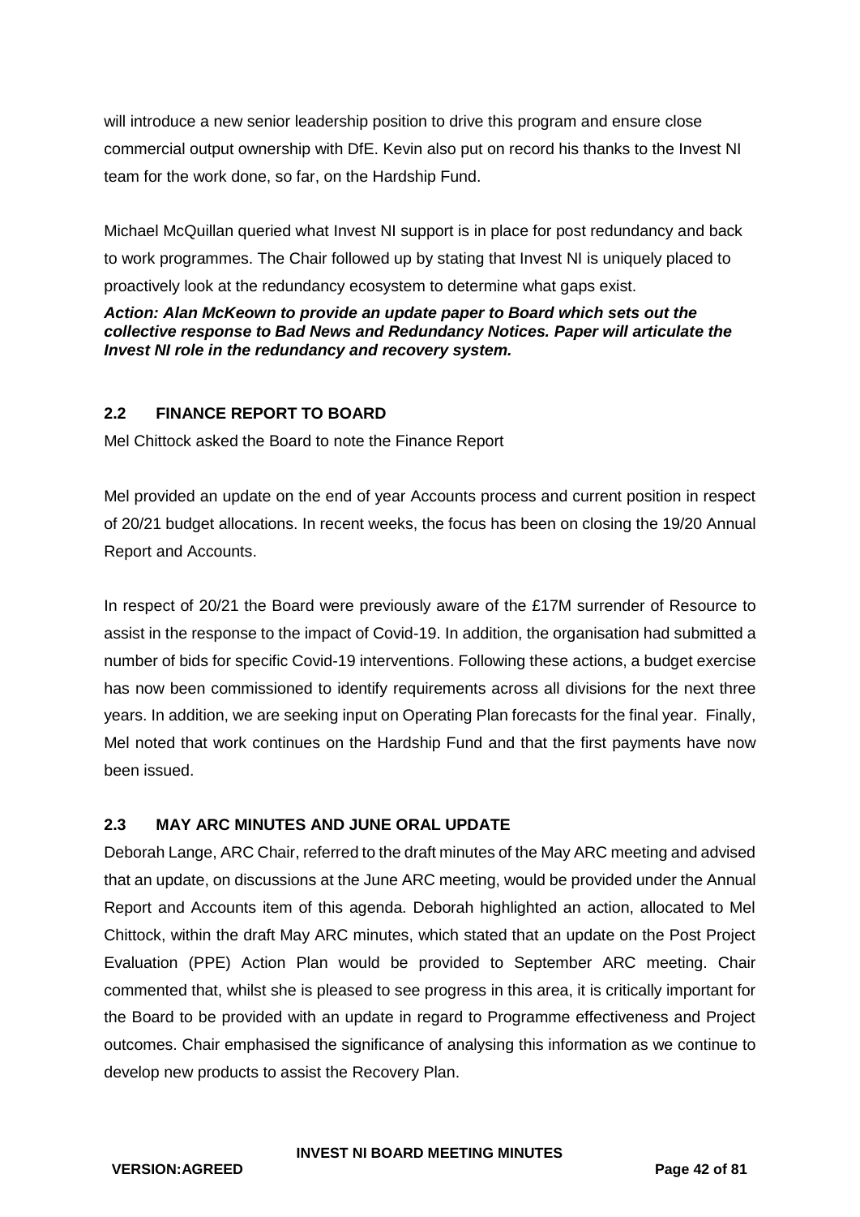will introduce a new senior leadership position to drive this program and ensure close commercial output ownership with DfE. Kevin also put on record his thanks to the Invest NI team for the work done, so far, on the Hardship Fund.

Michael McQuillan queried what Invest NI support is in place for post redundancy and back to work programmes. The Chair followed up by stating that Invest NI is uniquely placed to proactively look at the redundancy ecosystem to determine what gaps exist.

***Action: Alan McKeown to provide an update paper to Board which sets out the collective response to Bad News and Redundancy Notices. Paper will articulate the Invest NI role in the redundancy and recovery system.***

## 2.2 FINANCE REPORT TO BOARD

Mel Chittock asked the Board to note the Finance Report

Mel provided an update on the end of year Accounts process and current position in respect of 20/21 budget allocations. In recent weeks, the focus has been on closing the 19/20 Annual Report and Accounts.

In respect of 20/21 the Board were previously aware of the £17M surrender of Resource to assist in the response to the impact of Covid-19. In addition, the organisation had submitted a number of bids for specific Covid-19 interventions. Following these actions, a budget exercise has now been commissioned to identify requirements across all divisions for the next three years. In addition, we are seeking input on Operating Plan forecasts for the final year. Finally, Mel noted that work continues on the Hardship Fund and that the first payments have now been issued.

## 2.3 MAY ARC MINUTES AND JUNE ORAL UPDATE

Deborah Lange, ARC Chair, referred to the draft minutes of the May ARC meeting and advised that an update, on discussions at the June ARC meeting, would be provided under the Annual Report and Accounts item of this agenda. Deborah highlighted an action, allocated to Mel Chittock, within the draft May ARC minutes, which stated that an update on the Post Project Evaluation (PPE) Action Plan would be provided to September ARC meeting. Chair commented that, whilst she is pleased to see progress in this area, it is critically important for the Board to be provided with an update in regard to Programme effectiveness and Project outcomes. Chair emphasised the significance of analysing this information as we continue to develop new products to assist the Recovery Plan.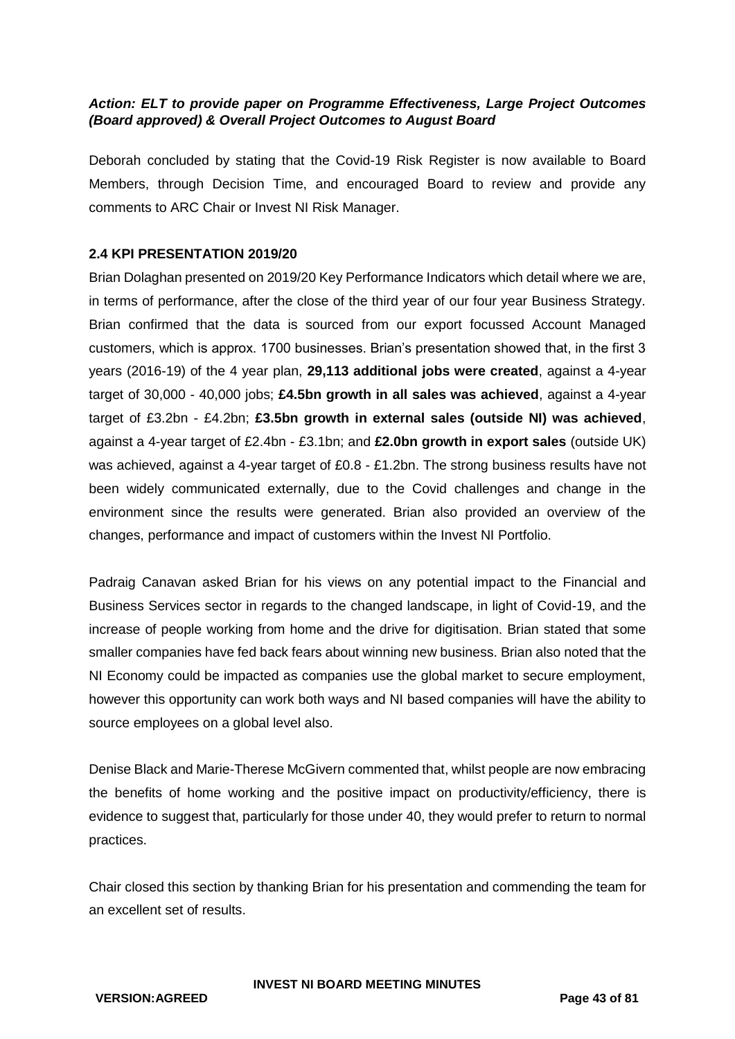***Action: ELT to provide paper on Programme Effectiveness, Large Project Outcomes (Board approved) & Overall Project Outcomes to August Board***

Deborah concluded by stating that the Covid-19 Risk Register is now available to Board Members, through Decision Time, and encouraged Board to review and provide any comments to ARC Chair or Invest NI Risk Manager.

### 2.4 KPI PRESENTATION 2019/20

Brian Dolaghan presented on 2019/20 Key Performance Indicators which detail where we are, in terms of performance, after the close of the third year of our four year Business Strategy. Brian confirmed that the data is sourced from our export focussed Account Managed customers, which is approx. 1700 businesses. Brian's presentation showed that, in the first 3 years (2016-19) of the 4 year plan, **29,113 additional jobs were created**, against a 4-year target of 30,000 - 40,000 jobs; **£4.5bn growth in all sales was achieved**, against a 4-year target of £3.2bn - £4.2bn; **£3.5bn growth in external sales (outside NI) was achieved**, against a 4-year target of £2.4bn - £3.1bn; and **£2.0bn growth in export sales** (outside UK) was achieved, against a 4-year target of £0.8 - £1.2bn. The strong business results have not been widely communicated externally, due to the Covid challenges and change in the environment since the results were generated. Brian also provided an overview of the changes, performance and impact of customers within the Invest NI Portfolio.

Padraig Canavan asked Brian for his views on any potential impact to the Financial and Business Services sector in regards to the changed landscape, in light of Covid-19, and the increase of people working from home and the drive for digitisation. Brian stated that some smaller companies have fed back fears about winning new business. Brian also noted that the NI Economy could be impacted as companies use the global market to secure employment, however this opportunity can work both ways and NI based companies will have the ability to source employees on a global level also.

Denise Black and Marie-Therese McGivern commented that, whilst people are now embracing the benefits of home working and the positive impact on productivity/efficiency, there is evidence to suggest that, particularly for those under 40, they would prefer to return to normal practices.

Chair closed this section by thanking Brian for his presentation and commending the team for an excellent set of results.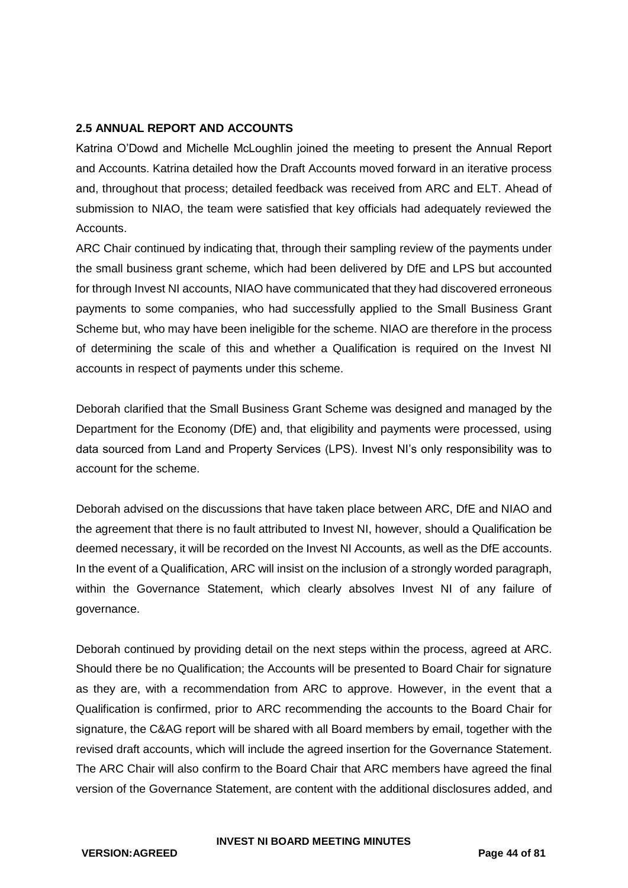### 2.5 ANNUAL REPORT AND ACCOUNTS

Katrina O'Dowd and Michelle McLoughlin joined the meeting to present the Annual Report and Accounts. Katrina detailed how the Draft Accounts moved forward in an iterative process and, throughout that process; detailed feedback was received from ARC and ELT. Ahead of submission to NIAO, the team were satisfied that key officials had adequately reviewed the Accounts.

ARC Chair continued by indicating that, through their sampling review of the payments under the small business grant scheme, which had been delivered by DfE and LPS but accounted for through Invest NI accounts, NIAO have communicated that they had discovered erroneous payments to some companies, who had successfully applied to the Small Business Grant Scheme but, who may have been ineligible for the scheme. NIAO are therefore in the process of determining the scale of this and whether a Qualification is required on the Invest NI accounts in respect of payments under this scheme.

Deborah clarified that the Small Business Grant Scheme was designed and managed by the Department for the Economy (DfE) and, that eligibility and payments were processed, using data sourced from Land and Property Services (LPS). Invest NI's only responsibility was to account for the scheme.

Deborah advised on the discussions that have taken place between ARC, DfE and NIAO and the agreement that there is no fault attributed to Invest NI, however, should a Qualification be deemed necessary, it will be recorded on the Invest NI Accounts, as well as the DfE accounts. In the event of a Qualification, ARC will insist on the inclusion of a strongly worded paragraph, within the Governance Statement, which clearly absolves Invest NI of any failure of governance.

Deborah continued by providing detail on the next steps within the process, agreed at ARC. Should there be no Qualification; the Accounts will be presented to Board Chair for signature as they are, with a recommendation from ARC to approve. However, in the event that a Qualification is confirmed, prior to ARC recommending the accounts to the Board Chair for signature, the C&AG report will be shared with all Board members by email, together with the revised draft accounts, which will include the agreed insertion for the Governance Statement. The ARC Chair will also confirm to the Board Chair that ARC members have agreed the final version of the Governance Statement, are content with the additional disclosures added, and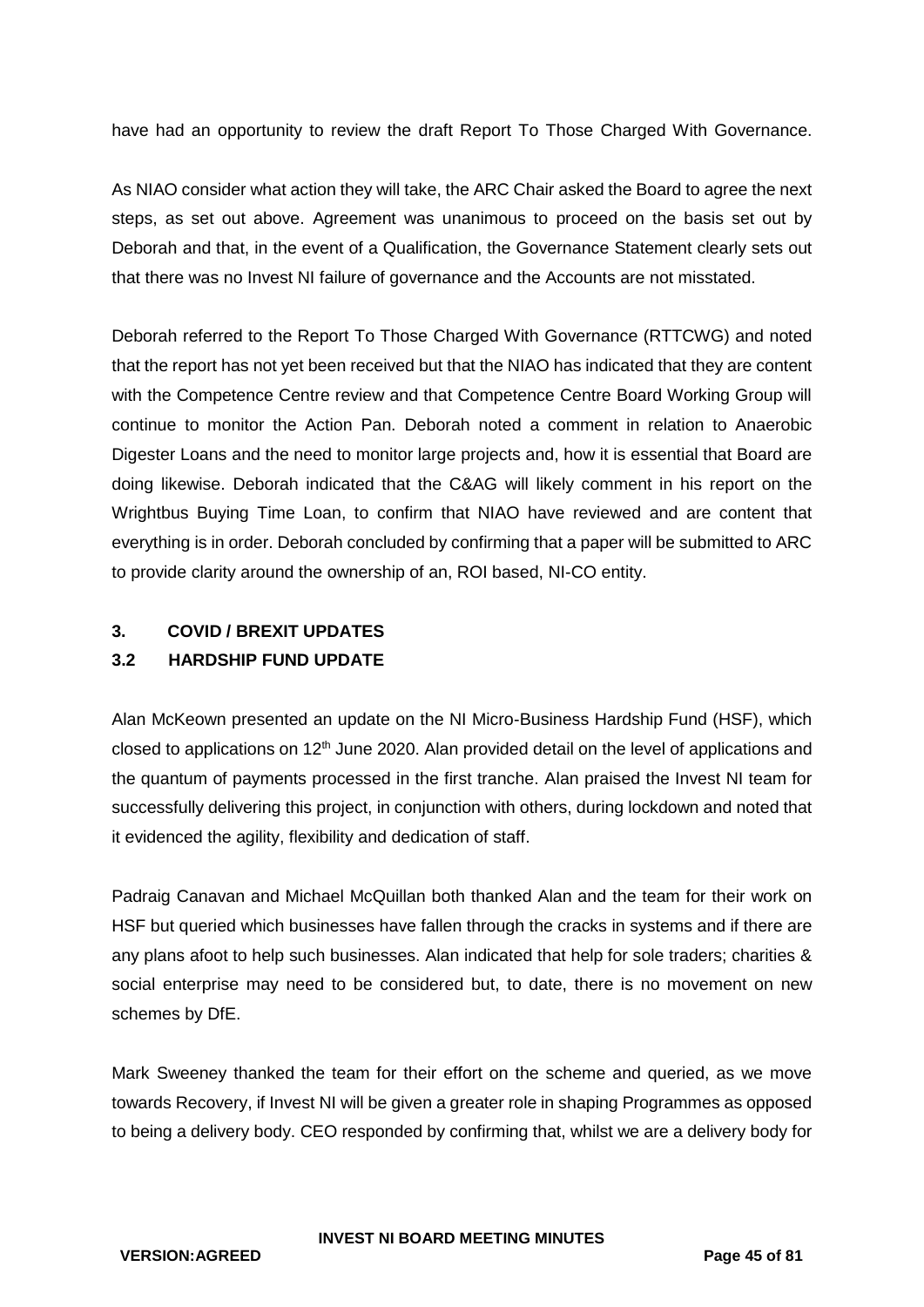have had an opportunity to review the draft Report To Those Charged With Governance.

As NIAO consider what action they will take, the ARC Chair asked the Board to agree the next steps, as set out above. Agreement was unanimous to proceed on the basis set out by Deborah and that, in the event of a Qualification, the Governance Statement clearly sets out that there was no Invest NI failure of governance and the Accounts are not misstated.

Deborah referred to the Report To Those Charged With Governance (RTTCWG) and noted that the report has not yet been received but that the NIAO has indicated that they are content with the Competence Centre review and that Competence Centre Board Working Group will continue to monitor the Action Pan. Deborah noted a comment in relation to Anaerobic Digester Loans and the need to monitor large projects and, how it is essential that Board are doing likewise. Deborah indicated that the C&AG will likely comment in his report on the Wrightbus Buying Time Loan, to confirm that NIAO have reviewed and are content that everything is in order. Deborah concluded by confirming that a paper will be submitted to ARC to provide clarity around the ownership of an, ROI based, NI-CO entity.

## 3. COVID / BREXIT UPDATES

### 3.2 HARDSHIP FUND UPDATE

Alan McKeown presented an update on the NI Micro-Business Hardship Fund (HSF), which closed to applications on 12th June 2020. Alan provided detail on the level of applications and the quantum of payments processed in the first tranche. Alan praised the Invest NI team for successfully delivering this project, in conjunction with others, during lockdown and noted that it evidenced the agility, flexibility and dedication of staff.

Padraig Canavan and Michael McQuillan both thanked Alan and the team for their work on HSF but queried which businesses have fallen through the cracks in systems and if there are any plans afoot to help such businesses. Alan indicated that help for sole traders; charities & social enterprise may need to be considered but, to date, there is no movement on new schemes by DfE.

Mark Sweeney thanked the team for their effort on the scheme and queried, as we move towards Recovery, if Invest NI will be given a greater role in shaping Programmes as opposed to being a delivery body. CEO responded by confirming that, whilst we are a delivery body for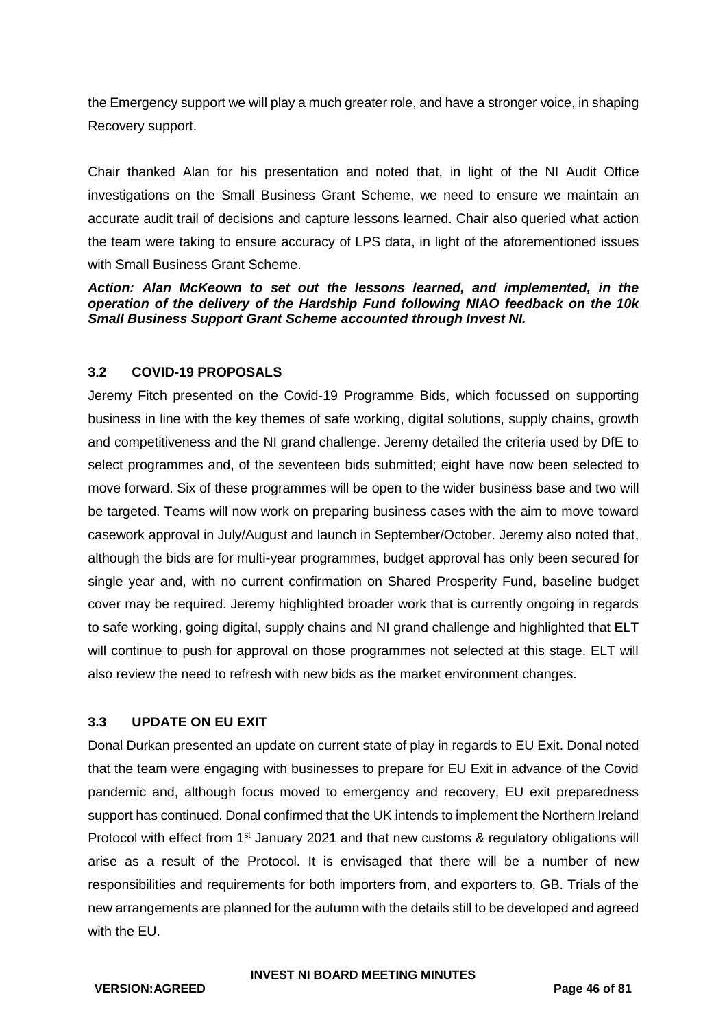the Emergency support we will play a much greater role, and have a stronger voice, in shaping Recovery support.

Chair thanked Alan for his presentation and noted that, in light of the NI Audit Office investigations on the Small Business Grant Scheme, we need to ensure we maintain an accurate audit trail of decisions and capture lessons learned. Chair also queried what action the team were taking to ensure accuracy of LPS data, in light of the aforementioned issues with Small Business Grant Scheme.

***Action: Alan McKeown to set out the lessons learned, and implemented, in the operation of the delivery of the Hardship Fund following NIAO feedback on the 10k Small Business Support Grant Scheme accounted through Invest NI.***

### 3.2 COVID-19 PROPOSALS

Jeremy Fitch presented on the Covid-19 Programme Bids, which focussed on supporting business in line with the key themes of safe working, digital solutions, supply chains, growth and competitiveness and the NI grand challenge. Jeremy detailed the criteria used by DfE to select programmes and, of the seventeen bids submitted; eight have now been selected to move forward. Six of these programmes will be open to the wider business base and two will be targeted. Teams will now work on preparing business cases with the aim to move toward casework approval in July/August and launch in September/October. Jeremy also noted that, although the bids are for multi-year programmes, budget approval has only been secured for single year and, with no current confirmation on Shared Prosperity Fund, baseline budget cover may be required. Jeremy highlighted broader work that is currently ongoing in regards to safe working, going digital, supply chains and NI grand challenge and highlighted that ELT will continue to push for approval on those programmes not selected at this stage. ELT will also review the need to refresh with new bids as the market environment changes.

### 3.3 UPDATE ON EU EXIT

Donal Durkan presented an update on current state of play in regards to EU Exit. Donal noted that the team were engaging with businesses to prepare for EU Exit in advance of the Covid pandemic and, although focus moved to emergency and recovery, EU exit preparedness support has continued. Donal confirmed that the UK intends to implement the Northern Ireland Protocol with effect from 1st January 2021 and that new customs & regulatory obligations will arise as a result of the Protocol. It is envisaged that there will be a number of new responsibilities and requirements for both importers from, and exporters to, GB. Trials of the new arrangements are planned for the autumn with the details still to be developed and agreed with the EU.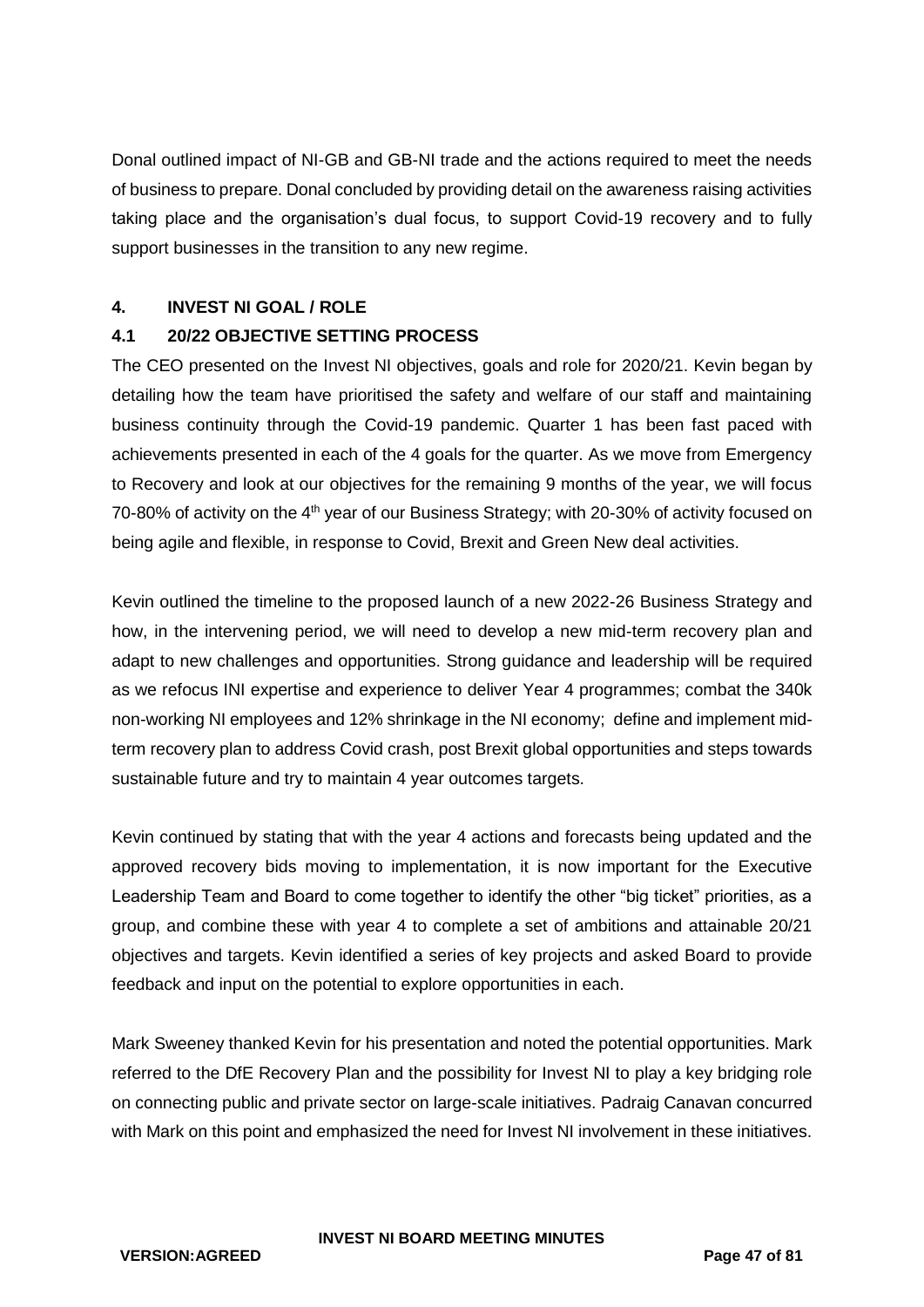Donal outlined impact of NI-GB and GB-NI trade and the actions required to meet the needs of business to prepare. Donal concluded by providing detail on the awareness raising activities taking place and the organisation's dual focus, to support Covid-19 recovery and to fully support businesses in the transition to any new regime.

## 4. INVEST NI GOAL / ROLE

### 4.1 20/22 OBJECTIVE SETTING PROCESS

The CEO presented on the Invest NI objectives, goals and role for 2020/21. Kevin began by detailing how the team have prioritised the safety and welfare of our staff and maintaining business continuity through the Covid-19 pandemic. Quarter 1 has been fast paced with achievements presented in each of the 4 goals for the quarter. As we move from Emergency to Recovery and look at our objectives for the remaining 9 months of the year, we will focus 70-80% of activity on the 4th year of our Business Strategy; with 20-30% of activity focused on being agile and flexible, in response to Covid, Brexit and Green New deal activities.

Kevin outlined the timeline to the proposed launch of a new 2022-26 Business Strategy and how, in the intervening period, we will need to develop a new mid-term recovery plan and adapt to new challenges and opportunities. Strong guidance and leadership will be required as we refocus INI expertise and experience to deliver Year 4 programmes; combat the 340k non-working NI employees and 12% shrinkage in the NI economy; define and implement mid-term recovery plan to address Covid crash, post Brexit global opportunities and steps towards sustainable future and try to maintain 4 year outcomes targets.

Kevin continued by stating that with the year 4 actions and forecasts being updated and the approved recovery bids moving to implementation, it is now important for the Executive Leadership Team and Board to come together to identify the other "big ticket" priorities, as a group, and combine these with year 4 to complete a set of ambitions and attainable 20/21 objectives and targets. Kevin identified a series of key projects and asked Board to provide feedback and input on the potential to explore opportunities in each.

Mark Sweeney thanked Kevin for his presentation and noted the potential opportunities. Mark referred to the DfE Recovery Plan and the possibility for Invest NI to play a key bridging role on connecting public and private sector on large-scale initiatives. Padraig Canavan concurred with Mark on this point and emphasized the need for Invest NI involvement in these initiatives.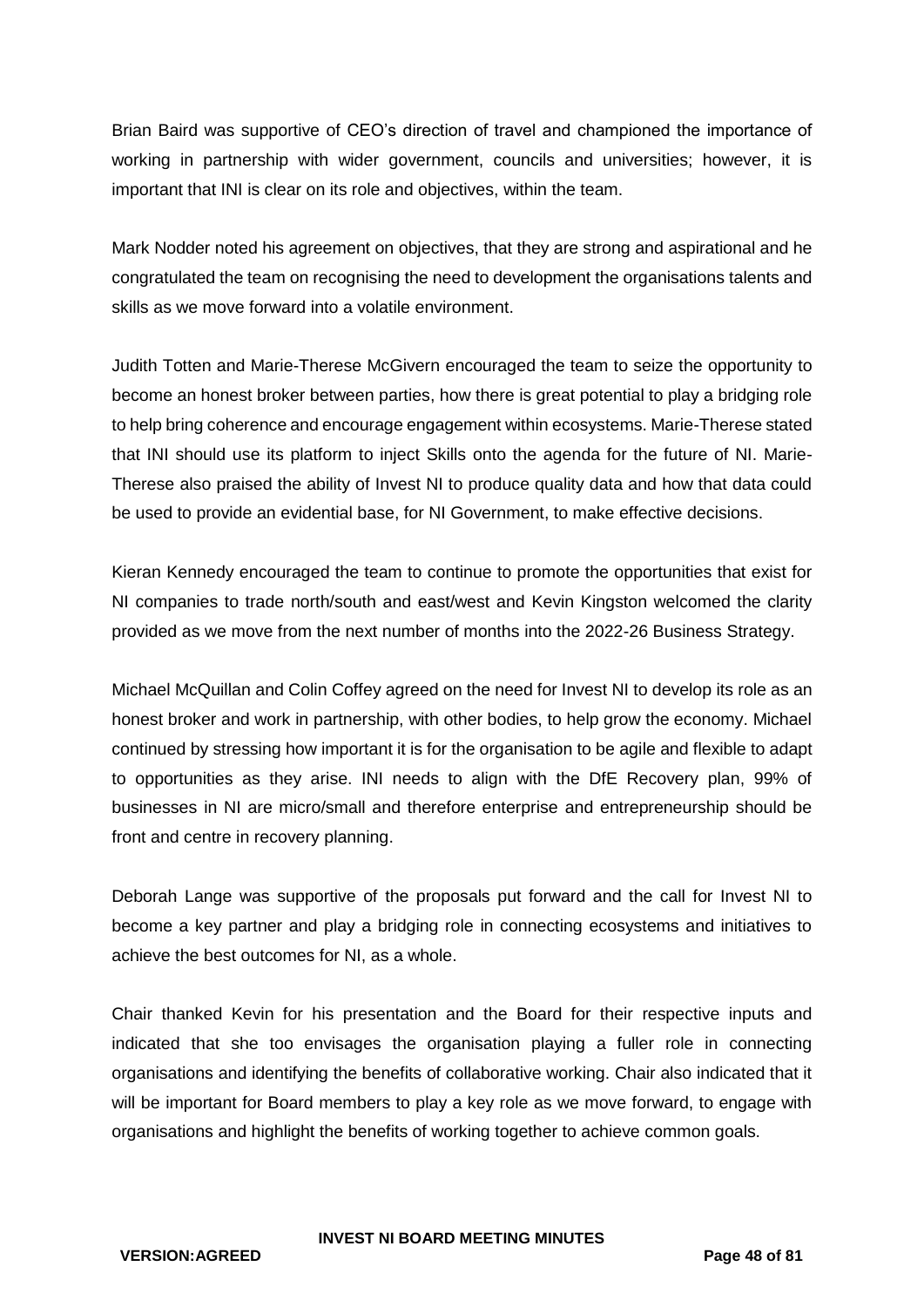Brian Baird was supportive of CEO's direction of travel and championed the importance of working in partnership with wider government, councils and universities; however, it is important that INI is clear on its role and objectives, within the team.

Mark Nodder noted his agreement on objectives, that they are strong and aspirational and he congratulated the team on recognising the need to development the organisations talents and skills as we move forward into a volatile environment.

Judith Totten and Marie-Therese McGivern encouraged the team to seize the opportunity to become an honest broker between parties, how there is great potential to play a bridging role to help bring coherence and encourage engagement within ecosystems. Marie-Therese stated that INI should use its platform to inject Skills onto the agenda for the future of NI. Marie-Therese also praised the ability of Invest NI to produce quality data and how that data could be used to provide an evidential base, for NI Government, to make effective decisions.

Kieran Kennedy encouraged the team to continue to promote the opportunities that exist for NI companies to trade north/south and east/west and Kevin Kingston welcomed the clarity provided as we move from the next number of months into the 2022-26 Business Strategy.

Michael McQuillan and Colin Coffey agreed on the need for Invest NI to develop its role as an honest broker and work in partnership, with other bodies, to help grow the economy. Michael continued by stressing how important it is for the organisation to be agile and flexible to adapt to opportunities as they arise. INI needs to align with the DfE Recovery plan, 99% of businesses in NI are micro/small and therefore enterprise and entrepreneurship should be front and centre in recovery planning.

Deborah Lange was supportive of the proposals put forward and the call for Invest NI to become a key partner and play a bridging role in connecting ecosystems and initiatives to achieve the best outcomes for NI, as a whole.

Chair thanked Kevin for his presentation and the Board for their respective inputs and indicated that she too envisages the organisation playing a fuller role in connecting organisations and identifying the benefits of collaborative working. Chair also indicated that it will be important for Board members to play a key role as we move forward, to engage with organisations and highlight the benefits of working together to achieve common goals.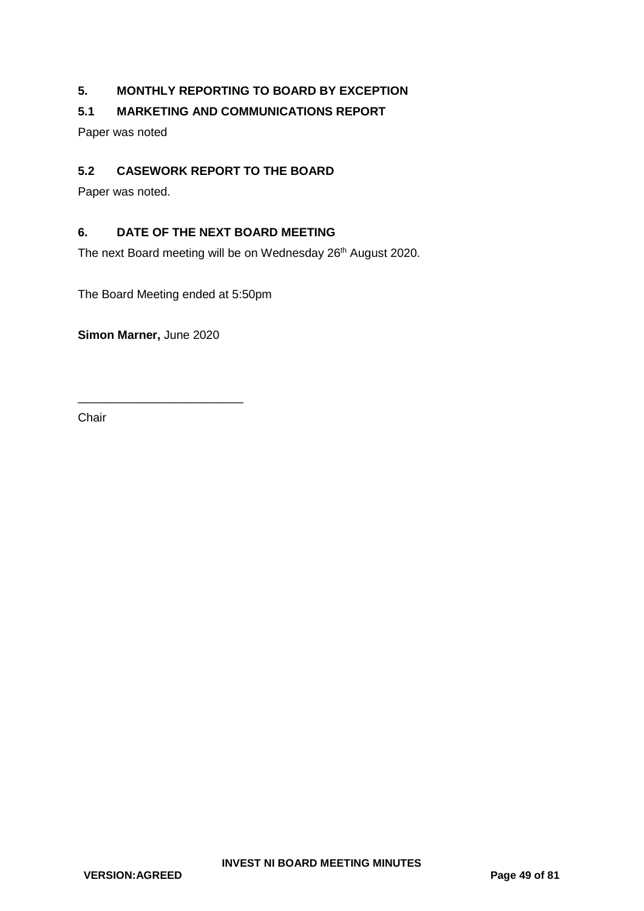## 5. MONTHLY REPORTING TO BOARD BY EXCEPTION

### 5.1 MARKETING AND COMMUNICATIONS REPORT

Paper was noted

### 5.2 CASEWORK REPORT TO THE BOARD

Paper was noted.

## 6. DATE OF THE NEXT BOARD MEETING

The next Board meeting will be on Wednesday 26th August 2020.

The Board Meeting ended at 5:50pm

**Simon Marner,** June 2020

_________________________

Chair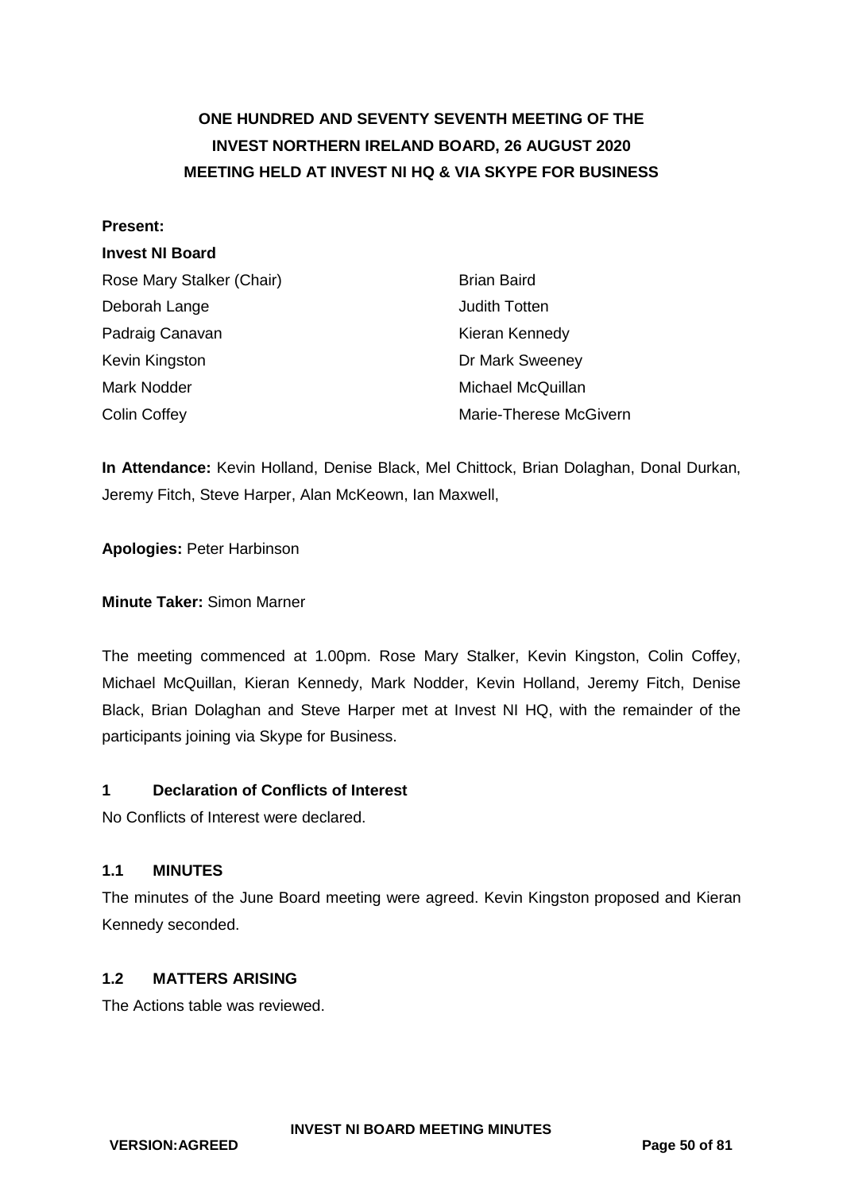# ONE HUNDRED AND SEVENTY SEVENTH MEETING OF THE INVEST NORTHERN IRELAND BOARD, 26 AUGUST 2020
## MEETING HELD AT INVEST NI HQ & VIA SKYPE FOR BUSINESS

**Present:**

**Invest NI Board**

| | |
|---|---|
| Rose Mary Stalker (Chair) | Brian Baird |
| Deborah Lange | Judith Totten |
| Padraig Canavan | Kieran Kennedy |
| Kevin Kingston | Dr Mark Sweeney |
| Mark Nodder | Michael McQuillan |
| Colin Coffey | Marie-Therese McGivern |

**In Attendance:** Kevin Holland, Denise Black, Mel Chittock, Brian Dolaghan, Donal Durkan, Jeremy Fitch, Steve Harper, Alan McKeown, Ian Maxwell,

**Apologies:** Peter Harbinson

**Minute Taker:** Simon Marner

The meeting commenced at 1.00pm. Rose Mary Stalker, Kevin Kingston, Colin Coffey, Michael McQuillan, Kieran Kennedy, Mark Nodder, Kevin Holland, Jeremy Fitch, Denise Black, Brian Dolaghan and Steve Harper met at Invest NI HQ, with the remainder of the participants joining via Skype for Business.

### 1 Declaration of Conflicts of Interest

No Conflicts of Interest were declared.

### 1.1 MINUTES

The minutes of the June Board meeting were agreed. Kevin Kingston proposed and Kieran Kennedy seconded.

### 1.2 MATTERS ARISING

The Actions table was reviewed.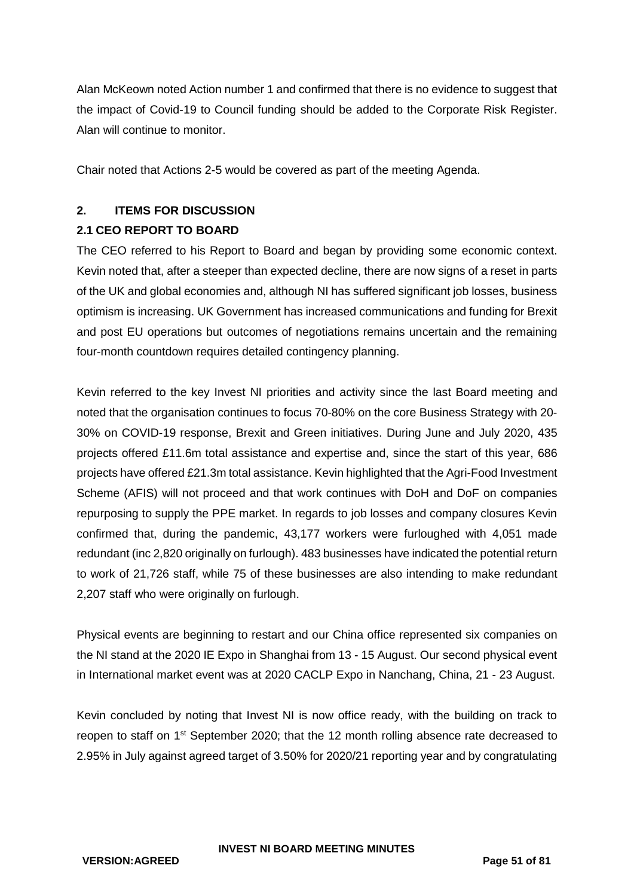Alan McKeown noted Action number 1 and confirmed that there is no evidence to suggest that the impact of Covid-19 to Council funding should be added to the Corporate Risk Register. Alan will continue to monitor.

Chair noted that Actions 2-5 would be covered as part of the meeting Agenda.

## 2. ITEMS FOR DISCUSSION

### 2.1 CEO REPORT TO BOARD

The CEO referred to his Report to Board and began by providing some economic context. Kevin noted that, after a steeper than expected decline, there are now signs of a reset in parts of the UK and global economies and, although NI has suffered significant job losses, business optimism is increasing. UK Government has increased communications and funding for Brexit and post EU operations but outcomes of negotiations remains uncertain and the remaining four-month countdown requires detailed contingency planning.

Kevin referred to the key Invest NI priorities and activity since the last Board meeting and noted that the organisation continues to focus 70-80% on the core Business Strategy with 20-30% on COVID-19 response, Brexit and Green initiatives. During June and July 2020, 435 projects offered £11.6m total assistance and expertise and, since the start of this year, 686 projects have offered £21.3m total assistance. Kevin highlighted that the Agri-Food Investment Scheme (AFIS) will not proceed and that work continues with DoH and DoF on companies repurposing to supply the PPE market. In regards to job losses and company closures Kevin confirmed that, during the pandemic, 43,177 workers were furloughed with 4,051 made redundant (inc 2,820 originally on furlough). 483 businesses have indicated the potential return to work of 21,726 staff, while 75 of these businesses are also intending to make redundant 2,207 staff who were originally on furlough.

Physical events are beginning to restart and our China office represented six companies on the NI stand at the 2020 IE Expo in Shanghai from 13 - 15 August. Our second physical event in International market event was at 2020 CACLP Expo in Nanchang, China, 21 - 23 August.

Kevin concluded by noting that Invest NI is now office ready, with the building on track to reopen to staff on 1st September 2020; that the 12 month rolling absence rate decreased to 2.95% in July against agreed target of 3.50% for 2020/21 reporting year and by congratulating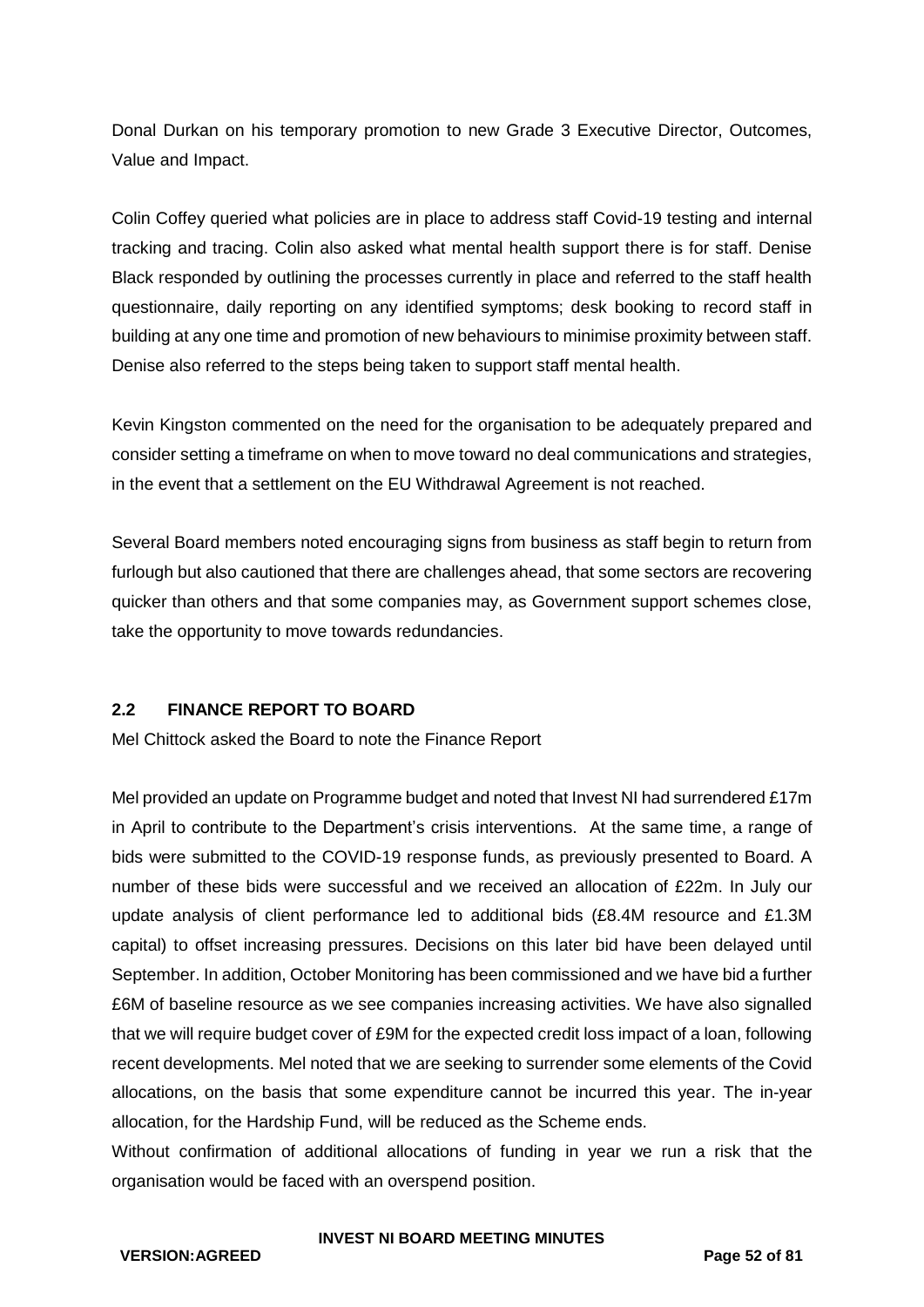Donal Durkan on his temporary promotion to new Grade 3 Executive Director, Outcomes, Value and Impact.

Colin Coffey queried what policies are in place to address staff Covid-19 testing and internal tracking and tracing. Colin also asked what mental health support there is for staff. Denise Black responded by outlining the processes currently in place and referred to the staff health questionnaire, daily reporting on any identified symptoms; desk booking to record staff in building at any one time and promotion of new behaviours to minimise proximity between staff. Denise also referred to the steps being taken to support staff mental health.

Kevin Kingston commented on the need for the organisation to be adequately prepared and consider setting a timeframe on when to move toward no deal communications and strategies, in the event that a settlement on the EU Withdrawal Agreement is not reached.

Several Board members noted encouraging signs from business as staff begin to return from furlough but also cautioned that there are challenges ahead, that some sectors are recovering quicker than others and that some companies may, as Government support schemes close, take the opportunity to move towards redundancies.

## 2.2 FINANCE REPORT TO BOARD

Mel Chittock asked the Board to note the Finance Report

Mel provided an update on Programme budget and noted that Invest NI had surrendered £17m in April to contribute to the Department's crisis interventions. At the same time, a range of bids were submitted to the COVID-19 response funds, as previously presented to Board. A number of these bids were successful and we received an allocation of £22m. In July our update analysis of client performance led to additional bids (£8.4M resource and £1.3M capital) to offset increasing pressures. Decisions on this later bid have been delayed until September. In addition, October Monitoring has been commissioned and we have bid a further £6M of baseline resource as we see companies increasing activities. We have also signalled that we will require budget cover of £9M for the expected credit loss impact of a loan, following recent developments. Mel noted that we are seeking to surrender some elements of the Covid allocations, on the basis that some expenditure cannot be incurred this year. The in-year allocation, for the Hardship Fund, will be reduced as the Scheme ends.

Without confirmation of additional allocations of funding in year we run a risk that the organisation would be faced with an overspend position.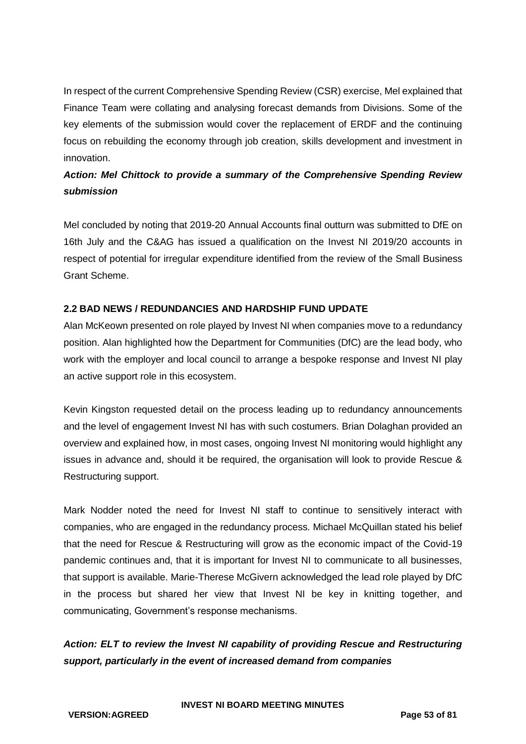In respect of the current Comprehensive Spending Review (CSR) exercise, Mel explained that Finance Team were collating and analysing forecast demands from Divisions. Some of the key elements of the submission would cover the replacement of ERDF and the continuing focus on rebuilding the economy through job creation, skills development and investment in innovation.

***Action: Mel Chittock to provide a summary of the Comprehensive Spending Review submission***

Mel concluded by noting that 2019-20 Annual Accounts final outturn was submitted to DfE on 16th July and the C&AG has issued a qualification on the Invest NI 2019/20 accounts in respect of potential for irregular expenditure identified from the review of the Small Business Grant Scheme.

**2.2 BAD NEWS / REDUNDANCIES AND HARDSHIP FUND UPDATE**

Alan McKeown presented on role played by Invest NI when companies move to a redundancy position. Alan highlighted how the Department for Communities (DfC) are the lead body, who work with the employer and local council to arrange a bespoke response and Invest NI play an active support role in this ecosystem.

Kevin Kingston requested detail on the process leading up to redundancy announcements and the level of engagement Invest NI has with such costumers. Brian Dolaghan provided an overview and explained how, in most cases, ongoing Invest NI monitoring would highlight any issues in advance and, should it be required, the organisation will look to provide Rescue & Restructuring support.

Mark Nodder noted the need for Invest NI staff to continue to sensitively interact with companies, who are engaged in the redundancy process. Michael McQuillan stated his belief that the need for Rescue & Restructuring will grow as the economic impact of the Covid-19 pandemic continues and, that it is important for Invest NI to communicate to all businesses, that support is available. Marie-Therese McGivern acknowledged the lead role played by DfC in the process but shared her view that Invest NI be key in knitting together, and communicating, Government's response mechanisms.

***Action: ELT to review the Invest NI capability of providing Rescue and Restructuring support, particularly in the event of increased demand from companies***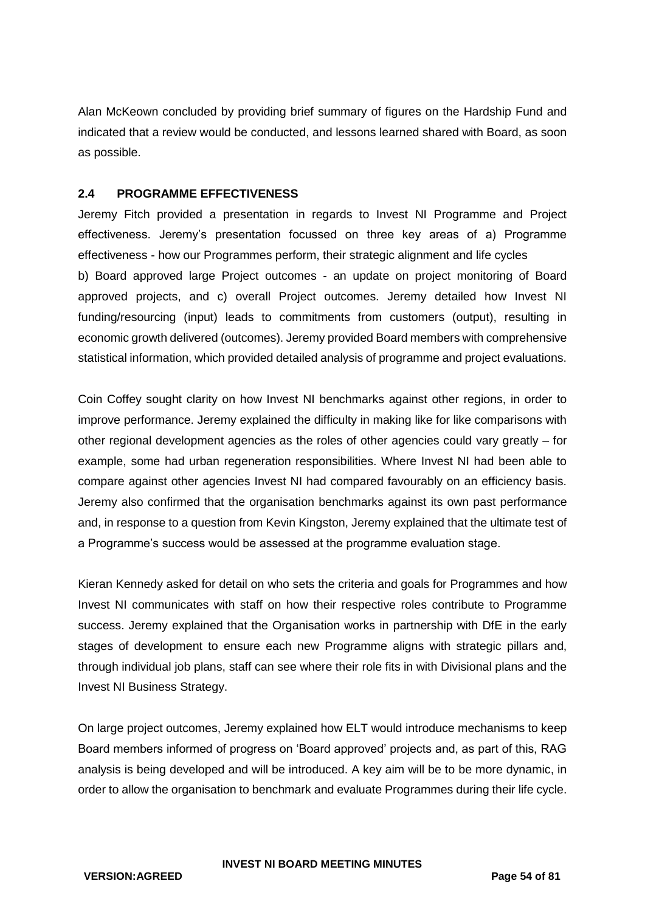Alan McKeown concluded by providing brief summary of figures on the Hardship Fund and indicated that a review would be conducted, and lessons learned shared with Board, as soon as possible.

### 2.4 PROGRAMME EFFECTIVENESS

Jeremy Fitch provided a presentation in regards to Invest NI Programme and Project effectiveness. Jeremy's presentation focussed on three key areas of a) Programme effectiveness - how our Programmes perform, their strategic alignment and life cycles b) Board approved large Project outcomes - an update on project monitoring of Board approved projects, and c) overall Project outcomes. Jeremy detailed how Invest NI funding/resourcing (input) leads to commitments from customers (output), resulting in economic growth delivered (outcomes). Jeremy provided Board members with comprehensive statistical information, which provided detailed analysis of programme and project evaluations.

Coin Coffey sought clarity on how Invest NI benchmarks against other regions, in order to improve performance. Jeremy explained the difficulty in making like for like comparisons with other regional development agencies as the roles of other agencies could vary greatly – for example, some had urban regeneration responsibilities. Where Invest NI had been able to compare against other agencies Invest NI had compared favourably on an efficiency basis. Jeremy also confirmed that the organisation benchmarks against its own past performance and, in response to a question from Kevin Kingston, Jeremy explained that the ultimate test of a Programme's success would be assessed at the programme evaluation stage.

Kieran Kennedy asked for detail on who sets the criteria and goals for Programmes and how Invest NI communicates with staff on how their respective roles contribute to Programme success. Jeremy explained that the Organisation works in partnership with DfE in the early stages of development to ensure each new Programme aligns with strategic pillars and, through individual job plans, staff can see where their role fits in with Divisional plans and the Invest NI Business Strategy.

On large project outcomes, Jeremy explained how ELT would introduce mechanisms to keep Board members informed of progress on 'Board approved' projects and, as part of this, RAG analysis is being developed and will be introduced. A key aim will be to be more dynamic, in order to allow the organisation to benchmark and evaluate Programmes during their life cycle.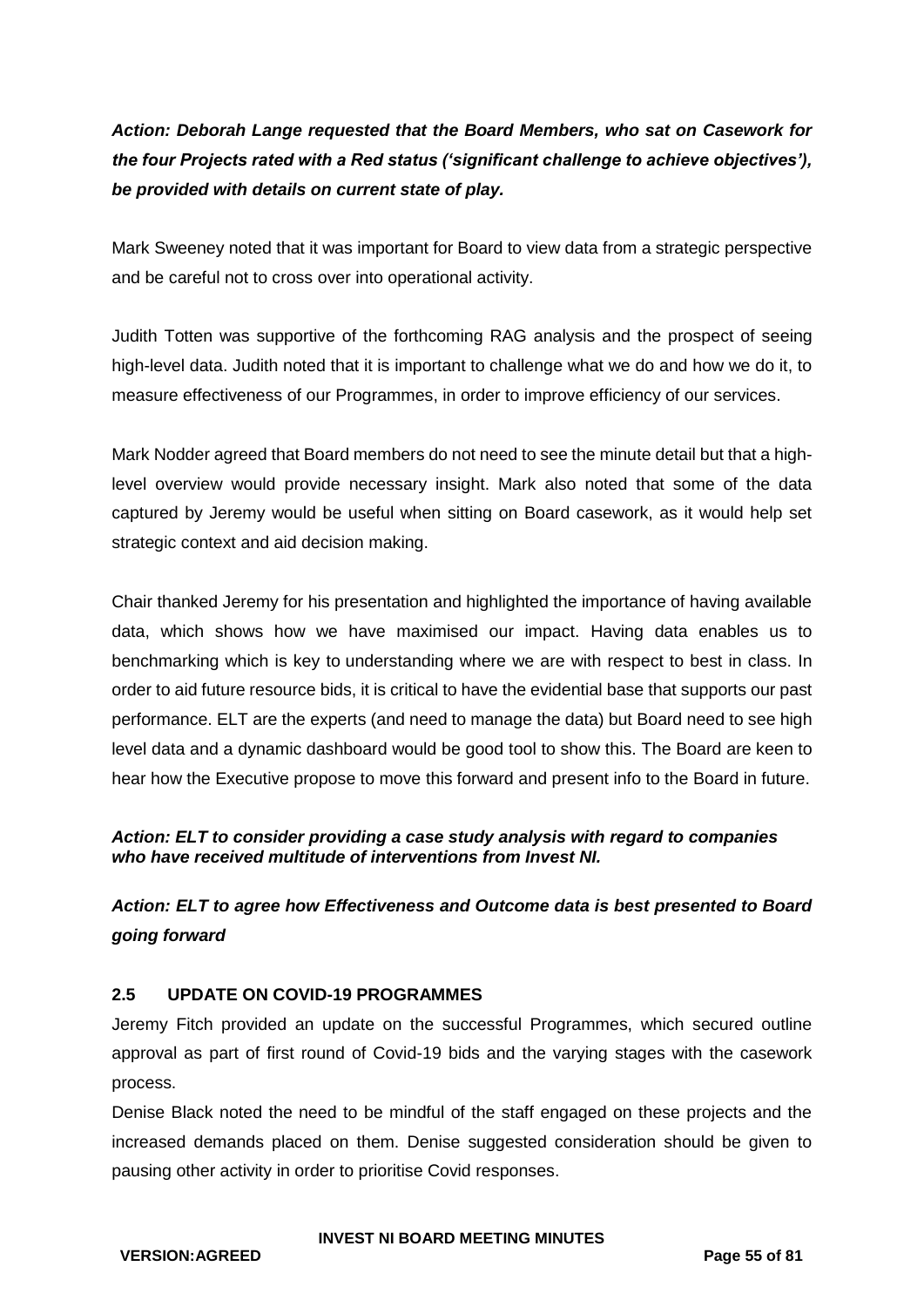***Action: Deborah Lange requested that the Board Members, who sat on Casework for the four Projects rated with a Red status ('significant challenge to achieve objectives'), be provided with details on current state of play.***

Mark Sweeney noted that it was important for Board to view data from a strategic perspective and be careful not to cross over into operational activity.

Judith Totten was supportive of the forthcoming RAG analysis and the prospect of seeing high-level data. Judith noted that it is important to challenge what we do and how we do it, to measure effectiveness of our Programmes, in order to improve efficiency of our services.

Mark Nodder agreed that Board members do not need to see the minute detail but that a high-level overview would provide necessary insight. Mark also noted that some of the data captured by Jeremy would be useful when sitting on Board casework, as it would help set strategic context and aid decision making.

Chair thanked Jeremy for his presentation and highlighted the importance of having available data, which shows how we have maximised our impact. Having data enables us to benchmarking which is key to understanding where we are with respect to best in class. In order to aid future resource bids, it is critical to have the evidential base that supports our past performance. ELT are the experts (and need to manage the data) but Board need to see high level data and a dynamic dashboard would be good tool to show this. The Board are keen to hear how the Executive propose to move this forward and present info to the Board in future.

***Action: ELT to consider providing a case study analysis with regard to companies who have received multitude of interventions from Invest NI.***

***Action: ELT to agree how Effectiveness and Outcome data is best presented to Board going forward***

### 2.5 UPDATE ON COVID-19 PROGRAMMES

Jeremy Fitch provided an update on the successful Programmes, which secured outline approval as part of first round of Covid-19 bids and the varying stages with the casework process.

Denise Black noted the need to be mindful of the staff engaged on these projects and the increased demands placed on them. Denise suggested consideration should be given to pausing other activity in order to prioritise Covid responses.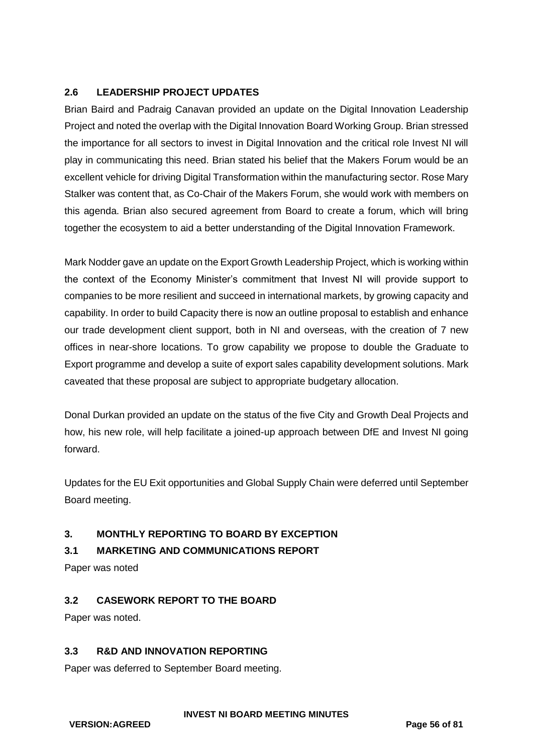## 2.6 LEADERSHIP PROJECT UPDATES

Brian Baird and Padraig Canavan provided an update on the Digital Innovation Leadership Project and noted the overlap with the Digital Innovation Board Working Group. Brian stressed the importance for all sectors to invest in Digital Innovation and the critical role Invest NI will play in communicating this need. Brian stated his belief that the Makers Forum would be an excellent vehicle for driving Digital Transformation within the manufacturing sector. Rose Mary Stalker was content that, as Co-Chair of the Makers Forum, she would work with members on this agenda. Brian also secured agreement from Board to create a forum, which will bring together the ecosystem to aid a better understanding of the Digital Innovation Framework.

Mark Nodder gave an update on the Export Growth Leadership Project, which is working within the context of the Economy Minister's commitment that Invest NI will provide support to companies to be more resilient and succeed in international markets, by growing capacity and capability. In order to build Capacity there is now an outline proposal to establish and enhance our trade development client support, both in NI and overseas, with the creation of 7 new offices in near-shore locations. To grow capability we propose to double the Graduate to Export programme and develop a suite of export sales capability development solutions. Mark caveated that these proposal are subject to appropriate budgetary allocation.

Donal Durkan provided an update on the status of the five City and Growth Deal Projects and how, his new role, will help facilitate a joined-up approach between DfE and Invest NI going forward.

Updates for the EU Exit opportunities and Global Supply Chain were deferred until September Board meeting.

# 3. MONTHLY REPORTING TO BOARD BY EXCEPTION

## 3.1 MARKETING AND COMMUNICATIONS REPORT

Paper was noted

## 3.2 CASEWORK REPORT TO THE BOARD

Paper was noted.

## 3.3 R&D AND INNOVATION REPORTING

Paper was deferred to September Board meeting.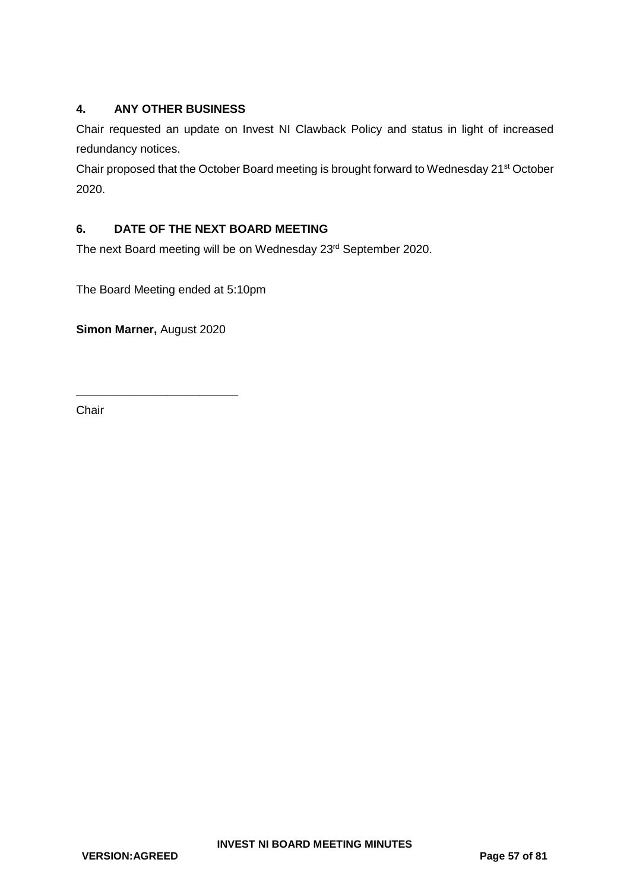## 4. ANY OTHER BUSINESS

Chair requested an update on Invest NI Clawback Policy and status in light of increased redundancy notices.

Chair proposed that the October Board meeting is brought forward to Wednesday 21st October 2020.

## 6. DATE OF THE NEXT BOARD MEETING

The next Board meeting will be on Wednesday 23rd September 2020.

The Board Meeting ended at 5:10pm

**Simon Marner,** August 2020

_________________________

Chair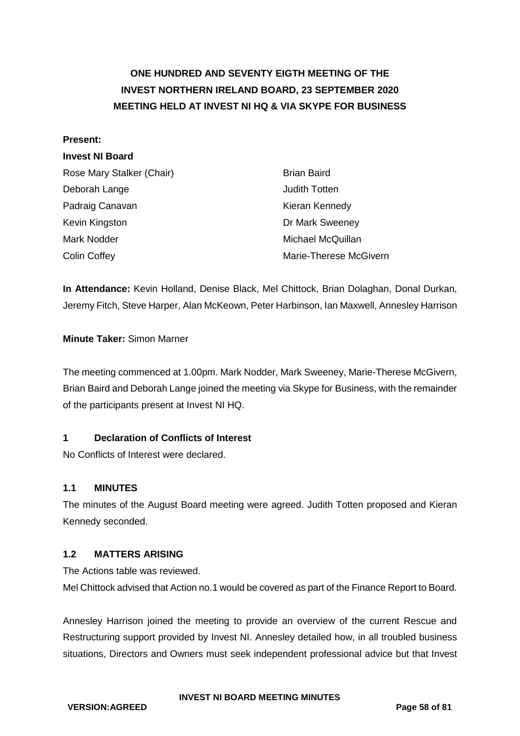# ONE HUNDRED AND SEVENTY EIGTH MEETING OF THE INVEST NORTHERN IRELAND BOARD, 23 SEPTEMBER 2020 MEETING HELD AT INVEST NI HQ & VIA SKYPE FOR BUSINESS

**Present:**

**Invest NI Board**

| | |
|---|---|
| Rose Mary Stalker (Chair) | Brian Baird |
| Deborah Lange | Judith Totten |
| Padraig Canavan | Kieran Kennedy |
| Kevin Kingston | Dr Mark Sweeney |
| Mark Nodder | Michael McQuillan |
| Colin Coffey | Marie-Therese McGivern |

**In Attendance:** Kevin Holland, Denise Black, Mel Chittock, Brian Dolaghan, Donal Durkan, Jeremy Fitch, Steve Harper, Alan McKeown, Peter Harbinson, Ian Maxwell, Annesley Harrison

**Minute Taker:** Simon Marner

The meeting commenced at 1.00pm. Mark Nodder, Mark Sweeney, Marie-Therese McGivern, Brian Baird and Deborah Lange joined the meeting via Skype for Business, with the remainder of the participants present at Invest NI HQ.

### 1 Declaration of Conflicts of Interest

No Conflicts of Interest were declared.

### 1.1 MINUTES

The minutes of the August Board meeting were agreed. Judith Totten proposed and Kieran Kennedy seconded.

### 1.2 MATTERS ARISING

The Actions table was reviewed.

Mel Chittock advised that Action no.1 would be covered as part of the Finance Report to Board.

Annesley Harrison joined the meeting to provide an overview of the current Rescue and Restructuring support provided by Invest NI. Annesley detailed how, in all troubled business situations, Directors and Owners must seek independent professional advice but that Invest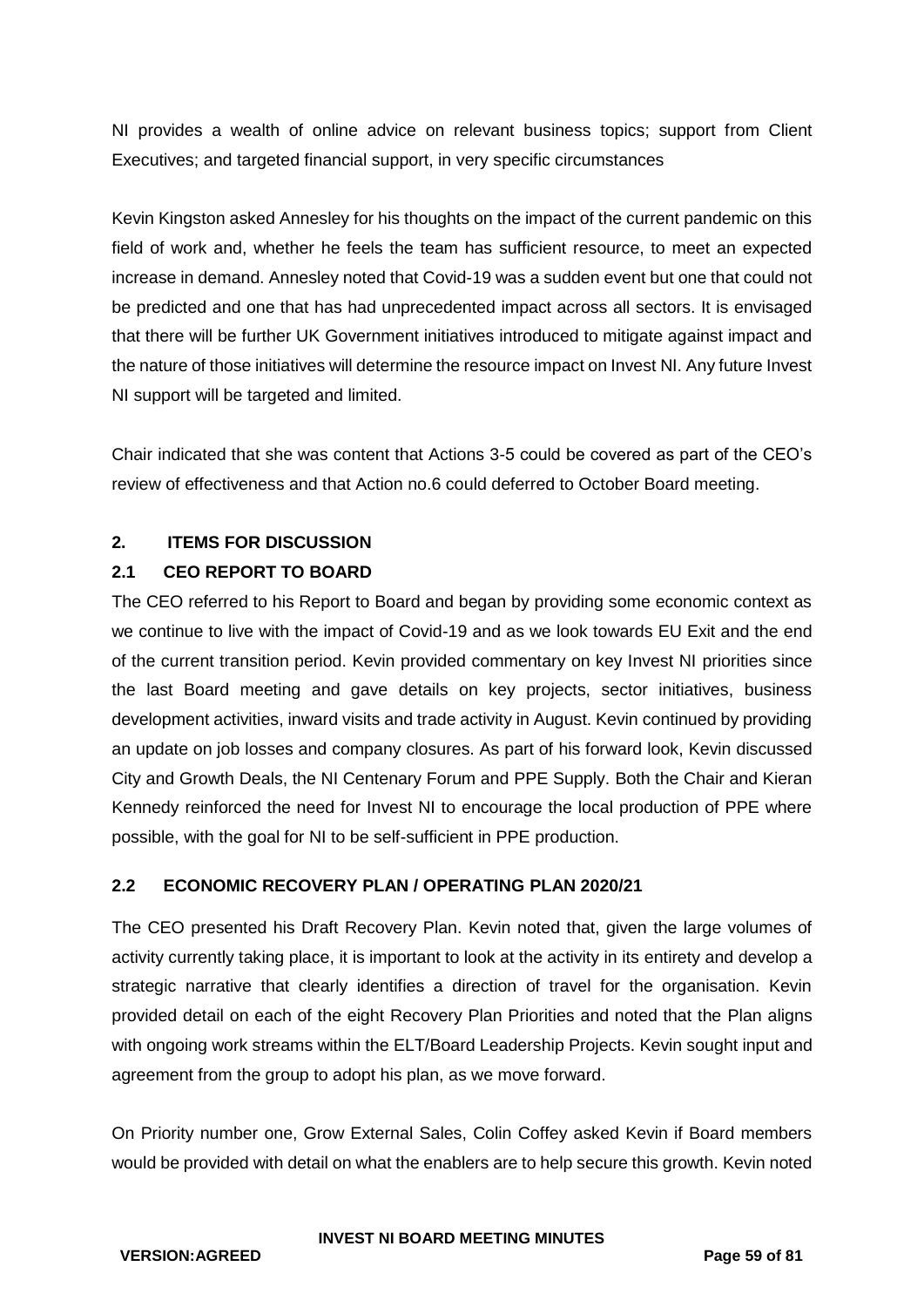NI provides a wealth of online advice on relevant business topics; support from Client Executives; and targeted financial support, in very specific circumstances

Kevin Kingston asked Annesley for his thoughts on the impact of the current pandemic on this field of work and, whether he feels the team has sufficient resource, to meet an expected increase in demand. Annesley noted that Covid-19 was a sudden event but one that could not be predicted and one that has had unprecedented impact across all sectors. It is envisaged that there will be further UK Government initiatives introduced to mitigate against impact and the nature of those initiatives will determine the resource impact on Invest NI. Any future Invest NI support will be targeted and limited.

Chair indicated that she was content that Actions 3-5 could be covered as part of the CEO's review of effectiveness and that Action no.6 could deferred to October Board meeting.

## 2. ITEMS FOR DISCUSSION

### 2.1 CEO REPORT TO BOARD

The CEO referred to his Report to Board and began by providing some economic context as we continue to live with the impact of Covid-19 and as we look towards EU Exit and the end of the current transition period. Kevin provided commentary on key Invest NI priorities since the last Board meeting and gave details on key projects, sector initiatives, business development activities, inward visits and trade activity in August. Kevin continued by providing an update on job losses and company closures. As part of his forward look, Kevin discussed City and Growth Deals, the NI Centenary Forum and PPE Supply. Both the Chair and Kieran Kennedy reinforced the need for Invest NI to encourage the local production of PPE where possible, with the goal for NI to be self-sufficient in PPE production.

### 2.2 ECONOMIC RECOVERY PLAN / OPERATING PLAN 2020/21

The CEO presented his Draft Recovery Plan. Kevin noted that, given the large volumes of activity currently taking place, it is important to look at the activity in its entirety and develop a strategic narrative that clearly identifies a direction of travel for the organisation. Kevin provided detail on each of the eight Recovery Plan Priorities and noted that the Plan aligns with ongoing work streams within the ELT/Board Leadership Projects. Kevin sought input and agreement from the group to adopt his plan, as we move forward.

On Priority number one, Grow External Sales, Colin Coffey asked Kevin if Board members would be provided with detail on what the enablers are to help secure this growth. Kevin noted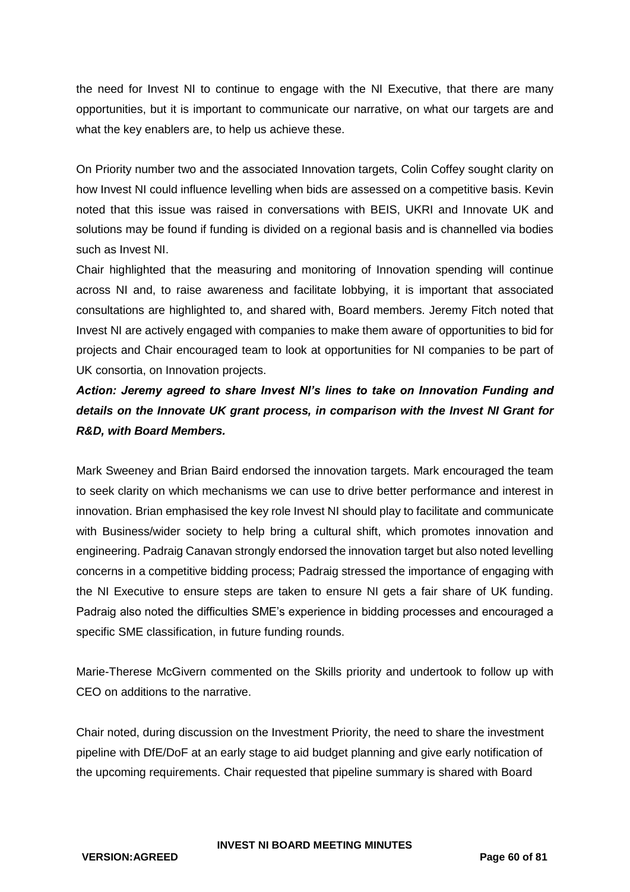the need for Invest NI to continue to engage with the NI Executive, that there are many opportunities, but it is important to communicate our narrative, on what our targets are and what the key enablers are, to help us achieve these.

On Priority number two and the associated Innovation targets, Colin Coffey sought clarity on how Invest NI could influence levelling when bids are assessed on a competitive basis. Kevin noted that this issue was raised in conversations with BEIS, UKRI and Innovate UK and solutions may be found if funding is divided on a regional basis and is channelled via bodies such as Invest NI.

Chair highlighted that the measuring and monitoring of Innovation spending will continue across NI and, to raise awareness and facilitate lobbying, it is important that associated consultations are highlighted to, and shared with, Board members. Jeremy Fitch noted that Invest NI are actively engaged with companies to make them aware of opportunities to bid for projects and Chair encouraged team to look at opportunities for NI companies to be part of UK consortia, on Innovation projects.

***Action: Jeremy agreed to share Invest NI's lines to take on Innovation Funding and details on the Innovate UK grant process, in comparison with the Invest NI Grant for R&D, with Board Members.***

Mark Sweeney and Brian Baird endorsed the innovation targets. Mark encouraged the team to seek clarity on which mechanisms we can use to drive better performance and interest in innovation. Brian emphasised the key role Invest NI should play to facilitate and communicate with Business/wider society to help bring a cultural shift, which promotes innovation and engineering. Padraig Canavan strongly endorsed the innovation target but also noted levelling concerns in a competitive bidding process; Padraig stressed the importance of engaging with the NI Executive to ensure steps are taken to ensure NI gets a fair share of UK funding. Padraig also noted the difficulties SME's experience in bidding processes and encouraged a specific SME classification, in future funding rounds.

Marie-Therese McGivern commented on the Skills priority and undertook to follow up with CEO on additions to the narrative.

Chair noted, during discussion on the Investment Priority, the need to share the investment pipeline with DfE/DoF at an early stage to aid budget planning and give early notification of the upcoming requirements. Chair requested that pipeline summary is shared with Board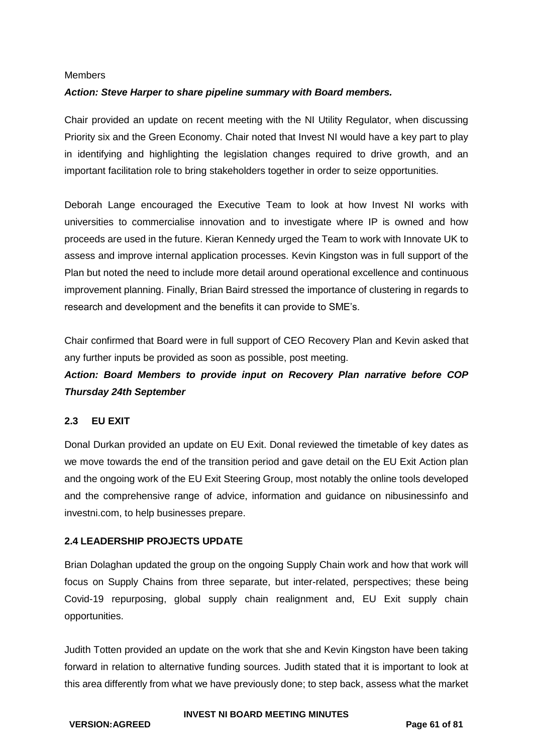Members

***Action: Steve Harper to share pipeline summary with Board members.***

Chair provided an update on recent meeting with the NI Utility Regulator, when discussing Priority six and the Green Economy. Chair noted that Invest NI would have a key part to play in identifying and highlighting the legislation changes required to drive growth, and an important facilitation role to bring stakeholders together in order to seize opportunities.

Deborah Lange encouraged the Executive Team to look at how Invest NI works with universities to commercialise innovation and to investigate where IP is owned and how proceeds are used in the future. Kieran Kennedy urged the Team to work with Innovate UK to assess and improve internal application processes. Kevin Kingston was in full support of the Plan but noted the need to include more detail around operational excellence and continuous improvement planning. Finally, Brian Baird stressed the importance of clustering in regards to research and development and the benefits it can provide to SME's.

Chair confirmed that Board were in full support of CEO Recovery Plan and Kevin asked that any further inputs be provided as soon as possible, post meeting.

***Action: Board Members to provide input on Recovery Plan narrative before COP Thursday 24th September***

### 2.3 EU EXIT

Donal Durkan provided an update on EU Exit. Donal reviewed the timetable of key dates as we move towards the end of the transition period and gave detail on the EU Exit Action plan and the ongoing work of the EU Exit Steering Group, most notably the online tools developed and the comprehensive range of advice, information and guidance on nibusinessinfo and investni.com, to help businesses prepare.

### 2.4 LEADERSHIP PROJECTS UPDATE

Brian Dolaghan updated the group on the ongoing Supply Chain work and how that work will focus on Supply Chains from three separate, but inter-related, perspectives; these being Covid-19 repurposing, global supply chain realignment and, EU Exit supply chain opportunities.

Judith Totten provided an update on the work that she and Kevin Kingston have been taking forward in relation to alternative funding sources. Judith stated that it is important to look at this area differently from what we have previously done; to step back, assess what the market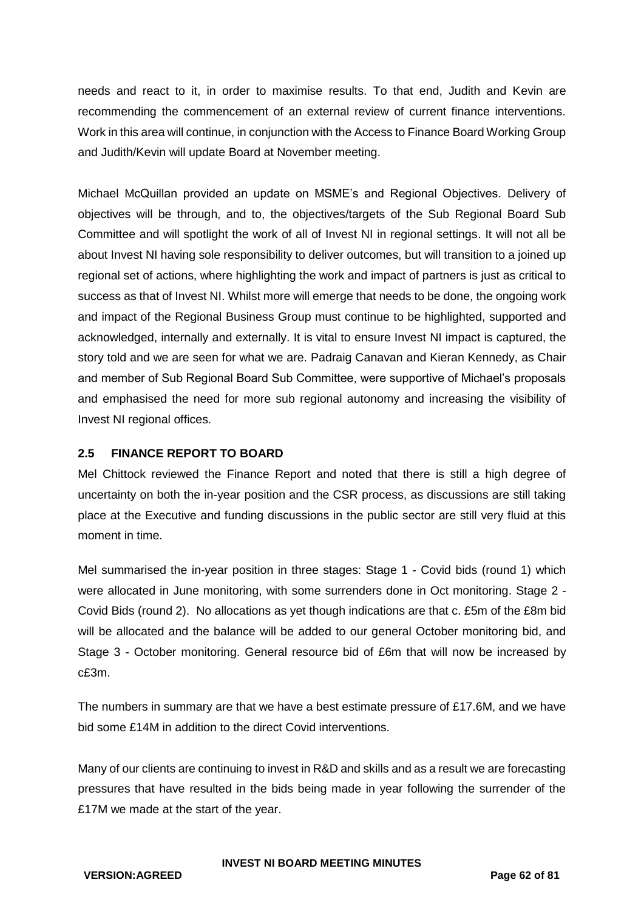needs and react to it, in order to maximise results. To that end, Judith and Kevin are recommending the commencement of an external review of current finance interventions. Work in this area will continue, in conjunction with the Access to Finance Board Working Group and Judith/Kevin will update Board at November meeting.

Michael McQuillan provided an update on MSME's and Regional Objectives. Delivery of objectives will be through, and to, the objectives/targets of the Sub Regional Board Sub Committee and will spotlight the work of all of Invest NI in regional settings. It will not all be about Invest NI having sole responsibility to deliver outcomes, but will transition to a joined up regional set of actions, where highlighting the work and impact of partners is just as critical to success as that of Invest NI. Whilst more will emerge that needs to be done, the ongoing work and impact of the Regional Business Group must continue to be highlighted, supported and acknowledged, internally and externally. It is vital to ensure Invest NI impact is captured, the story told and we are seen for what we are. Padraig Canavan and Kieran Kennedy, as Chair and member of Sub Regional Board Sub Committee, were supportive of Michael's proposals and emphasised the need for more sub regional autonomy and increasing the visibility of Invest NI regional offices.

## 2.5 FINANCE REPORT TO BOARD

Mel Chittock reviewed the Finance Report and noted that there is still a high degree of uncertainty on both the in-year position and the CSR process, as discussions are still taking place at the Executive and funding discussions in the public sector are still very fluid at this moment in time.

Mel summarised the in-year position in three stages: Stage 1 - Covid bids (round 1) which were allocated in June monitoring, with some surrenders done in Oct monitoring. Stage 2 - Covid Bids (round 2). No allocations as yet though indications are that c. £5m of the £8m bid will be allocated and the balance will be added to our general October monitoring bid, and Stage 3 - October monitoring. General resource bid of £6m that will now be increased by c£3m.

The numbers in summary are that we have a best estimate pressure of £17.6M, and we have bid some £14M in addition to the direct Covid interventions.

Many of our clients are continuing to invest in R&D and skills and as a result we are forecasting pressures that have resulted in the bids being made in year following the surrender of the £17M we made at the start of the year.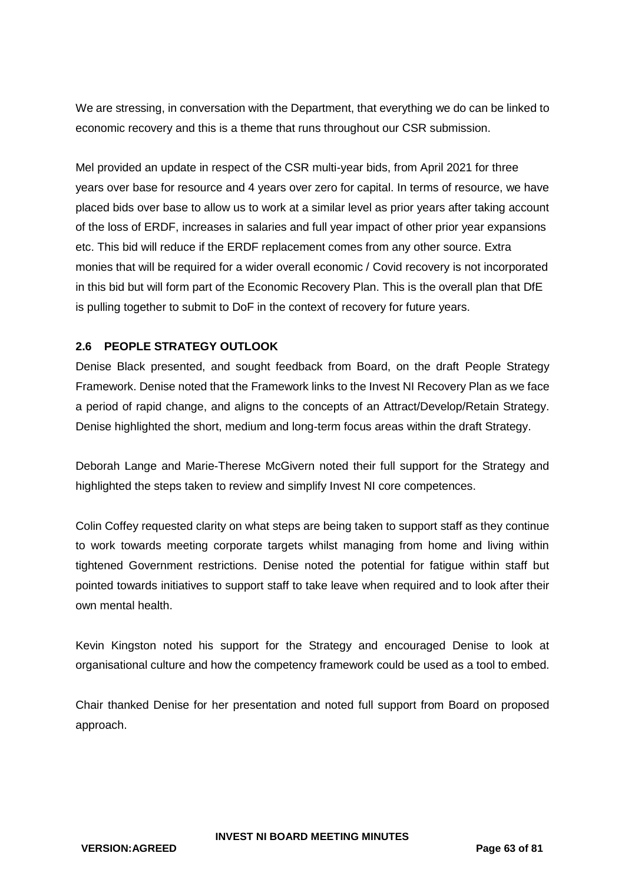We are stressing, in conversation with the Department, that everything we do can be linked to economic recovery and this is a theme that runs throughout our CSR submission.

Mel provided an update in respect of the CSR multi-year bids, from April 2021 for three years over base for resource and 4 years over zero for capital. In terms of resource, we have placed bids over base to allow us to work at a similar level as prior years after taking account of the loss of ERDF, increases in salaries and full year impact of other prior year expansions etc. This bid will reduce if the ERDF replacement comes from any other source. Extra monies that will be required for a wider overall economic / Covid recovery is not incorporated in this bid but will form part of the Economic Recovery Plan. This is the overall plan that DfE is pulling together to submit to DoF in the context of recovery for future years.

### 2.6 PEOPLE STRATEGY OUTLOOK

Denise Black presented, and sought feedback from Board, on the draft People Strategy Framework. Denise noted that the Framework links to the Invest NI Recovery Plan as we face a period of rapid change, and aligns to the concepts of an Attract/Develop/Retain Strategy. Denise highlighted the short, medium and long-term focus areas within the draft Strategy.

Deborah Lange and Marie-Therese McGivern noted their full support for the Strategy and highlighted the steps taken to review and simplify Invest NI core competences.

Colin Coffey requested clarity on what steps are being taken to support staff as they continue to work towards meeting corporate targets whilst managing from home and living within tightened Government restrictions. Denise noted the potential for fatigue within staff but pointed towards initiatives to support staff to take leave when required and to look after their own mental health.

Kevin Kingston noted his support for the Strategy and encouraged Denise to look at organisational culture and how the competency framework could be used as a tool to embed.

Chair thanked Denise for her presentation and noted full support from Board on proposed approach.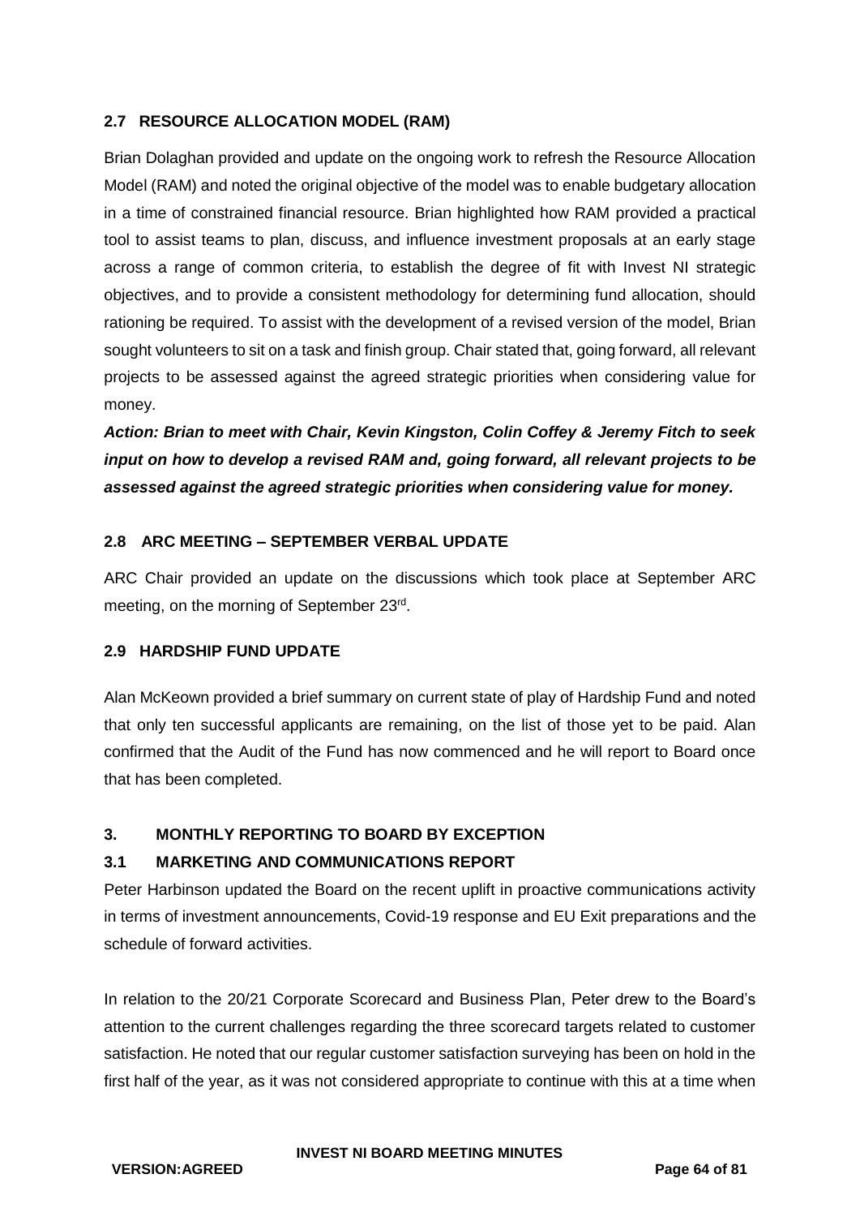### 2.7 RESOURCE ALLOCATION MODEL (RAM)

Brian Dolaghan provided and update on the ongoing work to refresh the Resource Allocation Model (RAM) and noted the original objective of the model was to enable budgetary allocation in a time of constrained financial resource. Brian highlighted how RAM provided a practical tool to assist teams to plan, discuss, and influence investment proposals at an early stage across a range of common criteria, to establish the degree of fit with Invest NI strategic objectives, and to provide a consistent methodology for determining fund allocation, should rationing be required. To assist with the development of a revised version of the model, Brian sought volunteers to sit on a task and finish group. Chair stated that, going forward, all relevant projects to be assessed against the agreed strategic priorities when considering value for money.

***Action: Brian to meet with Chair, Kevin Kingston, Colin Coffey & Jeremy Fitch to seek input on how to develop a revised RAM and, going forward, all relevant projects to be assessed against the agreed strategic priorities when considering value for money.***

### 2.8 ARC MEETING – SEPTEMBER VERBAL UPDATE

ARC Chair provided an update on the discussions which took place at September ARC meeting, on the morning of September 23rd.

### 2.9 HARDSHIP FUND UPDATE

Alan McKeown provided a brief summary on current state of play of Hardship Fund and noted that only ten successful applicants are remaining, on the list of those yet to be paid. Alan confirmed that the Audit of the Fund has now commenced and he will report to Board once that has been completed.

## 3. MONTHLY REPORTING TO BOARD BY EXCEPTION

### 3.1 MARKETING AND COMMUNICATIONS REPORT

Peter Harbinson updated the Board on the recent uplift in proactive communications activity in terms of investment announcements, Covid-19 response and EU Exit preparations and the schedule of forward activities.

In relation to the 20/21 Corporate Scorecard and Business Plan, Peter drew to the Board's attention to the current challenges regarding the three scorecard targets related to customer satisfaction. He noted that our regular customer satisfaction surveying has been on hold in the first half of the year, as it was not considered appropriate to continue with this at a time when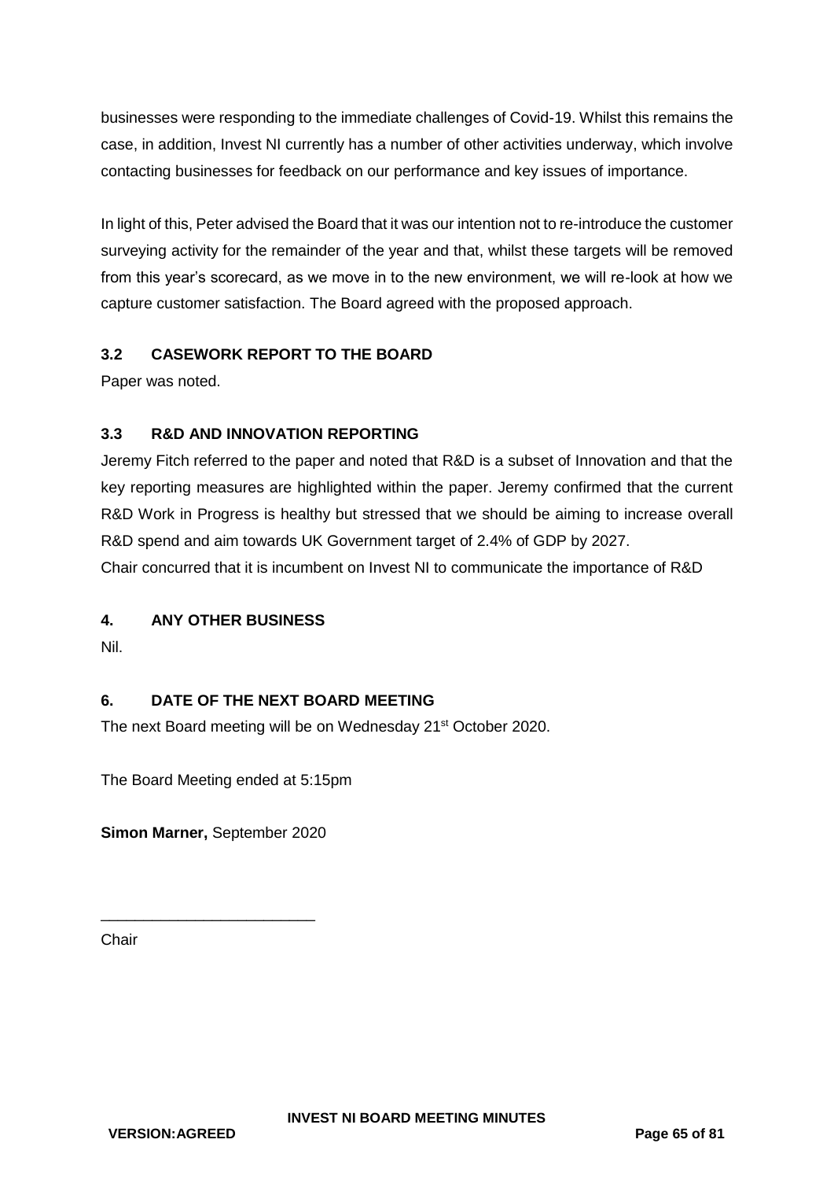businesses were responding to the immediate challenges of Covid-19. Whilst this remains the case, in addition, Invest NI currently has a number of other activities underway, which involve contacting businesses for feedback on our performance and key issues of importance.

In light of this, Peter advised the Board that it was our intention not to re-introduce the customer surveying activity for the remainder of the year and that, whilst these targets will be removed from this year's scorecard, as we move in to the new environment, we will re-look at how we capture customer satisfaction. The Board agreed with the proposed approach.

### 3.2 CASEWORK REPORT TO THE BOARD

Paper was noted.

### 3.3 R&D AND INNOVATION REPORTING

Jeremy Fitch referred to the paper and noted that R&D is a subset of Innovation and that the key reporting measures are highlighted within the paper. Jeremy confirmed that the current R&D Work in Progress is healthy but stressed that we should be aiming to increase overall R&D spend and aim towards UK Government target of 2.4% of GDP by 2027.
Chair concurred that it is incumbent on Invest NI to communicate the importance of R&D

## 4. ANY OTHER BUSINESS

Nil.

## 6. DATE OF THE NEXT BOARD MEETING

The next Board meeting will be on Wednesday 21st October 2020.

The Board Meeting ended at 5:15pm

**Simon Marner,** September 2020

_________________________

Chair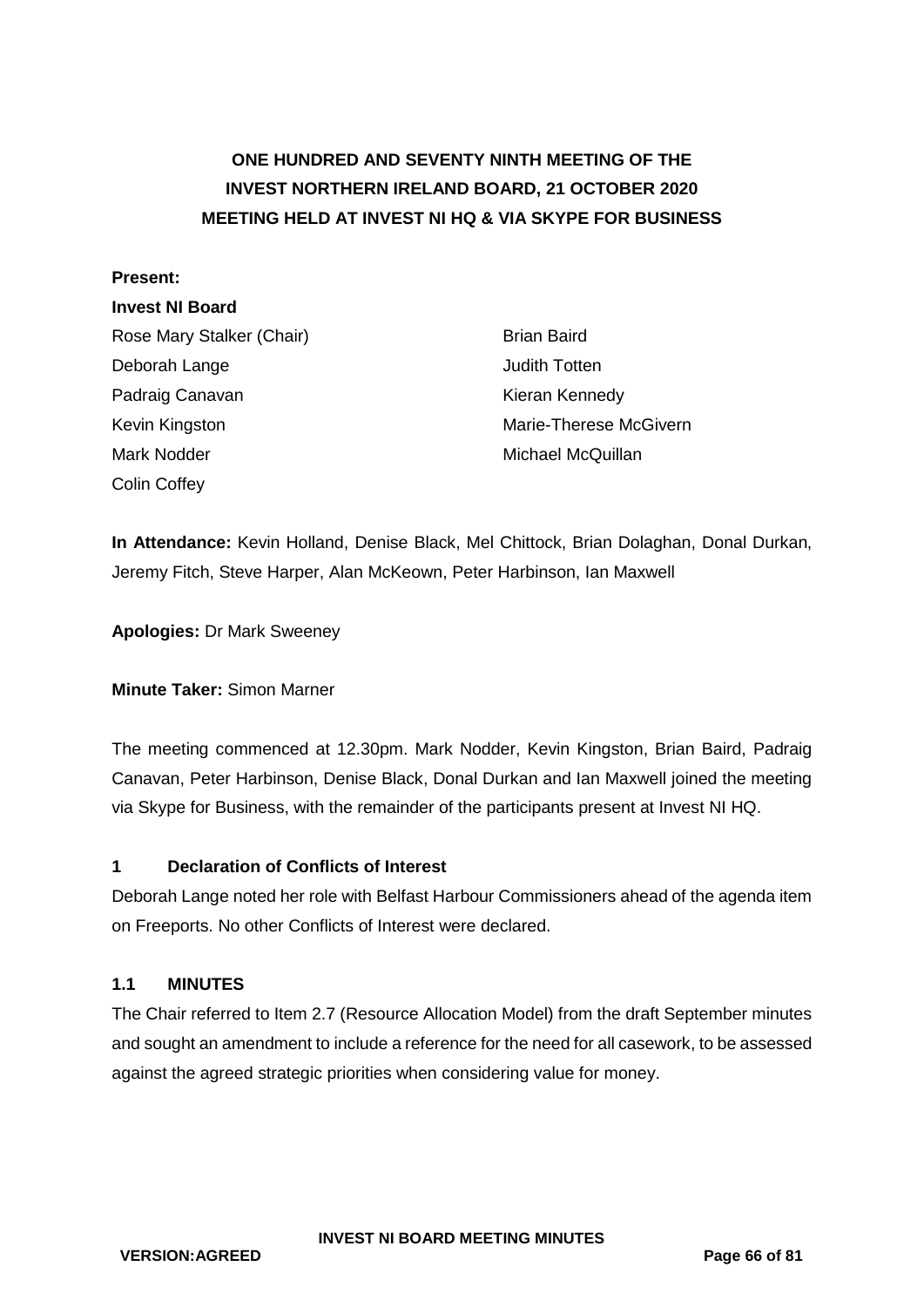# ONE HUNDRED AND SEVENTY NINTH MEETING OF THE INVEST NORTHERN IRELAND BOARD, 21 OCTOBER 2020 MEETING HELD AT INVEST NI HQ & VIA SKYPE FOR BUSINESS

**Present:**

**Invest NI Board**

Rose Mary Stalker (Chair)
Deborah Lange
Padraig Canavan
Kevin Kingston
Mark Nodder
Colin Coffey
Brian Baird
Judith Totten
Kieran Kennedy
Marie-Therese McGivern
Michael McQuillan

**In Attendance:** Kevin Holland, Denise Black, Mel Chittock, Brian Dolaghan, Donal Durkan, Jeremy Fitch, Steve Harper, Alan McKeown, Peter Harbinson, Ian Maxwell

**Apologies:** Dr Mark Sweeney

**Minute Taker:** Simon Marner

The meeting commenced at 12.30pm. Mark Nodder, Kevin Kingston, Brian Baird, Padraig Canavan, Peter Harbinson, Denise Black, Donal Durkan and Ian Maxwell joined the meeting via Skype for Business, with the remainder of the participants present at Invest NI HQ.

## 1 Declaration of Conflicts of Interest

Deborah Lange noted her role with Belfast Harbour Commissioners ahead of the agenda item on Freeports. No other Conflicts of Interest were declared.

## 1.1 MINUTES

The Chair referred to Item 2.7 (Resource Allocation Model) from the draft September minutes and sought an amendment to include a reference for the need for all casework, to be assessed against the agreed strategic priorities when considering value for money.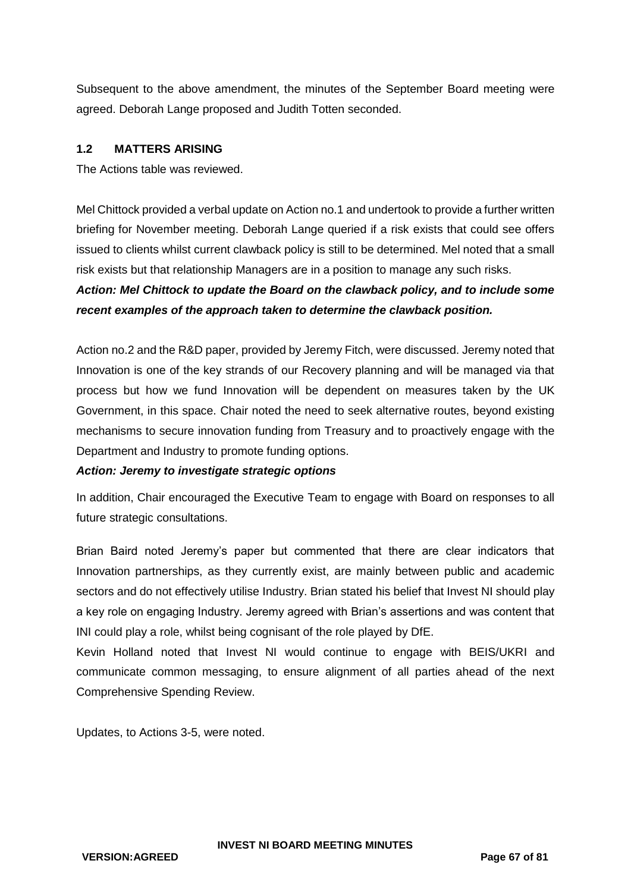Subsequent to the above amendment, the minutes of the September Board meeting were agreed. Deborah Lange proposed and Judith Totten seconded.

### 1.2 MATTERS ARISING

The Actions table was reviewed.

Mel Chittock provided a verbal update on Action no.1 and undertook to provide a further written briefing for November meeting. Deborah Lange queried if a risk exists that could see offers issued to clients whilst current clawback policy is still to be determined. Mel noted that a small risk exists but that relationship Managers are in a position to manage any such risks.

***Action: Mel Chittock to update the Board on the clawback policy, and to include some recent examples of the approach taken to determine the clawback position.***

Action no.2 and the R&D paper, provided by Jeremy Fitch, were discussed. Jeremy noted that Innovation is one of the key strands of our Recovery planning and will be managed via that process but how we fund Innovation will be dependent on measures taken by the UK Government, in this space. Chair noted the need to seek alternative routes, beyond existing mechanisms to secure innovation funding from Treasury and to proactively engage with the Department and Industry to promote funding options.

***Action: Jeremy to investigate strategic options***

In addition, Chair encouraged the Executive Team to engage with Board on responses to all future strategic consultations.

Brian Baird noted Jeremy's paper but commented that there are clear indicators that Innovation partnerships, as they currently exist, are mainly between public and academic sectors and do not effectively utilise Industry. Brian stated his belief that Invest NI should play a key role on engaging Industry. Jeremy agreed with Brian's assertions and was content that INI could play a role, whilst being cognisant of the role played by DfE.

Kevin Holland noted that Invest NI would continue to engage with BEIS/UKRI and communicate common messaging, to ensure alignment of all parties ahead of the next Comprehensive Spending Review.

Updates, to Actions 3-5, were noted.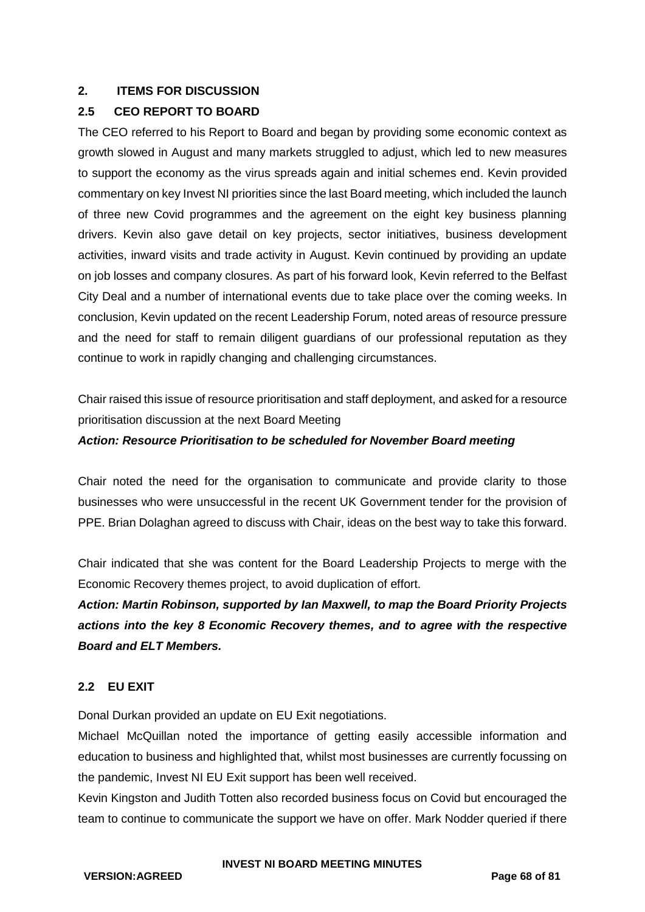## 2. ITEMS FOR DISCUSSION

### 2.5 CEO REPORT TO BOARD

The CEO referred to his Report to Board and began by providing some economic context as growth slowed in August and many markets struggled to adjust, which led to new measures to support the economy as the virus spreads again and initial schemes end. Kevin provided commentary on key Invest NI priorities since the last Board meeting, which included the launch of three new Covid programmes and the agreement on the eight key business planning drivers. Kevin also gave detail on key projects, sector initiatives, business development activities, inward visits and trade activity in August. Kevin continued by providing an update on job losses and company closures. As part of his forward look, Kevin referred to the Belfast City Deal and a number of international events due to take place over the coming weeks. In conclusion, Kevin updated on the recent Leadership Forum, noted areas of resource pressure and the need for staff to remain diligent guardians of our professional reputation as they continue to work in rapidly changing and challenging circumstances.

Chair raised this issue of resource prioritisation and staff deployment, and asked for a resource prioritisation discussion at the next Board Meeting

***Action: Resource Prioritisation to be scheduled for November Board meeting***

Chair noted the need for the organisation to communicate and provide clarity to those businesses who were unsuccessful in the recent UK Government tender for the provision of PPE. Brian Dolaghan agreed to discuss with Chair, ideas on the best way to take this forward.

Chair indicated that she was content for the Board Leadership Projects to merge with the Economic Recovery themes project, to avoid duplication of effort.

***Action: Martin Robinson, supported by Ian Maxwell, to map the Board Priority Projects actions into the key 8 Economic Recovery themes, and to agree with the respective Board and ELT Members.***

### 2.2 EU EXIT

Donal Durkan provided an update on EU Exit negotiations.

Michael McQuillan noted the importance of getting easily accessible information and education to business and highlighted that, whilst most businesses are currently focussing on the pandemic, Invest NI EU Exit support has been well received.

Kevin Kingston and Judith Totten also recorded business focus on Covid but encouraged the team to continue to communicate the support we have on offer. Mark Nodder queried if there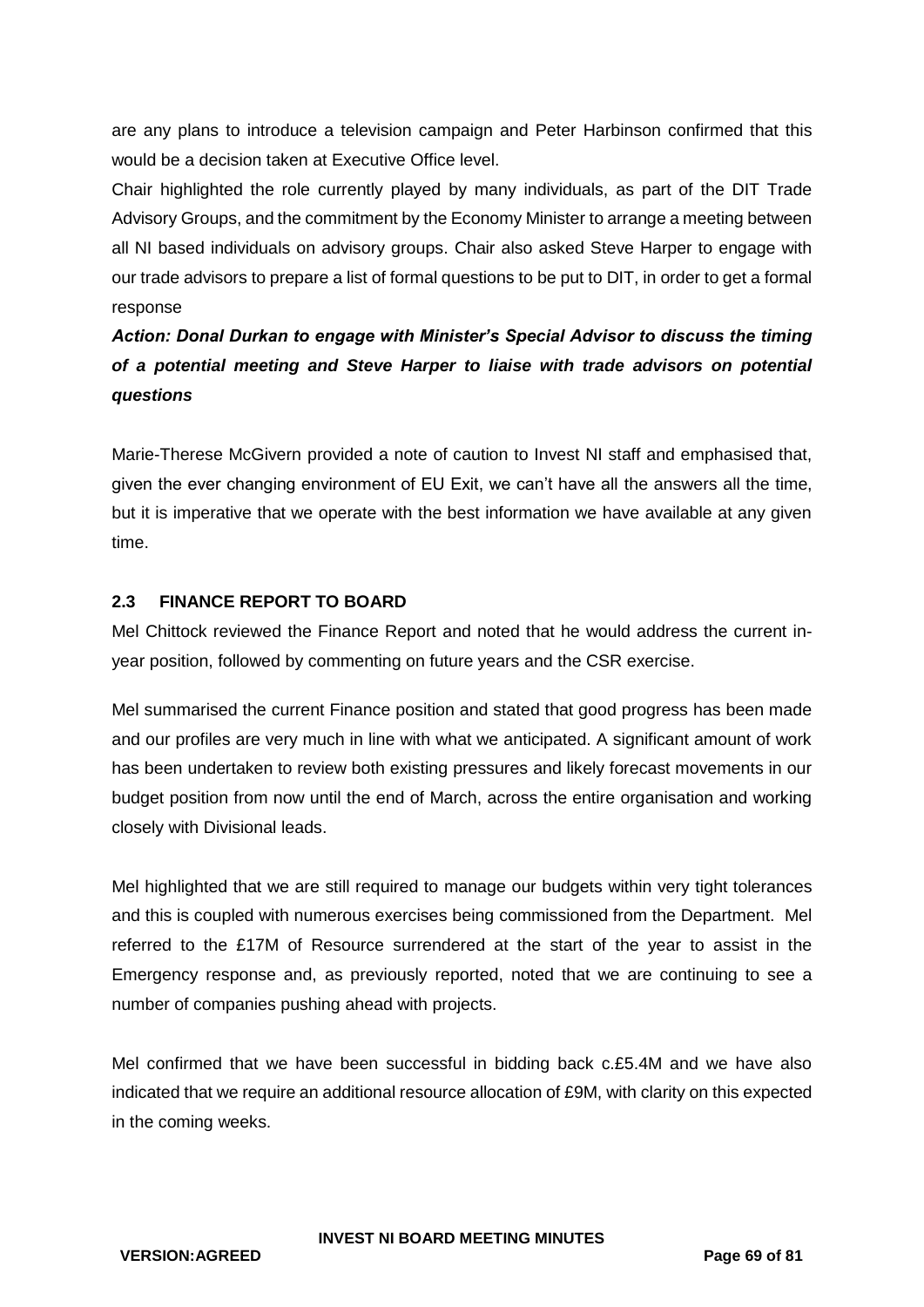are any plans to introduce a television campaign and Peter Harbinson confirmed that this would be a decision taken at Executive Office level.

Chair highlighted the role currently played by many individuals, as part of the DIT Trade Advisory Groups, and the commitment by the Economy Minister to arrange a meeting between all NI based individuals on advisory groups. Chair also asked Steve Harper to engage with our trade advisors to prepare a list of formal questions to be put to DIT, in order to get a formal response

***Action: Donal Durkan to engage with Minister's Special Advisor to discuss the timing of a potential meeting and Steve Harper to liaise with trade advisors on potential questions***

Marie-Therese McGivern provided a note of caution to Invest NI staff and emphasised that, given the ever changing environment of EU Exit, we can't have all the answers all the time, but it is imperative that we operate with the best information we have available at any given time.

### 2.3 FINANCE REPORT TO BOARD

Mel Chittock reviewed the Finance Report and noted that he would address the current in-year position, followed by commenting on future years and the CSR exercise.

Mel summarised the current Finance position and stated that good progress has been made and our profiles are very much in line with what we anticipated. A significant amount of work has been undertaken to review both existing pressures and likely forecast movements in our budget position from now until the end of March, across the entire organisation and working closely with Divisional leads.

Mel highlighted that we are still required to manage our budgets within very tight tolerances and this is coupled with numerous exercises being commissioned from the Department. Mel referred to the £17M of Resource surrendered at the start of the year to assist in the Emergency response and, as previously reported, noted that we are continuing to see a number of companies pushing ahead with projects.

Mel confirmed that we have been successful in bidding back c.£5.4M and we have also indicated that we require an additional resource allocation of £9M, with clarity on this expected in the coming weeks.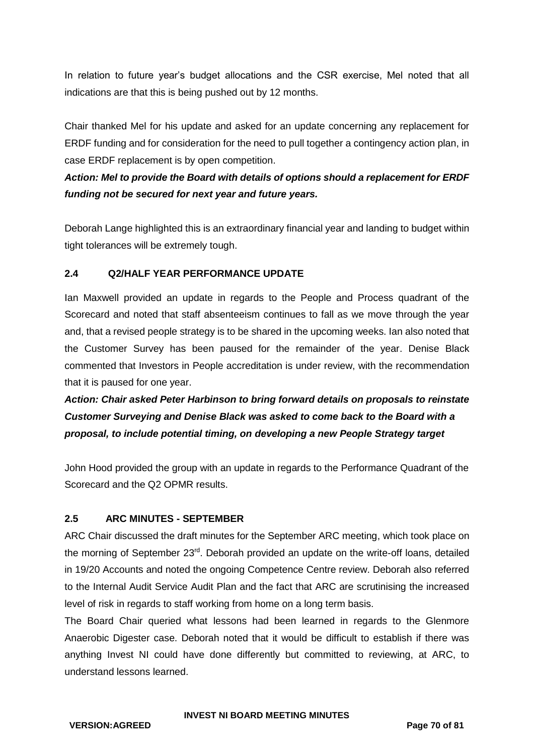In relation to future year's budget allocations and the CSR exercise, Mel noted that all indications are that this is being pushed out by 12 months.

Chair thanked Mel for his update and asked for an update concerning any replacement for ERDF funding and for consideration for the need to pull together a contingency action plan, in case ERDF replacement is by open competition.

***Action: Mel to provide the Board with details of options should a replacement for ERDF funding not be secured for next year and future years.***

Deborah Lange highlighted this is an extraordinary financial year and landing to budget within tight tolerances will be extremely tough.

### 2.4 Q2/HALF YEAR PERFORMANCE UPDATE

Ian Maxwell provided an update in regards to the People and Process quadrant of the Scorecard and noted that staff absenteeism continues to fall as we move through the year and, that a revised people strategy is to be shared in the upcoming weeks. Ian also noted that the Customer Survey has been paused for the remainder of the year. Denise Black commented that Investors in People accreditation is under review, with the recommendation that it is paused for one year.

***Action: Chair asked Peter Harbinson to bring forward details on proposals to reinstate Customer Surveying and Denise Black was asked to come back to the Board with a proposal, to include potential timing, on developing a new People Strategy target***

John Hood provided the group with an update in regards to the Performance Quadrant of the Scorecard and the Q2 OPMR results.

### 2.5 ARC MINUTES - SEPTEMBER

ARC Chair discussed the draft minutes for the September ARC meeting, which took place on the morning of September 23rd. Deborah provided an update on the write-off loans, detailed in 19/20 Accounts and noted the ongoing Competence Centre review. Deborah also referred to the Internal Audit Service Audit Plan and the fact that ARC are scrutinising the increased level of risk in regards to staff working from home on a long term basis.

The Board Chair queried what lessons had been learned in regards to the Glenmore Anaerobic Digester case. Deborah noted that it would be difficult to establish if there was anything Invest NI could have done differently but committed to reviewing, at ARC, to understand lessons learned.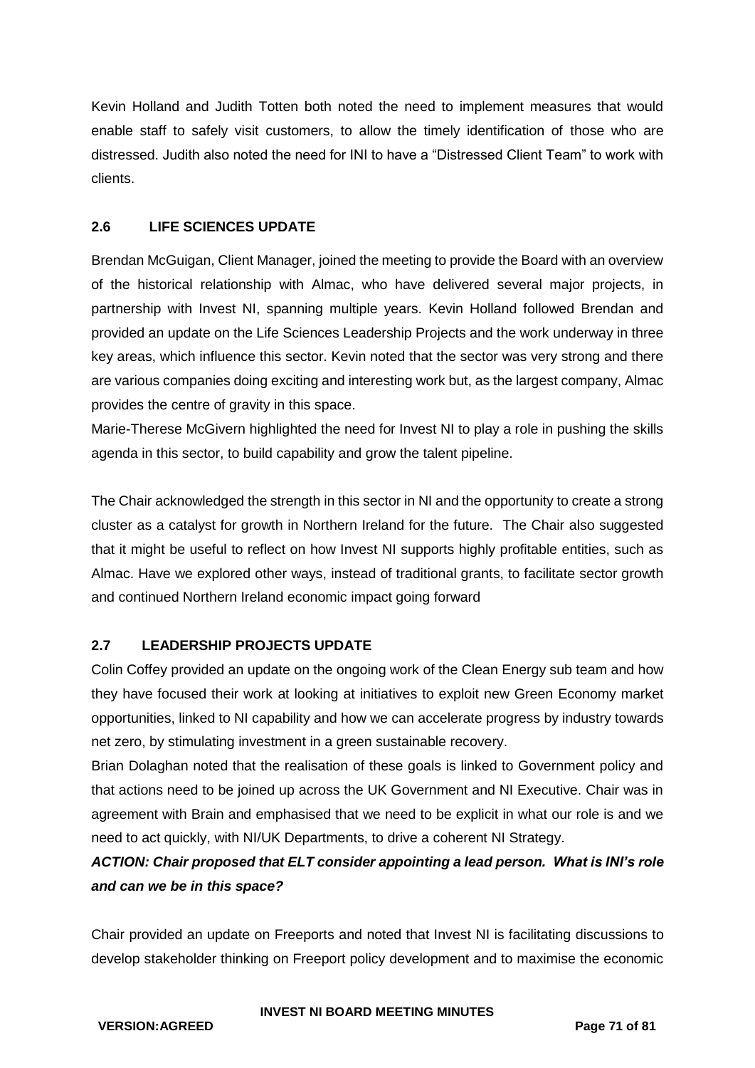Kevin Holland and Judith Totten both noted the need to implement measures that would enable staff to safely visit customers, to allow the timely identification of those who are distressed. Judith also noted the need for INI to have a "Distressed Client Team" to work with clients.

## 2.6 LIFE SCIENCES UPDATE

Brendan McGuigan, Client Manager, joined the meeting to provide the Board with an overview of the historical relationship with Almac, who have delivered several major projects, in partnership with Invest NI, spanning multiple years. Kevin Holland followed Brendan and provided an update on the Life Sciences Leadership Projects and the work underway in three key areas, which influence this sector. Kevin noted that the sector was very strong and there are various companies doing exciting and interesting work but, as the largest company, Almac provides the centre of gravity in this space.

Marie-Therese McGivern highlighted the need for Invest NI to play a role in pushing the skills agenda in this sector, to build capability and grow the talent pipeline.

The Chair acknowledged the strength in this sector in NI and the opportunity to create a strong cluster as a catalyst for growth in Northern Ireland for the future. The Chair also suggested that it might be useful to reflect on how Invest NI supports highly profitable entities, such as Almac. Have we explored other ways, instead of traditional grants, to facilitate sector growth and continued Northern Ireland economic impact going forward

## 2.7 LEADERSHIP PROJECTS UPDATE

Colin Coffey provided an update on the ongoing work of the Clean Energy sub team and how they have focused their work at looking at initiatives to exploit new Green Economy market opportunities, linked to NI capability and how we can accelerate progress by industry towards net zero, by stimulating investment in a green sustainable recovery.

Brian Dolaghan noted that the realisation of these goals is linked to Government policy and that actions need to be joined up across the UK Government and NI Executive. Chair was in agreement with Brain and emphasised that we need to be explicit in what our role is and we need to act quickly, with NI/UK Departments, to drive a coherent NI Strategy.

***ACTION: Chair proposed that ELT consider appointing a lead person. What is INI's role and can we be in this space?***

Chair provided an update on Freeports and noted that Invest NI is facilitating discussions to develop stakeholder thinking on Freeport policy development and to maximise the economic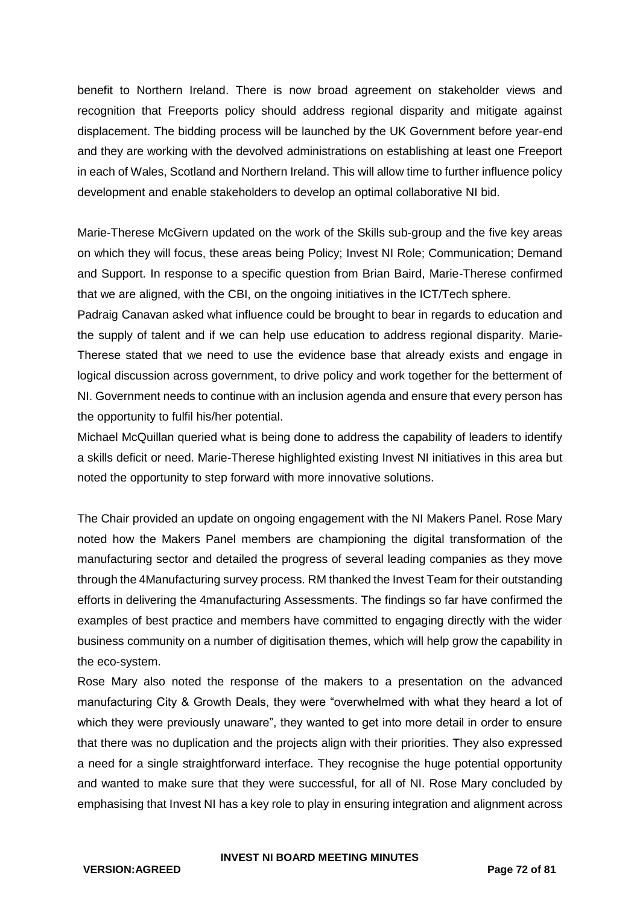benefit to Northern Ireland. There is now broad agreement on stakeholder views and recognition that Freeports policy should address regional disparity and mitigate against displacement. The bidding process will be launched by the UK Government before year-end and they are working with the devolved administrations on establishing at least one Freeport in each of Wales, Scotland and Northern Ireland. This will allow time to further influence policy development and enable stakeholders to develop an optimal collaborative NI bid.

Marie-Therese McGivern updated on the work of the Skills sub-group and the five key areas on which they will focus, these areas being Policy; Invest NI Role; Communication; Demand and Support. In response to a specific question from Brian Baird, Marie-Therese confirmed that we are aligned, with the CBI, on the ongoing initiatives in the ICT/Tech sphere.

Padraig Canavan asked what influence could be brought to bear in regards to education and the supply of talent and if we can help use education to address regional disparity. Marie-Therese stated that we need to use the evidence base that already exists and engage in logical discussion across government, to drive policy and work together for the betterment of NI. Government needs to continue with an inclusion agenda and ensure that every person has the opportunity to fulfil his/her potential.

Michael McQuillan queried what is being done to address the capability of leaders to identify a skills deficit or need. Marie-Therese highlighted existing Invest NI initiatives in this area but noted the opportunity to step forward with more innovative solutions.

The Chair provided an update on ongoing engagement with the NI Makers Panel. Rose Mary noted how the Makers Panel members are championing the digital transformation of the manufacturing sector and detailed the progress of several leading companies as they move through the 4Manufacturing survey process. RM thanked the Invest Team for their outstanding efforts in delivering the 4manufacturing Assessments. The findings so far have confirmed the examples of best practice and members have committed to engaging directly with the wider business community on a number of digitisation themes, which will help grow the capability in the eco-system.

Rose Mary also noted the response of the makers to a presentation on the advanced manufacturing City & Growth Deals, they were "overwhelmed with what they heard a lot of which they were previously unaware", they wanted to get into more detail in order to ensure that there was no duplication and the projects align with their priorities. They also expressed a need for a single straightforward interface. They recognise the huge potential opportunity and wanted to make sure that they were successful, for all of NI. Rose Mary concluded by emphasising that Invest NI has a key role to play in ensuring integration and alignment across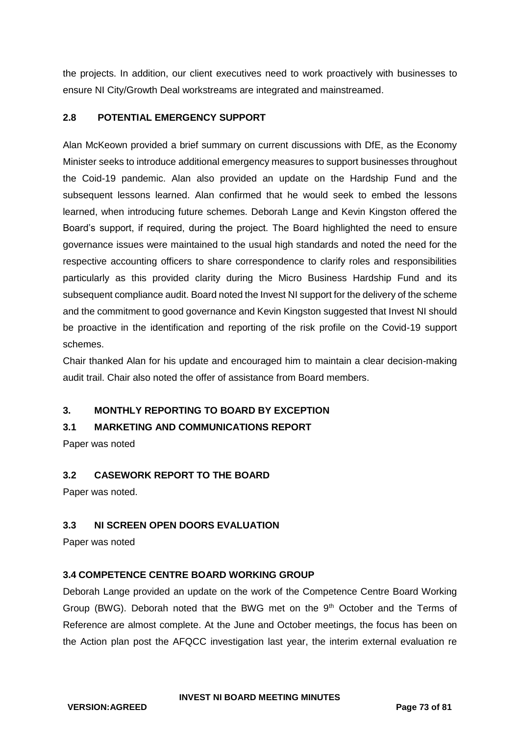the projects. In addition, our client executives need to work proactively with businesses to ensure NI City/Growth Deal workstreams are integrated and mainstreamed.

### 2.8 POTENTIAL EMERGENCY SUPPORT

Alan McKeown provided a brief summary on current discussions with DfE, as the Economy Minister seeks to introduce additional emergency measures to support businesses throughout the Coid-19 pandemic. Alan also provided an update on the Hardship Fund and the subsequent lessons learned. Alan confirmed that he would seek to embed the lessons learned, when introducing future schemes. Deborah Lange and Kevin Kingston offered the Board's support, if required, during the project. The Board highlighted the need to ensure governance issues were maintained to the usual high standards and noted the need for the respective accounting officers to share correspondence to clarify roles and responsibilities particularly as this provided clarity during the Micro Business Hardship Fund and its subsequent compliance audit. Board noted the Invest NI support for the delivery of the scheme and the commitment to good governance and Kevin Kingston suggested that Invest NI should be proactive in the identification and reporting of the risk profile on the Covid-19 support schemes.

Chair thanked Alan for his update and encouraged him to maintain a clear decision-making audit trail. Chair also noted the offer of assistance from Board members.

## 3. MONTHLY REPORTING TO BOARD BY EXCEPTION

### 3.1 MARKETING AND COMMUNICATIONS REPORT

Paper was noted

### 3.2 CASEWORK REPORT TO THE BOARD

Paper was noted.

### 3.3 NI SCREEN OPEN DOORS EVALUATION

Paper was noted

### 3.4 COMPETENCE CENTRE BOARD WORKING GROUP

Deborah Lange provided an update on the work of the Competence Centre Board Working Group (BWG). Deborah noted that the BWG met on the 9th October and the Terms of Reference are almost complete. At the June and October meetings, the focus has been on the Action plan post the AFQCC investigation last year, the interim external evaluation re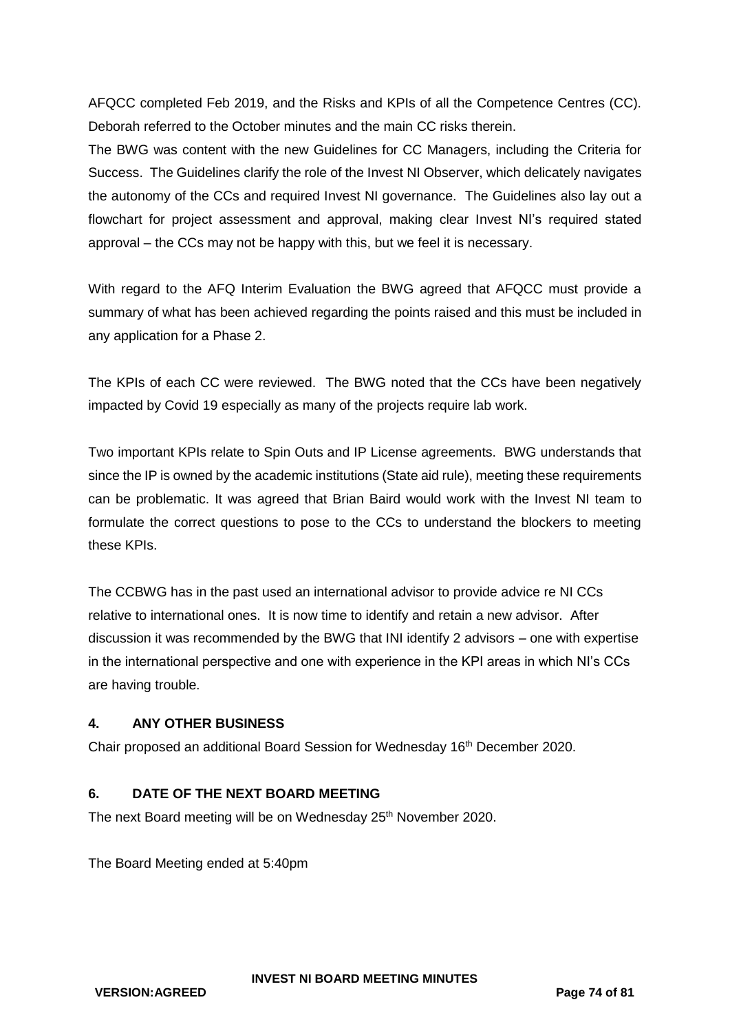AFQCC completed Feb 2019, and the Risks and KPIs of all the Competence Centres (CC). Deborah referred to the October minutes and the main CC risks therein.

The BWG was content with the new Guidelines for CC Managers, including the Criteria for Success. The Guidelines clarify the role of the Invest NI Observer, which delicately navigates the autonomy of the CCs and required Invest NI governance. The Guidelines also lay out a flowchart for project assessment and approval, making clear Invest NI's required stated approval – the CCs may not be happy with this, but we feel it is necessary.

With regard to the AFQ Interim Evaluation the BWG agreed that AFQCC must provide a summary of what has been achieved regarding the points raised and this must be included in any application for a Phase 2.

The KPIs of each CC were reviewed. The BWG noted that the CCs have been negatively impacted by Covid 19 especially as many of the projects require lab work.

Two important KPIs relate to Spin Outs and IP License agreements. BWG understands that since the IP is owned by the academic institutions (State aid rule), meeting these requirements can be problematic. It was agreed that Brian Baird would work with the Invest NI team to formulate the correct questions to pose to the CCs to understand the blockers to meeting these KPIs.

The CCBWG has in the past used an international advisor to provide advice re NI CCs relative to international ones. It is now time to identify and retain a new advisor. After discussion it was recommended by the BWG that INI identify 2 advisors – one with expertise in the international perspective and one with experience in the KPI areas in which NI's CCs are having trouble.

## 4. ANY OTHER BUSINESS

Chair proposed an additional Board Session for Wednesday 16th December 2020.

## 6. DATE OF THE NEXT BOARD MEETING

The next Board meeting will be on Wednesday 25th November 2020.

The Board Meeting ended at 5:40pm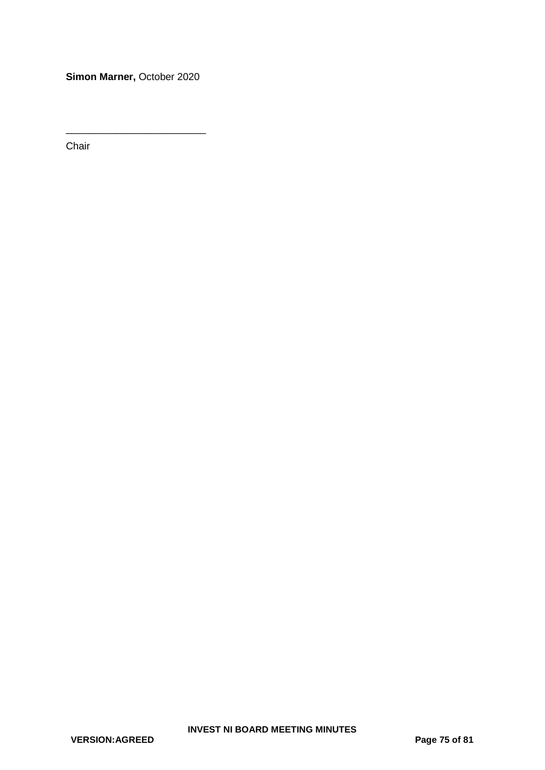**Simon Marner,** October 2020

_________________________

Chair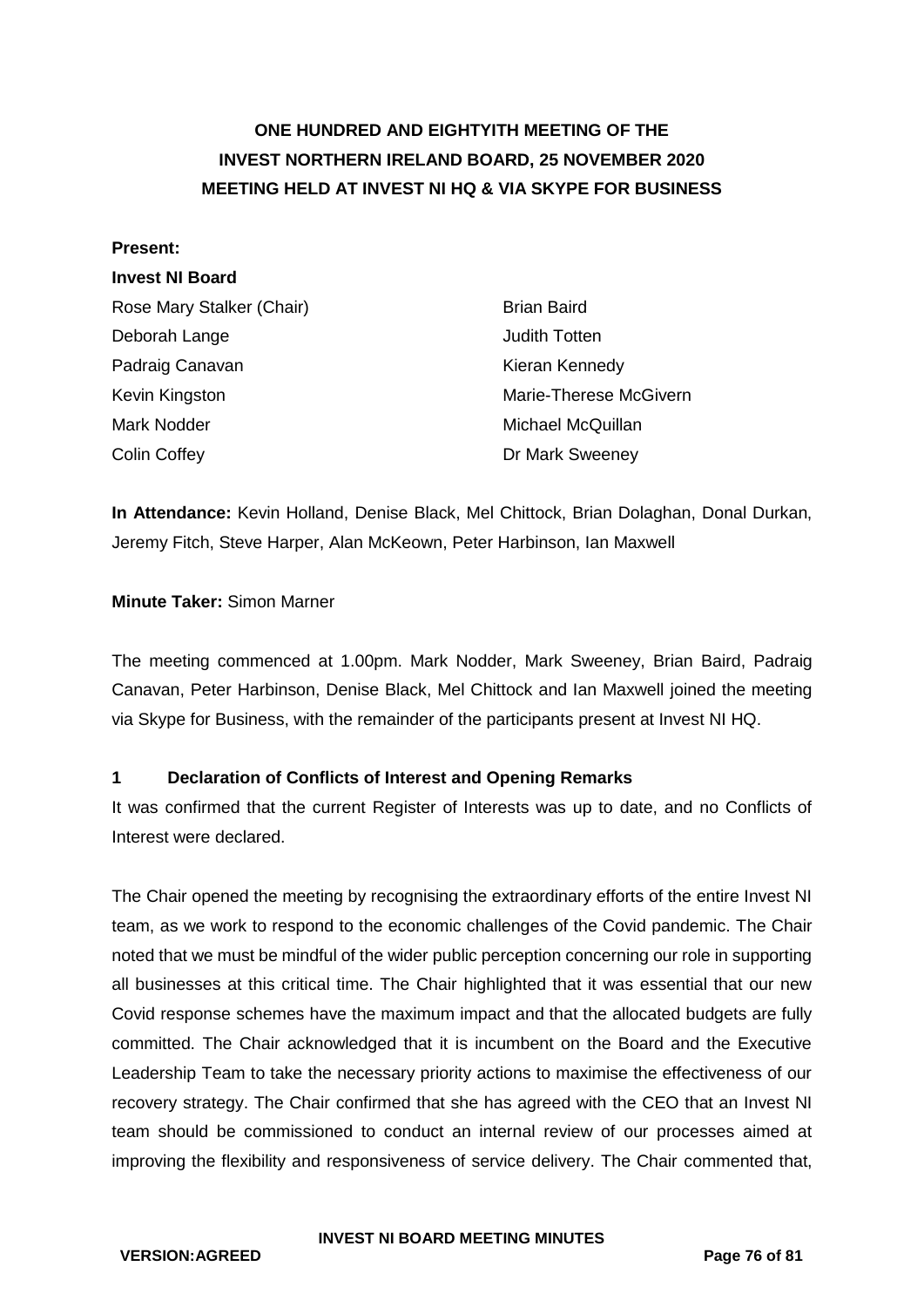**ONE HUNDRED AND EIGHTYITH MEETING OF THE INVEST NORTHERN IRELAND BOARD, 25 NOVEMBER 2020 MEETING HELD AT INVEST NI HQ & VIA SKYPE FOR BUSINESS**

**Present:**

**Invest NI Board**

| | |
|---|---|
| Rose Mary Stalker (Chair) | Brian Baird |
| Deborah Lange | Judith Totten |
| Padraig Canavan | Kieran Kennedy |
| Kevin Kingston | Marie-Therese McGivern |
| Mark Nodder | Michael McQuillan |
| Colin Coffey | Dr Mark Sweeney |

**In Attendance:** Kevin Holland, Denise Black, Mel Chittock, Brian Dolaghan, Donal Durkan, Jeremy Fitch, Steve Harper, Alan McKeown, Peter Harbinson, Ian Maxwell

**Minute Taker:** Simon Marner

The meeting commenced at 1.00pm. Mark Nodder, Mark Sweeney, Brian Baird, Padraig Canavan, Peter Harbinson, Denise Black, Mel Chittock and Ian Maxwell joined the meeting via Skype for Business, with the remainder of the participants present at Invest NI HQ.

## 1 Declaration of Conflicts of Interest and Opening Remarks

It was confirmed that the current Register of Interests was up to date, and no Conflicts of Interest were declared.

The Chair opened the meeting by recognising the extraordinary efforts of the entire Invest NI team, as we work to respond to the economic challenges of the Covid pandemic. The Chair noted that we must be mindful of the wider public perception concerning our role in supporting all businesses at this critical time. The Chair highlighted that it was essential that our new Covid response schemes have the maximum impact and that the allocated budgets are fully committed. The Chair acknowledged that it is incumbent on the Board and the Executive Leadership Team to take the necessary priority actions to maximise the effectiveness of our recovery strategy. The Chair confirmed that she has agreed with the CEO that an Invest NI team should be commissioned to conduct an internal review of our processes aimed at improving the flexibility and responsiveness of service delivery. The Chair commented that,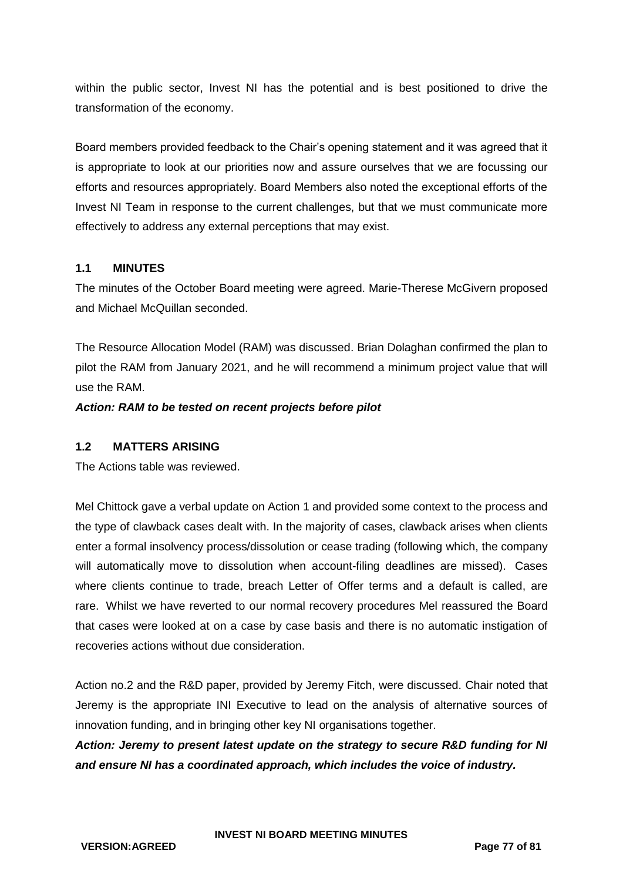within the public sector, Invest NI has the potential and is best positioned to drive the transformation of the economy.

Board members provided feedback to the Chair's opening statement and it was agreed that it is appropriate to look at our priorities now and assure ourselves that we are focussing our efforts and resources appropriately. Board Members also noted the exceptional efforts of the Invest NI Team in response to the current challenges, but that we must communicate more effectively to address any external perceptions that may exist.

### 1.1 MINUTES

The minutes of the October Board meeting were agreed. Marie-Therese McGivern proposed and Michael McQuillan seconded.

The Resource Allocation Model (RAM) was discussed. Brian Dolaghan confirmed the plan to pilot the RAM from January 2021, and he will recommend a minimum project value that will use the RAM.

***Action: RAM to be tested on recent projects before pilot***

### 1.2 MATTERS ARISING

The Actions table was reviewed.

Mel Chittock gave a verbal update on Action 1 and provided some context to the process and the type of clawback cases dealt with. In the majority of cases, clawback arises when clients enter a formal insolvency process/dissolution or cease trading (following which, the company will automatically move to dissolution when account-filing deadlines are missed). Cases where clients continue to trade, breach Letter of Offer terms and a default is called, are rare. Whilst we have reverted to our normal recovery procedures Mel reassured the Board that cases were looked at on a case by case basis and there is no automatic instigation of recoveries actions without due consideration.

Action no.2 and the R&D paper, provided by Jeremy Fitch, were discussed. Chair noted that Jeremy is the appropriate INI Executive to lead on the analysis of alternative sources of innovation funding, and in bringing other key NI organisations together.

***Action: Jeremy to present latest update on the strategy to secure R&D funding for NI and ensure NI has a coordinated approach, which includes the voice of industry.***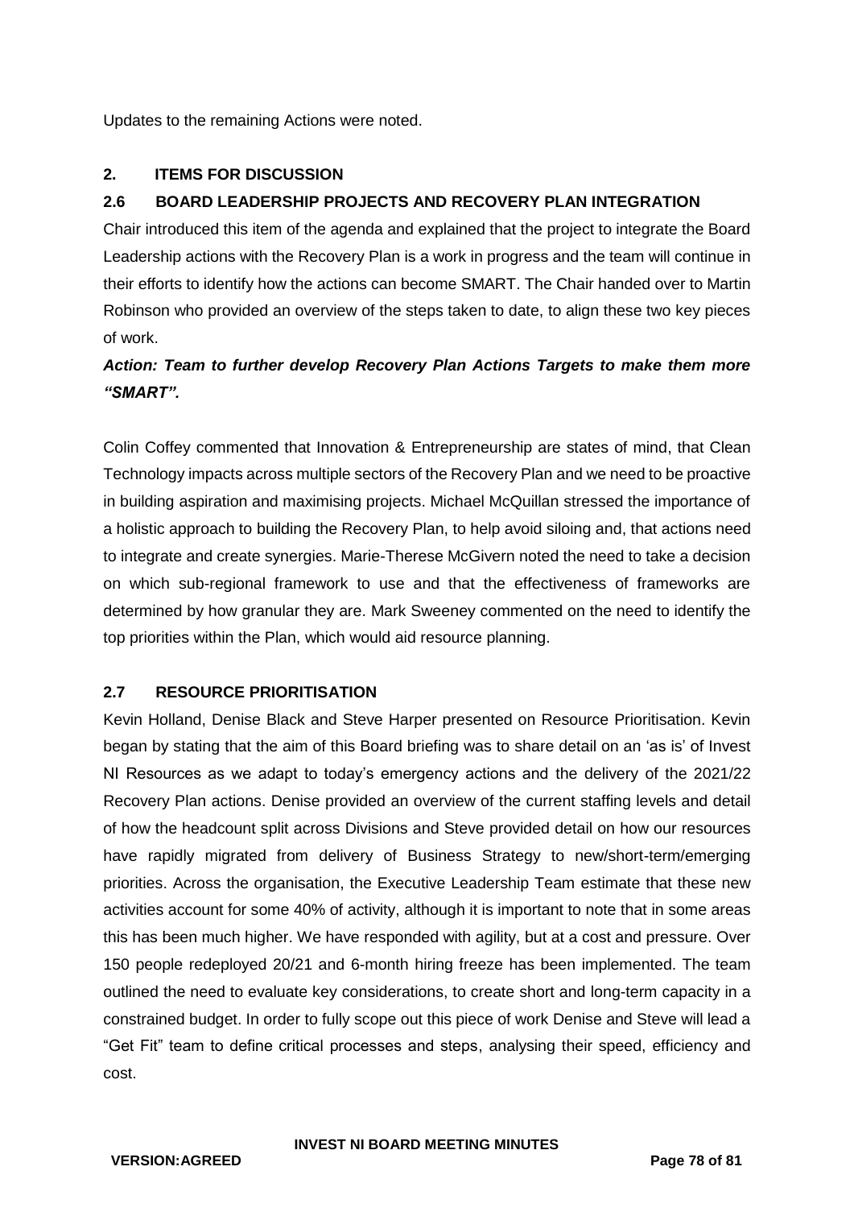Updates to the remaining Actions were noted.

## 2. ITEMS FOR DISCUSSION

### 2.6 BOARD LEADERSHIP PROJECTS AND RECOVERY PLAN INTEGRATION

Chair introduced this item of the agenda and explained that the project to integrate the Board Leadership actions with the Recovery Plan is a work in progress and the team will continue in their efforts to identify how the actions can become SMART. The Chair handed over to Martin Robinson who provided an overview of the steps taken to date, to align these two key pieces of work.

***Action: Team to further develop Recovery Plan Actions Targets to make them more "SMART".***

Colin Coffey commented that Innovation & Entrepreneurship are states of mind, that Clean Technology impacts across multiple sectors of the Recovery Plan and we need to be proactive in building aspiration and maximising projects. Michael McQuillan stressed the importance of a holistic approach to building the Recovery Plan, to help avoid siloing and, that actions need to integrate and create synergies. Marie-Therese McGivern noted the need to take a decision on which sub-regional framework to use and that the effectiveness of frameworks are determined by how granular they are. Mark Sweeney commented on the need to identify the top priorities within the Plan, which would aid resource planning.

### 2.7 RESOURCE PRIORITISATION

Kevin Holland, Denise Black and Steve Harper presented on Resource Prioritisation. Kevin began by stating that the aim of this Board briefing was to share detail on an 'as is' of Invest NI Resources as we adapt to today's emergency actions and the delivery of the 2021/22 Recovery Plan actions. Denise provided an overview of the current staffing levels and detail of how the headcount split across Divisions and Steve provided detail on how our resources have rapidly migrated from delivery of Business Strategy to new/short-term/emerging priorities. Across the organisation, the Executive Leadership Team estimate that these new activities account for some 40% of activity, although it is important to note that in some areas this has been much higher. We have responded with agility, but at a cost and pressure. Over 150 people redeployed 20/21 and 6-month hiring freeze has been implemented. The team outlined the need to evaluate key considerations, to create short and long-term capacity in a constrained budget. In order to fully scope out this piece of work Denise and Steve will lead a "Get Fit" team to define critical processes and steps, analysing their speed, efficiency and cost.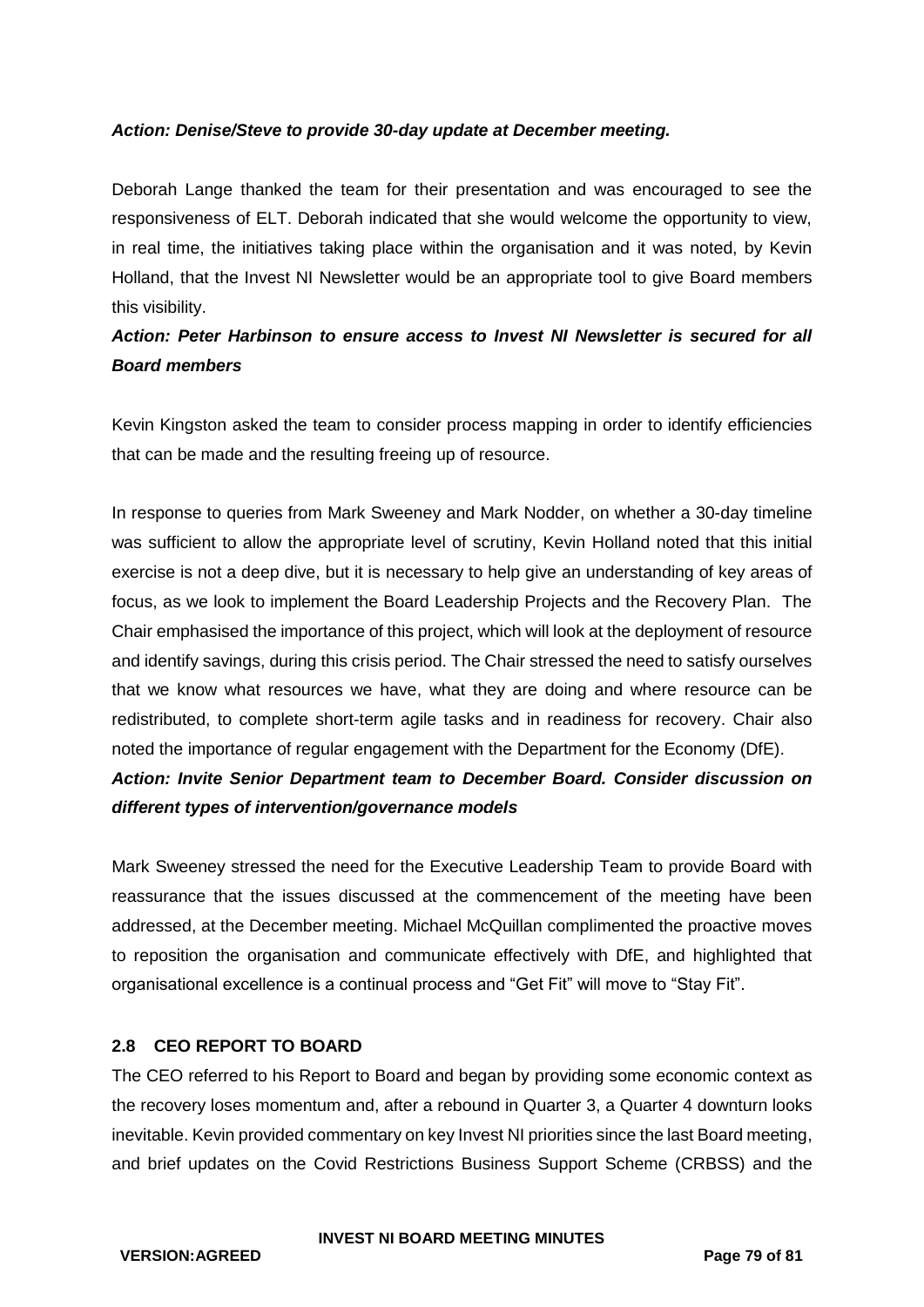***Action: Denise/Steve to provide 30-day update at December meeting.***

Deborah Lange thanked the team for their presentation and was encouraged to see the responsiveness of ELT. Deborah indicated that she would welcome the opportunity to view, in real time, the initiatives taking place within the organisation and it was noted, by Kevin Holland, that the Invest NI Newsletter would be an appropriate tool to give Board members this visibility.

***Action: Peter Harbinson to ensure access to Invest NI Newsletter is secured for all Board members***

Kevin Kingston asked the team to consider process mapping in order to identify efficiencies that can be made and the resulting freeing up of resource.

In response to queries from Mark Sweeney and Mark Nodder, on whether a 30-day timeline was sufficient to allow the appropriate level of scrutiny, Kevin Holland noted that this initial exercise is not a deep dive, but it is necessary to help give an understanding of key areas of focus, as we look to implement the Board Leadership Projects and the Recovery Plan. The Chair emphasised the importance of this project, which will look at the deployment of resource and identify savings, during this crisis period. The Chair stressed the need to satisfy ourselves that we know what resources we have, what they are doing and where resource can be redistributed, to complete short-term agile tasks and in readiness for recovery. Chair also noted the importance of regular engagement with the Department for the Economy (DfE).

***Action: Invite Senior Department team to December Board. Consider discussion on different types of intervention/governance models***

Mark Sweeney stressed the need for the Executive Leadership Team to provide Board with reassurance that the issues discussed at the commencement of the meeting have been addressed, at the December meeting. Michael McQuillan complimented the proactive moves to reposition the organisation and communicate effectively with DfE, and highlighted that organisational excellence is a continual process and "Get Fit" will move to "Stay Fit".

### 2.8 CEO REPORT TO BOARD

The CEO referred to his Report to Board and began by providing some economic context as the recovery loses momentum and, after a rebound in Quarter 3, a Quarter 4 downturn looks inevitable. Kevin provided commentary on key Invest NI priorities since the last Board meeting, and brief updates on the Covid Restrictions Business Support Scheme (CRBSS) and the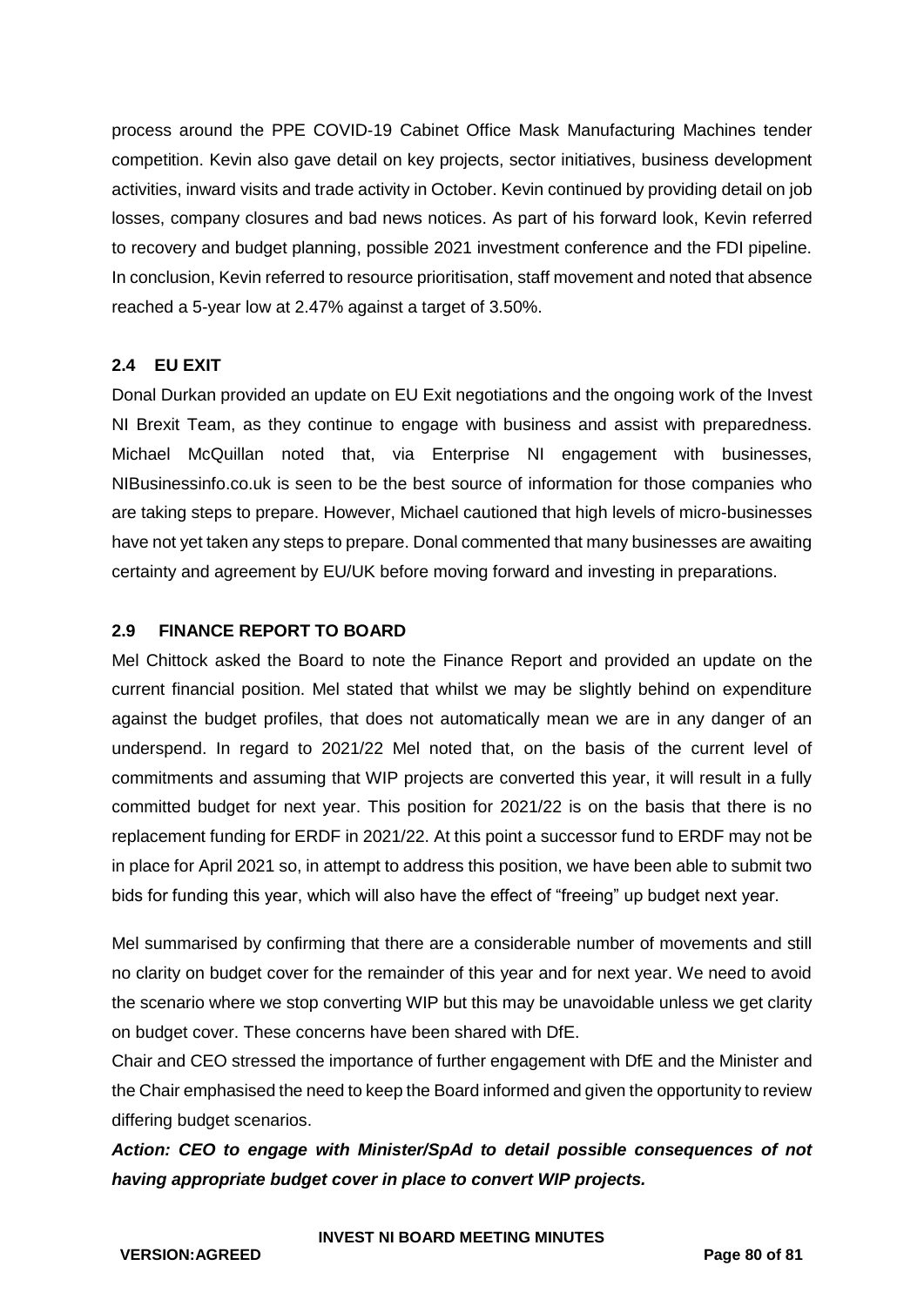process around the PPE COVID-19 Cabinet Office Mask Manufacturing Machines tender competition. Kevin also gave detail on key projects, sector initiatives, business development activities, inward visits and trade activity in October. Kevin continued by providing detail on job losses, company closures and bad news notices. As part of his forward look, Kevin referred to recovery and budget planning, possible 2021 investment conference and the FDI pipeline. In conclusion, Kevin referred to resource prioritisation, staff movement and noted that absence reached a 5-year low at 2.47% against a target of 3.50%.

### 2.4 EU EXIT

Donal Durkan provided an update on EU Exit negotiations and the ongoing work of the Invest NI Brexit Team, as they continue to engage with business and assist with preparedness. Michael McQuillan noted that, via Enterprise NI engagement with businesses, NIBusinessinfo.co.uk is seen to be the best source of information for those companies who are taking steps to prepare. However, Michael cautioned that high levels of micro-businesses have not yet taken any steps to prepare. Donal commented that many businesses are awaiting certainty and agreement by EU/UK before moving forward and investing in preparations.

### 2.9 FINANCE REPORT TO BOARD

Mel Chittock asked the Board to note the Finance Report and provided an update on the current financial position. Mel stated that whilst we may be slightly behind on expenditure against the budget profiles, that does not automatically mean we are in any danger of an underspend. In regard to 2021/22 Mel noted that, on the basis of the current level of commitments and assuming that WIP projects are converted this year, it will result in a fully committed budget for next year. This position for 2021/22 is on the basis that there is no replacement funding for ERDF in 2021/22. At this point a successor fund to ERDF may not be in place for April 2021 so, in attempt to address this position, we have been able to submit two bids for funding this year, which will also have the effect of "freeing" up budget next year.

Mel summarised by confirming that there are a considerable number of movements and still no clarity on budget cover for the remainder of this year and for next year. We need to avoid the scenario where we stop converting WIP but this may be unavoidable unless we get clarity on budget cover. These concerns have been shared with DfE.

Chair and CEO stressed the importance of further engagement with DfE and the Minister and the Chair emphasised the need to keep the Board informed and given the opportunity to review differing budget scenarios.

***Action: CEO to engage with Minister/SpAd to detail possible consequences of not having appropriate budget cover in place to convert WIP projects.***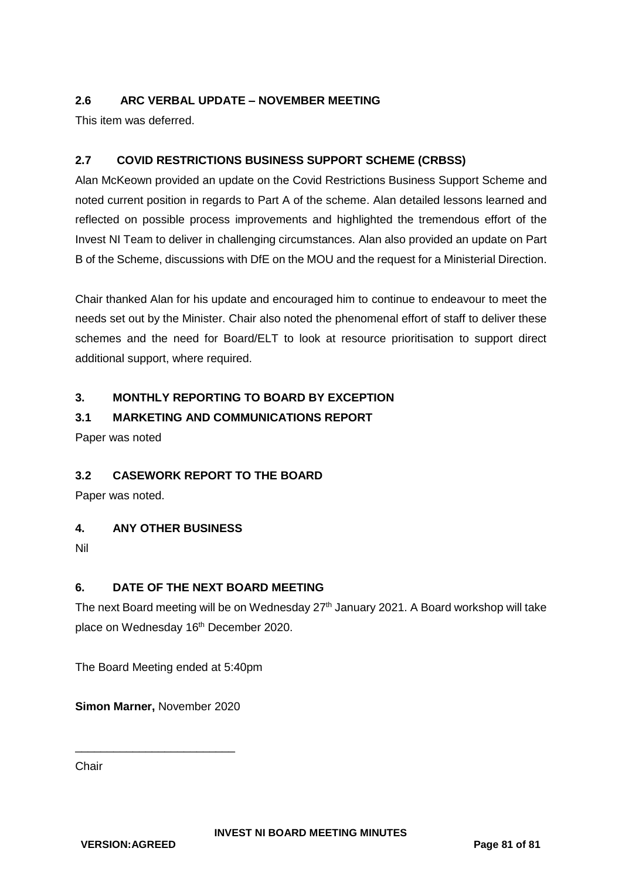## 2.6 ARC VERBAL UPDATE – NOVEMBER MEETING

This item was deferred.

## 2.7 COVID RESTRICTIONS BUSINESS SUPPORT SCHEME (CRBSS)

Alan McKeown provided an update on the Covid Restrictions Business Support Scheme and noted current position in regards to Part A of the scheme. Alan detailed lessons learned and reflected on possible process improvements and highlighted the tremendous effort of the Invest NI Team to deliver in challenging circumstances. Alan also provided an update on Part B of the Scheme, discussions with DfE on the MOU and the request for a Ministerial Direction.

Chair thanked Alan for his update and encouraged him to continue to endeavour to meet the needs set out by the Minister. Chair also noted the phenomenal effort of staff to deliver these schemes and the need for Board/ELT to look at resource prioritisation to support direct additional support, where required.

## 3. MONTHLY REPORTING TO BOARD BY EXCEPTION

## 3.1 MARKETING AND COMMUNICATIONS REPORT

Paper was noted

## 3.2 CASEWORK REPORT TO THE BOARD

Paper was noted.

## 4. ANY OTHER BUSINESS

Nil

## 6. DATE OF THE NEXT BOARD MEETING

The next Board meeting will be on Wednesday 27th January 2021. A Board workshop will take place on Wednesday 16th December 2020.

The Board Meeting ended at 5:40pm

**Simon Marner,** November 2020

_________________________

Chair